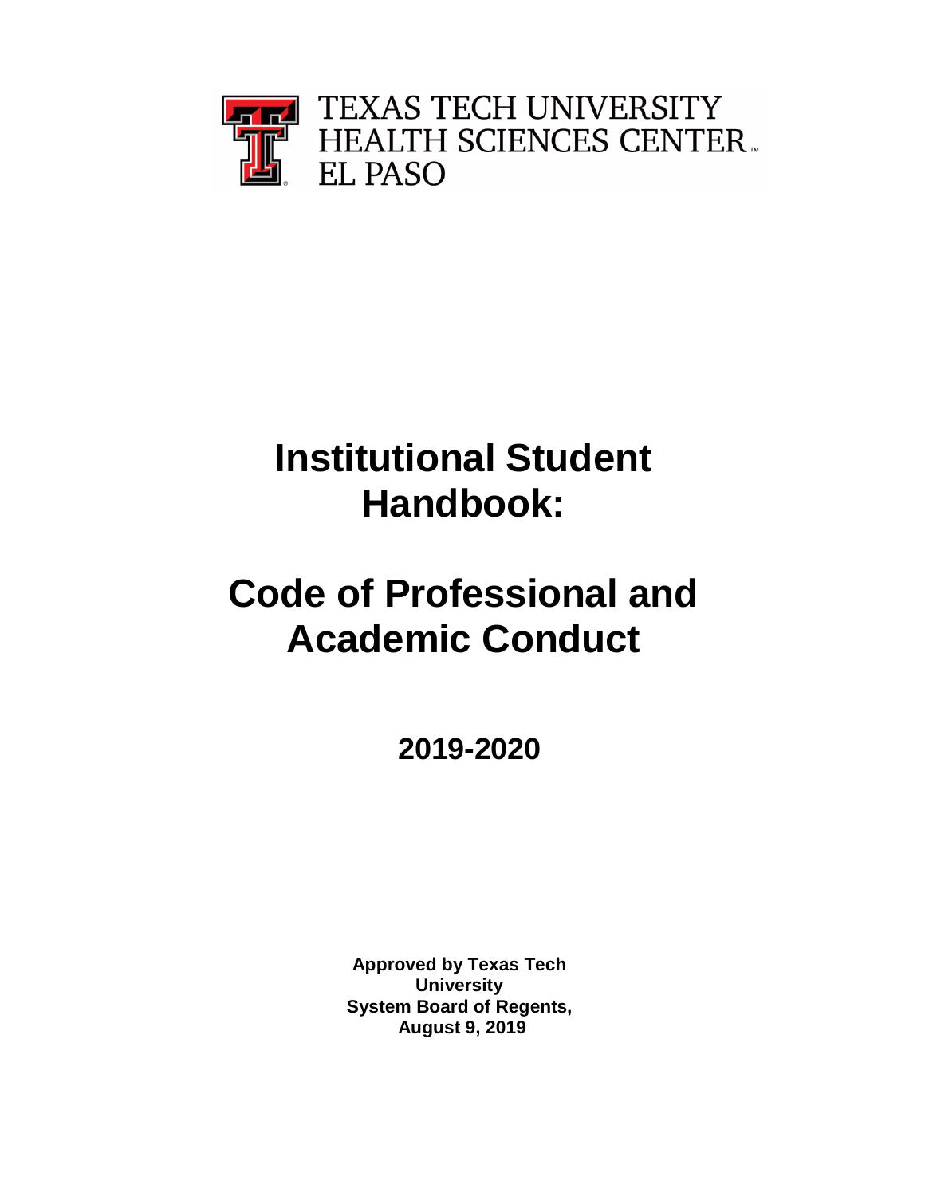TEXAS TECH UNIVERSITY
HEALTH SCIENCES CENTER™
EL PASO

# Institutional Student Handbook:

# Code of Professional and Academic Conduct

## 2019-2020

**Approved by Texas Tech University System Board of Regents, August 9, 2019**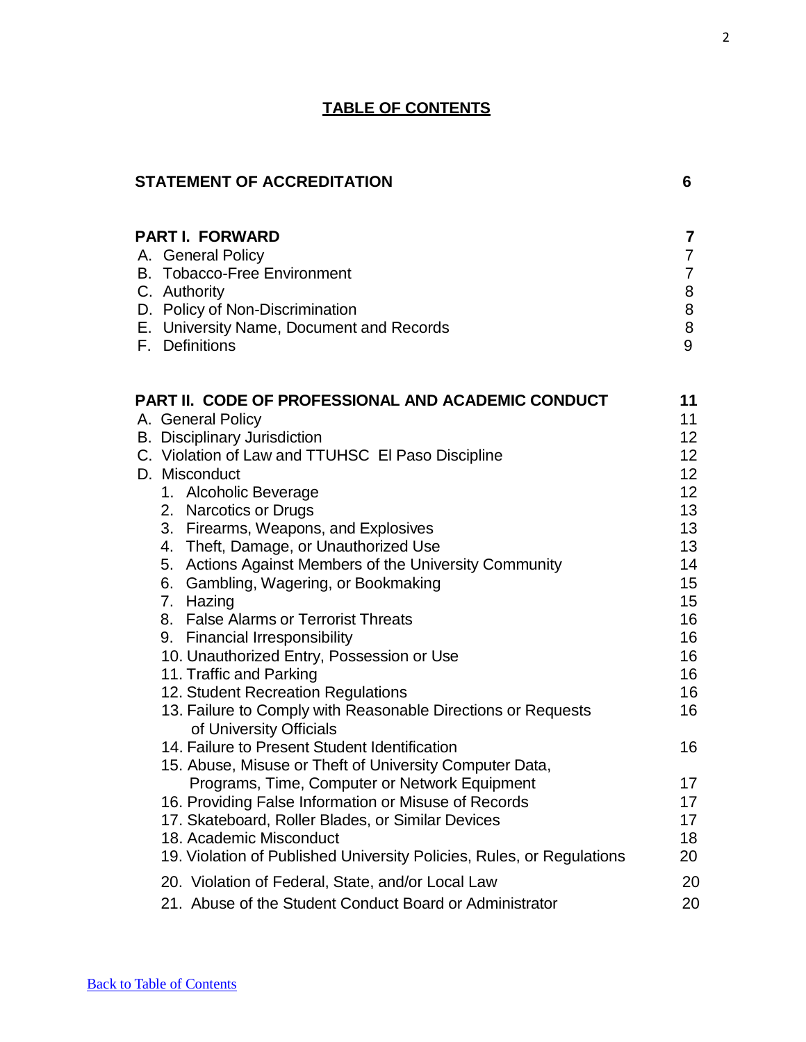## TABLE OF CONTENTS

| | |
|---|---|
| **STATEMENT OF ACCREDITATION** | **6** |
| **PART I. FORWARD** | **7** |
| A. General Policy | 7 |
| B. Tobacco-Free Environment | 7 |
| C. Authority | 8 |
| D. Policy of Non-Discrimination | 8 |
| E. University Name, Document and Records | 8 |
| F. Definitions | 9 |
| **PART II. CODE OF PROFESSIONAL AND ACADEMIC CONDUCT** | **11** |
| A. General Policy | 11 |
| B. Disciplinary Jurisdiction | 12 |
| C. Violation of Law and TTUHSC El Paso Discipline | 12 |
| D. Misconduct | 12 |
| 1. Alcoholic Beverage | 12 |
| 2. Narcotics or Drugs | 13 |
| 3. Firearms, Weapons, and Explosives | 13 |
| 4. Theft, Damage, or Unauthorized Use | 13 |
| 5. Actions Against Members of the University Community | 14 |
| 6. Gambling, Wagering, or Bookmaking | 15 |
| 7. Hazing | 15 |
| 8. False Alarms or Terrorist Threats | 16 |
| 9. Financial Irresponsibility | 16 |
| 10. Unauthorized Entry, Possession or Use | 16 |
| 11. Traffic and Parking | 16 |
| 12. Student Recreation Regulations | 16 |
| 13. Failure to Comply with Reasonable Directions or Requests of University Officials | 16 |
| 14. Failure to Present Student Identification | 16 |
| 15. Abuse, Misuse or Theft of University Computer Data, Programs, Time, Computer or Network Equipment | 17 |
| 16. Providing False Information or Misuse of Records | 17 |
| 17. Skateboard, Roller Blades, or Similar Devices | 17 |
| 18. Academic Misconduct | 18 |
| 19. Violation of Published University Policies, Rules, or Regulations | 20 |
| 20. Violation of Federal, State, and/or Local Law | 20 |
| 21. Abuse of the Student Conduct Board or Administrator | 20 |

Back to Table of Contents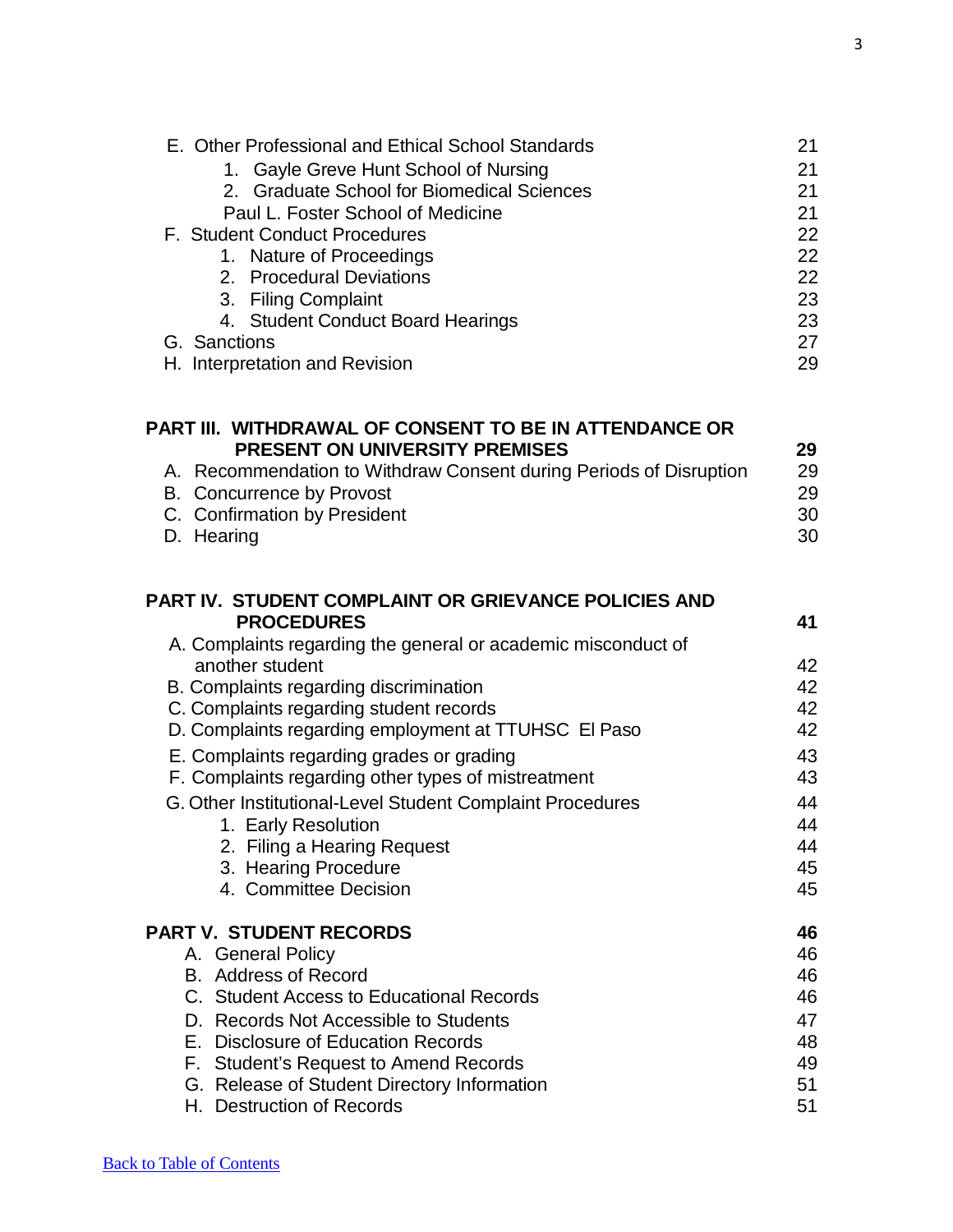| | |
|---|---|
| E. Other Professional and Ethical School Standards | 21 |
| 1. Gayle Greve Hunt School of Nursing | 21 |
| 2. Graduate School for Biomedical Sciences | 21 |
| Paul L. Foster School of Medicine | 21 |
| F. Student Conduct Procedures | 22 |
| 1. Nature of Proceedings | 22 |
| 2. Procedural Deviations | 22 |
| 3. Filing Complaint | 23 |
| 4. Student Conduct Board Hearings | 23 |
| G. Sanctions | 27 |
| H. Interpretation and Revision | 29 |

| | |
|---|---|
| **PART III. WITHDRAWAL OF CONSENT TO BE IN ATTENDANCE OR PRESENT ON UNIVERSITY PREMISES** | **29** |
| A. Recommendation to Withdraw Consent during Periods of Disruption | 29 |
| B. Concurrence by Provost | 29 |
| C. Confirmation by President | 30 |
| D. Hearing | 30 |

| | |
|---|---|
| **PART IV. STUDENT COMPLAINT OR GRIEVANCE POLICIES AND PROCEDURES** | **41** |
| A. Complaints regarding the general or academic misconduct of another student | 42 |
| B. Complaints regarding discrimination | 42 |
| C. Complaints regarding student records | 42 |
| D. Complaints regarding employment at TTUHSC El Paso | 42 |
| E. Complaints regarding grades or grading | 43 |
| F. Complaints regarding other types of mistreatment | 43 |
| G. Other Institutional-Level Student Complaint Procedures | 44 |
| 1. Early Resolution | 44 |
| 2. Filing a Hearing Request | 44 |
| 3. Hearing Procedure | 45 |
| 4. Committee Decision | 45 |

| | |
|---|---|
| **PART V. STUDENT RECORDS** | **46** |
| A. General Policy | 46 |
| B. Address of Record | 46 |
| C. Student Access to Educational Records | 46 |
| D. Records Not Accessible to Students | 47 |
| E. Disclosure of Education Records | 48 |
| F. Student's Request to Amend Records | 49 |
| G. Release of Student Directory Information | 51 |
| H. Destruction of Records | 51 |

Back to Table of Contents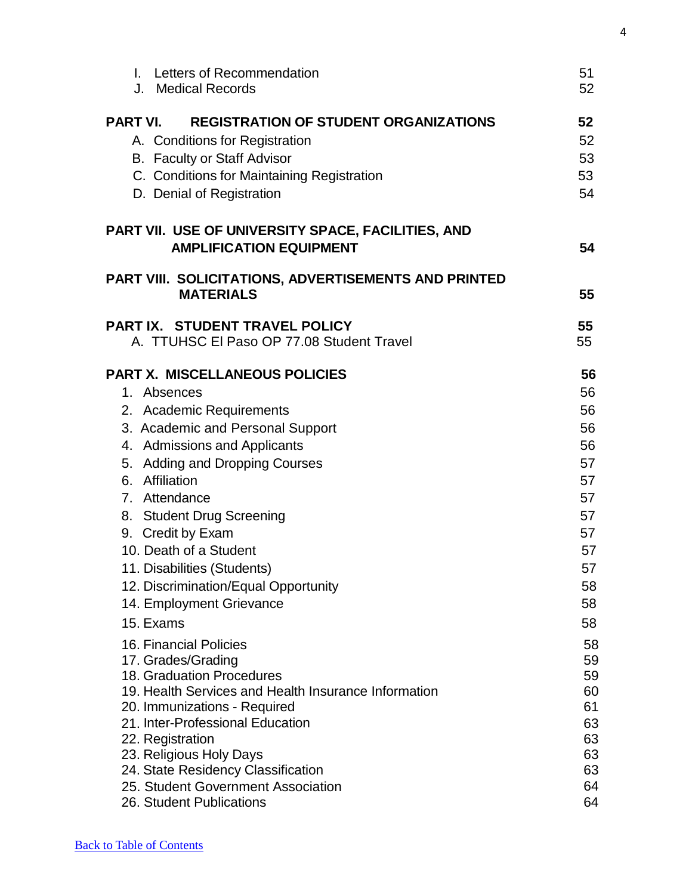| | |
|---|---|
| I. Letters of Recommendation | 51 |
| J. Medical Records | 52 |
| **PART VI. REGISTRATION OF STUDENT ORGANIZATIONS** | **52** |
| A. Conditions for Registration | 52 |
| B. Faculty or Staff Advisor | 53 |
| C. Conditions for Maintaining Registration | 53 |
| D. Denial of Registration | 54 |
| **PART VII. USE OF UNIVERSITY SPACE, FACILITIES, AND AMPLIFICATION EQUIPMENT** | **54** |
| **PART VIII. SOLICITATIONS, ADVERTISEMENTS AND PRINTED MATERIALS** | **55** |
| **PART IX. STUDENT TRAVEL POLICY** | **55** |
| A. TTUHSC El Paso OP 77.08 Student Travel | 55 |
| **PART X. MISCELLANEOUS POLICIES** | **56** |
| 1. Absences | 56 |
| 2. Academic Requirements | 56 |
| 3. Academic and Personal Support | 56 |
| 4. Admissions and Applicants | 56 |
| 5. Adding and Dropping Courses | 57 |
| 6. Affiliation | 57 |
| 7. Attendance | 57 |
| 8. Student Drug Screening | 57 |
| 9. Credit by Exam | 57 |
| 10. Death of a Student | 57 |
| 11. Disabilities (Students) | 57 |
| 12. Discrimination/Equal Opportunity | 58 |
| 14. Employment Grievance | 58 |
| 15. Exams | 58 |
| 16. Financial Policies | 58 |
| 17. Grades/Grading | 59 |
| 18. Graduation Procedures | 59 |
| 19. Health Services and Health Insurance Information | 60 |
| 20. Immunizations - Required | 61 |
| 21. Inter-Professional Education | 63 |
| 22. Registration | 63 |
| 23. Religious Holy Days | 63 |
| 24. State Residency Classification | 63 |
| 25. Student Government Association | 64 |
| 26. Student Publications | 64 |

Back to Table of Contents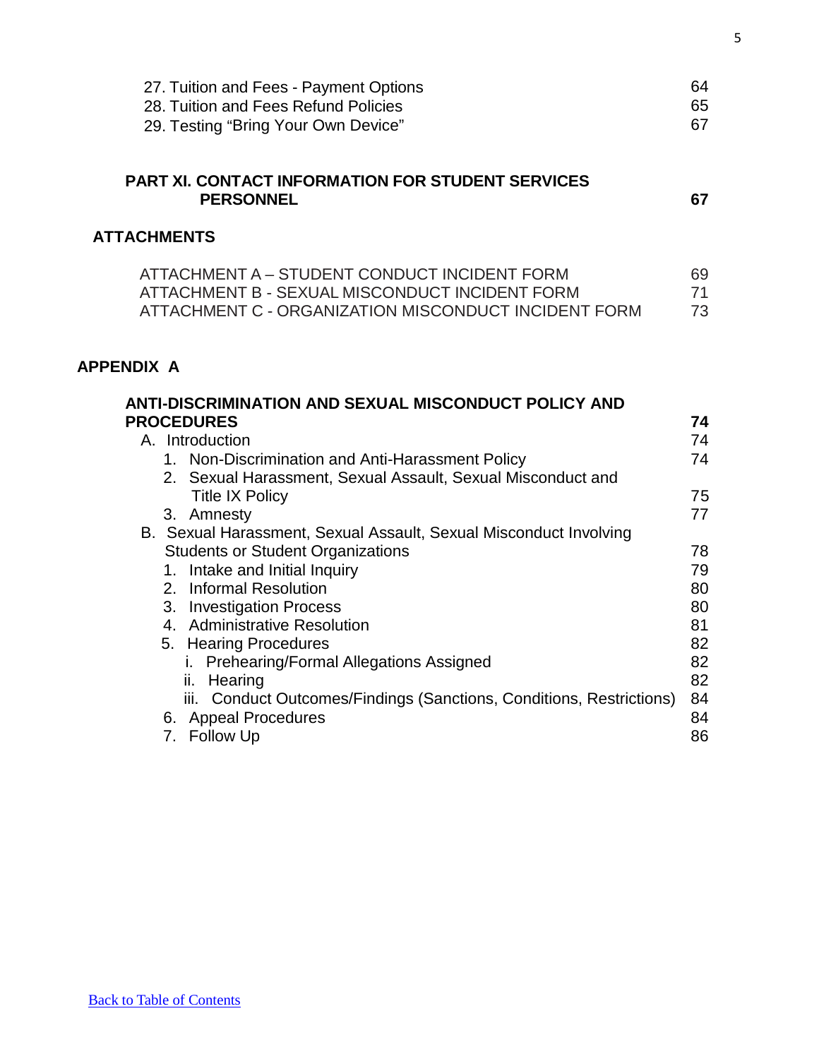| | |
|---|---|
| 27. Tuition and Fees - Payment Options | 64 |
| 28. Tuition and Fees Refund Policies | 65 |
| 29. Testing "Bring Your Own Device" | 67 |

| | |
|---|---|
| **PART XI. CONTACT INFORMATION FOR STUDENT SERVICES PERSONNEL** | **67** |

**ATTACHMENTS**

| | |
|---|---|
| ATTACHMENT A – STUDENT CONDUCT INCIDENT FORM | 69 |
| ATTACHMENT B - SEXUAL MISCONDUCT INCIDENT FORM | 71 |
| ATTACHMENT C - ORGANIZATION MISCONDUCT INCIDENT FORM | 73 |

**APPENDIX A**

| | |
|---|---|
| **ANTI-DISCRIMINATION AND SEXUAL MISCONDUCT POLICY AND PROCEDURES** | **74** |
| A. Introduction | 74 |
| 1. Non-Discrimination and Anti-Harassment Policy | 74 |
| 2. Sexual Harassment, Sexual Assault, Sexual Misconduct and Title IX Policy | 75 |
| 3. Amnesty | 77 |
| B. Sexual Harassment, Sexual Assault, Sexual Misconduct Involving Students or Student Organizations | 78 |
| 1. Intake and Initial Inquiry | 79 |
| 2. Informal Resolution | 80 |
| 3. Investigation Process | 80 |
| 4. Administrative Resolution | 81 |
| 5. Hearing Procedures | 82 |
| i. Prehearing/Formal Allegations Assigned | 82 |
| ii. Hearing | 82 |
| iii. Conduct Outcomes/Findings (Sanctions, Conditions, Restrictions) | 84 |
| 6. Appeal Procedures | 84 |
| 7. Follow Up | 86 |

[Back to Table of Contents]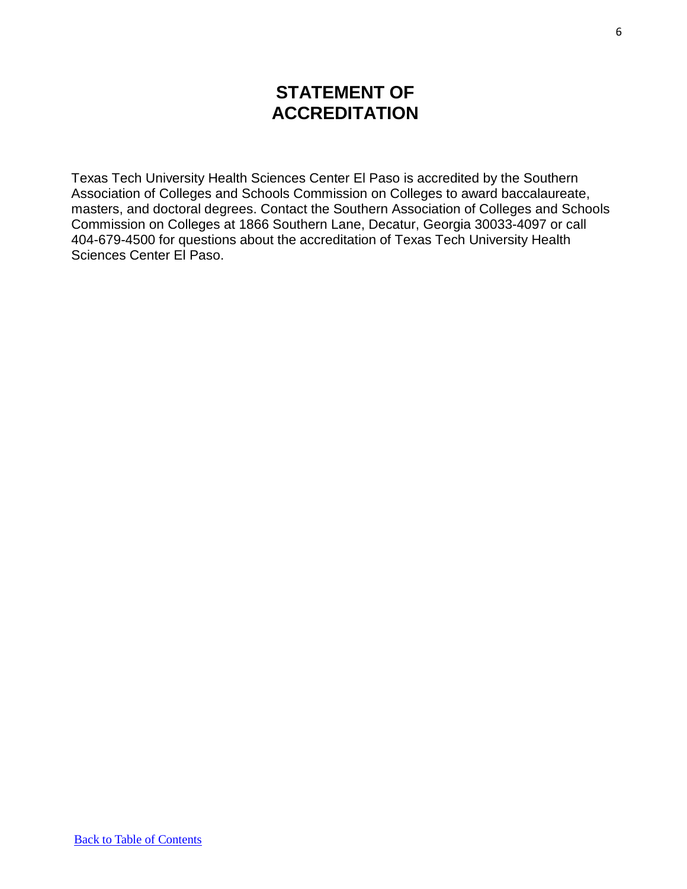# STATEMENT OF ACCREDITATION

Texas Tech University Health Sciences Center El Paso is accredited by the Southern Association of Colleges and Schools Commission on Colleges to award baccalaureate, masters, and doctoral degrees. Contact the Southern Association of Colleges and Schools Commission on Colleges at 1866 Southern Lane, Decatur, Georgia 30033-4097 or call 404-679-4500 for questions about the accreditation of Texas Tech University Health Sciences Center El Paso.

Back to Table of Contents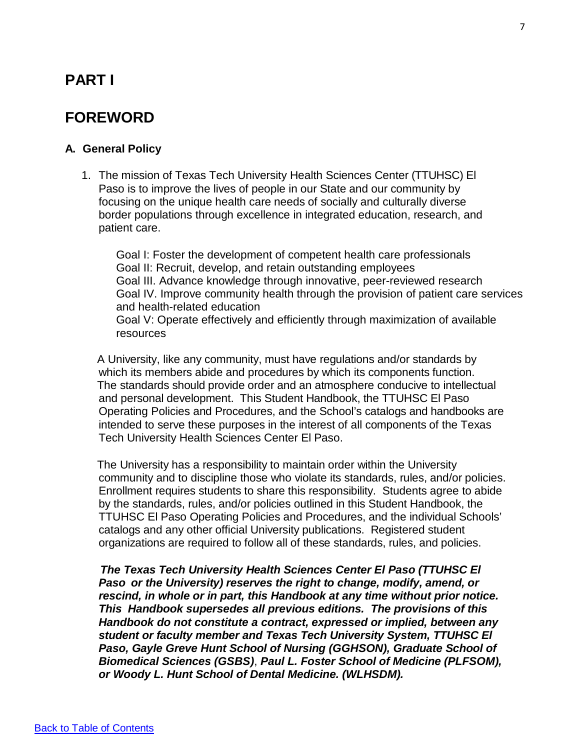# PART I

# FOREWORD

## A. General Policy

1. The mission of Texas Tech University Health Sciences Center (TTUHSC) El Paso is to improve the lives of people in our State and our community by focusing on the unique health care needs of socially and culturally diverse border populations through excellence in integrated education, research, and patient care.

   Goal I: Foster the development of competent health care professionals
   Goal II: Recruit, develop, and retain outstanding employees
   Goal III. Advance knowledge through innovative, peer-reviewed research
   Goal IV. Improve community health through the provision of patient care services and health-related education
   Goal V: Operate effectively and efficiently through maximization of available resources

   A University, like any community, must have regulations and/or standards by which its members abide and procedures by which its components function. The standards should provide order and an atmosphere conducive to intellectual and personal development. This Student Handbook, the TTUHSC El Paso Operating Policies and Procedures, and the School's catalogs and handbooks are intended to serve these purposes in the interest of all components of the Texas Tech University Health Sciences Center El Paso.

   The University has a responsibility to maintain order within the University community and to discipline those who violate its standards, rules, and/or policies. Enrollment requires students to share this responsibility. Students agree to abide by the standards, rules, and/or policies outlined in this Student Handbook, the TTUHSC El Paso Operating Policies and Procedures, and the individual Schools' catalogs and any other official University publications. Registered student organizations are required to follow all of these standards, rules, and policies.

   ***The Texas Tech University Health Sciences Center El Paso (TTUHSC El Paso or the University) reserves the right to change, modify, amend, or rescind, in whole or in part, this Handbook at any time without prior notice. This Handbook supersedes all previous editions. The provisions of this Handbook do not constitute a contract, expressed or implied, between any student or faculty member and Texas Tech University System, TTUHSC El Paso, Gayle Greve Hunt School of Nursing (GGHSON), Graduate School of Biomedical Sciences (GSBS), Paul L. Foster School of Medicine (PLFSOM), or Woody L. Hunt School of Dental Medicine. (WLHSDM).***

Back to Table of Contents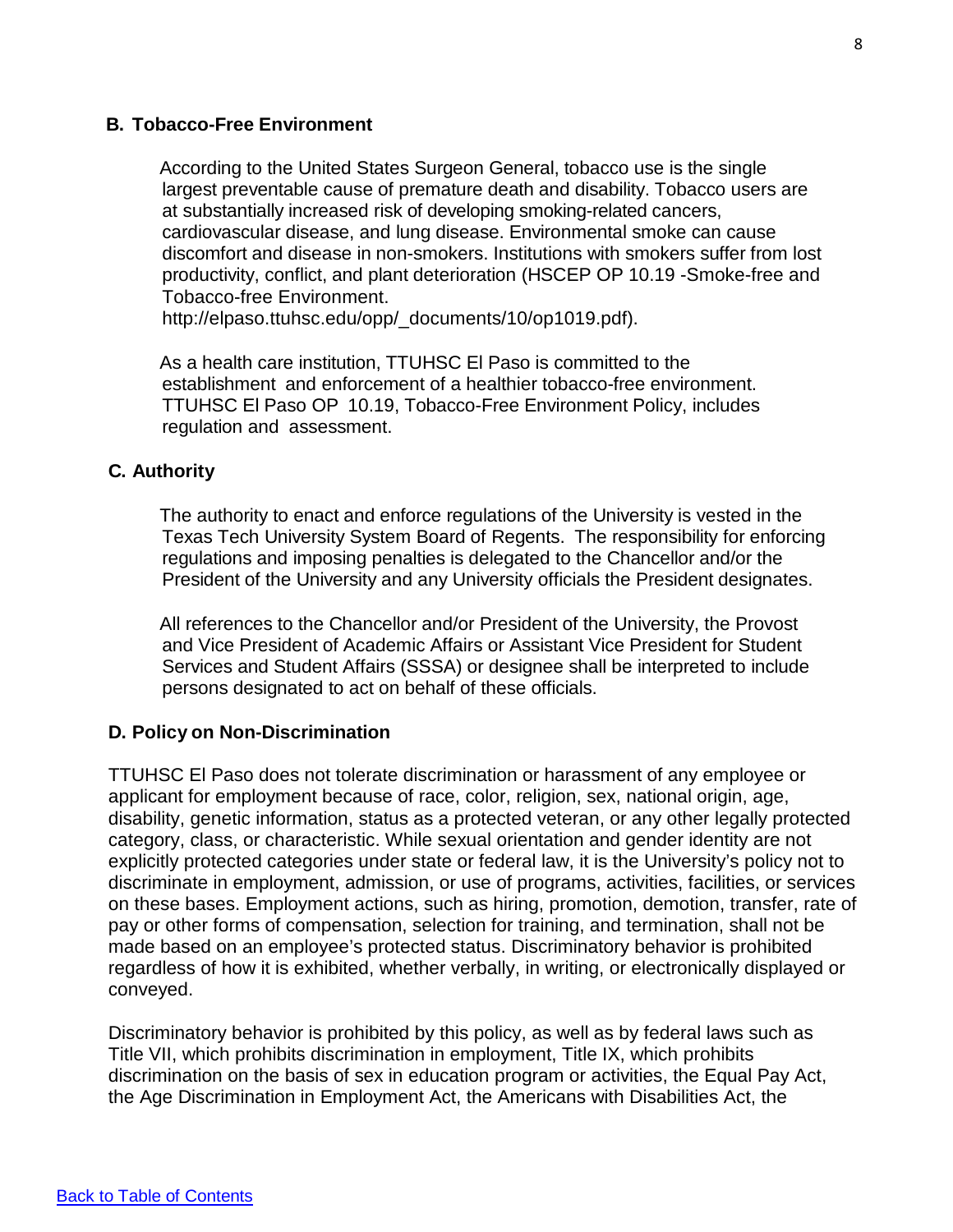### B. Tobacco-Free Environment

According to the United States Surgeon General, tobacco use is the single largest preventable cause of premature death and disability. Tobacco users are at substantially increased risk of developing smoking-related cancers, cardiovascular disease, and lung disease. Environmental smoke can cause discomfort and disease in non-smokers. Institutions with smokers suffer from lost productivity, conflict, and plant deterioration (HSCEP OP 10.19 -Smoke-free and Tobacco-free Environment. http://elpaso.ttuhsc.edu/opp/_documents/10/op1019.pdf).

As a health care institution, TTUHSC El Paso is committed to the establishment and enforcement of a healthier tobacco-free environment. TTUHSC El Paso OP 10.19, Tobacco-Free Environment Policy, includes regulation and assessment.

### C. Authority

The authority to enact and enforce regulations of the University is vested in the Texas Tech University System Board of Regents. The responsibility for enforcing regulations and imposing penalties is delegated to the Chancellor and/or the President of the University and any University officials the President designates.

All references to the Chancellor and/or President of the University, the Provost and Vice President of Academic Affairs or Assistant Vice President for Student Services and Student Affairs (SSSA) or designee shall be interpreted to include persons designated to act on behalf of these officials.

### D. Policy on Non-Discrimination

TTUHSC El Paso does not tolerate discrimination or harassment of any employee or applicant for employment because of race, color, religion, sex, national origin, age, disability, genetic information, status as a protected veteran, or any other legally protected category, class, or characteristic. While sexual orientation and gender identity are not explicitly protected categories under state or federal law, it is the University's policy not to discriminate in employment, admission, or use of programs, activities, facilities, or services on these bases. Employment actions, such as hiring, promotion, demotion, transfer, rate of pay or other forms of compensation, selection for training, and termination, shall not be made based on an employee's protected status. Discriminatory behavior is prohibited regardless of how it is exhibited, whether verbally, in writing, or electronically displayed or conveyed.

Discriminatory behavior is prohibited by this policy, as well as by federal laws such as Title VII, which prohibits discrimination in employment, Title IX, which prohibits discrimination on the basis of sex in education program or activities, the Equal Pay Act, the Age Discrimination in Employment Act, the Americans with Disabilities Act, the

[Back to Table of Contents](#)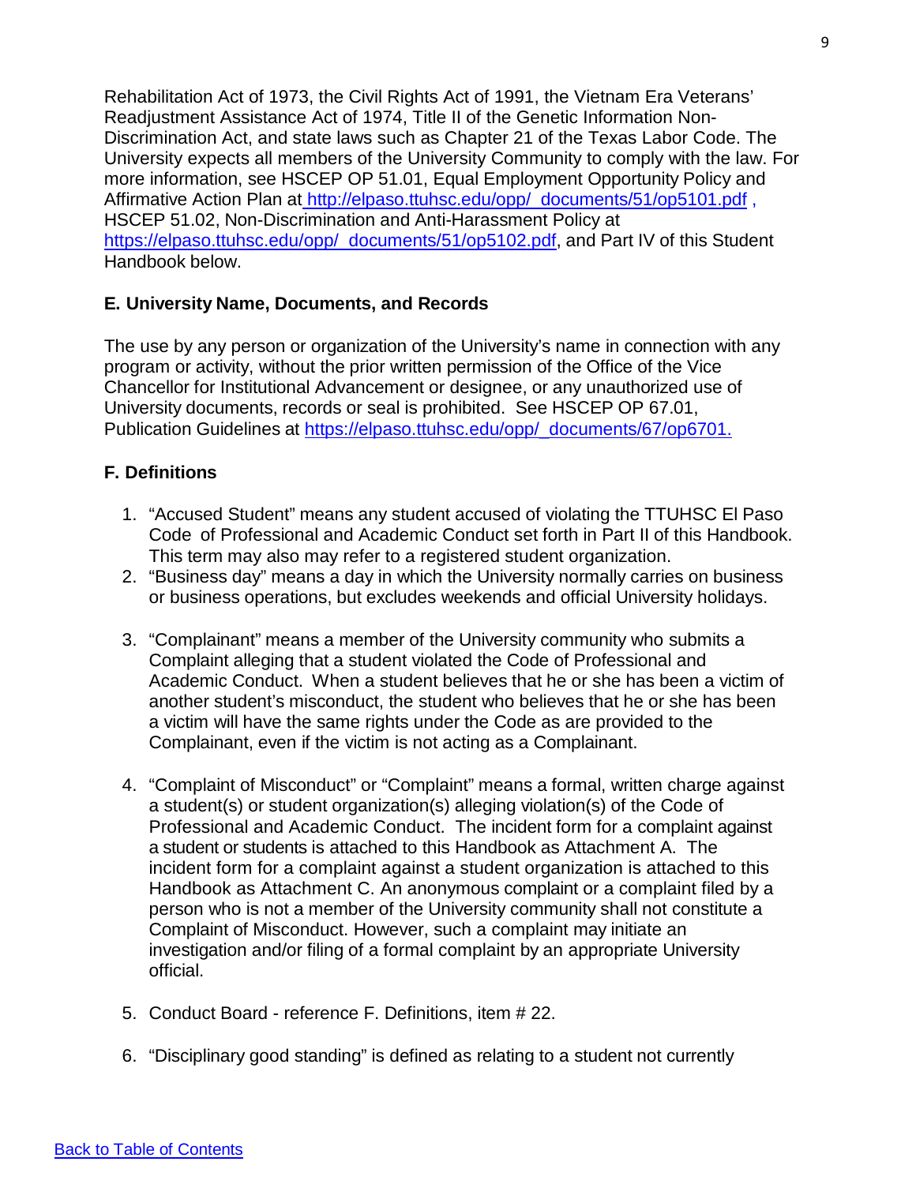Rehabilitation Act of 1973, the Civil Rights Act of 1991, the Vietnam Era Veterans' Readjustment Assistance Act of 1974, Title II of the Genetic Information Non-Discrimination Act, and state laws such as Chapter 21 of the Texas Labor Code. The University expects all members of the University Community to comply with the law. For more information, see HSCEP OP 51.01, Equal Employment Opportunity Policy and Affirmative Action Plan at http://elpaso.ttuhsc.edu/opp/_documents/51/op5101.pdf , HSCEP 51.02, Non-Discrimination and Anti-Harassment Policy at https://elpaso.ttuhsc.edu/opp/_documents/51/op5102.pdf, and Part IV of this Student Handbook below.

### E. University Name, Documents, and Records

The use by any person or organization of the University's name in connection with any program or activity, without the prior written permission of the Office of the Vice Chancellor for Institutional Advancement or designee, or any unauthorized use of University documents, records or seal is prohibited. See HSCEP OP 67.01, Publication Guidelines at https://elpaso.ttuhsc.edu/opp/_documents/67/op6701.

### F. Definitions

1. "Accused Student" means any student accused of violating the TTUHSC El Paso Code of Professional and Academic Conduct set forth in Part II of this Handbook. This term may also may refer to a registered student organization.
2. "Business day" means a day in which the University normally carries on business or business operations, but excludes weekends and official University holidays.
3. "Complainant" means a member of the University community who submits a Complaint alleging that a student violated the Code of Professional and Academic Conduct. When a student believes that he or she has been a victim of another student's misconduct, the student who believes that he or she has been a victim will have the same rights under the Code as are provided to the Complainant, even if the victim is not acting as a Complainant.
4. "Complaint of Misconduct" or "Complaint" means a formal, written charge against a student(s) or student organization(s) alleging violation(s) of the Code of Professional and Academic Conduct. The incident form for a complaint against a student or students is attached to this Handbook as Attachment A. The incident form for a complaint against a student organization is attached to this Handbook as Attachment C. An anonymous complaint or a complaint filed by a person who is not a member of the University community shall not constitute a Complaint of Misconduct. However, such a complaint may initiate an investigation and/or filing of a formal complaint by an appropriate University official.
5. Conduct Board - reference F. Definitions, item # 22.
6. "Disciplinary good standing" is defined as relating to a student not currently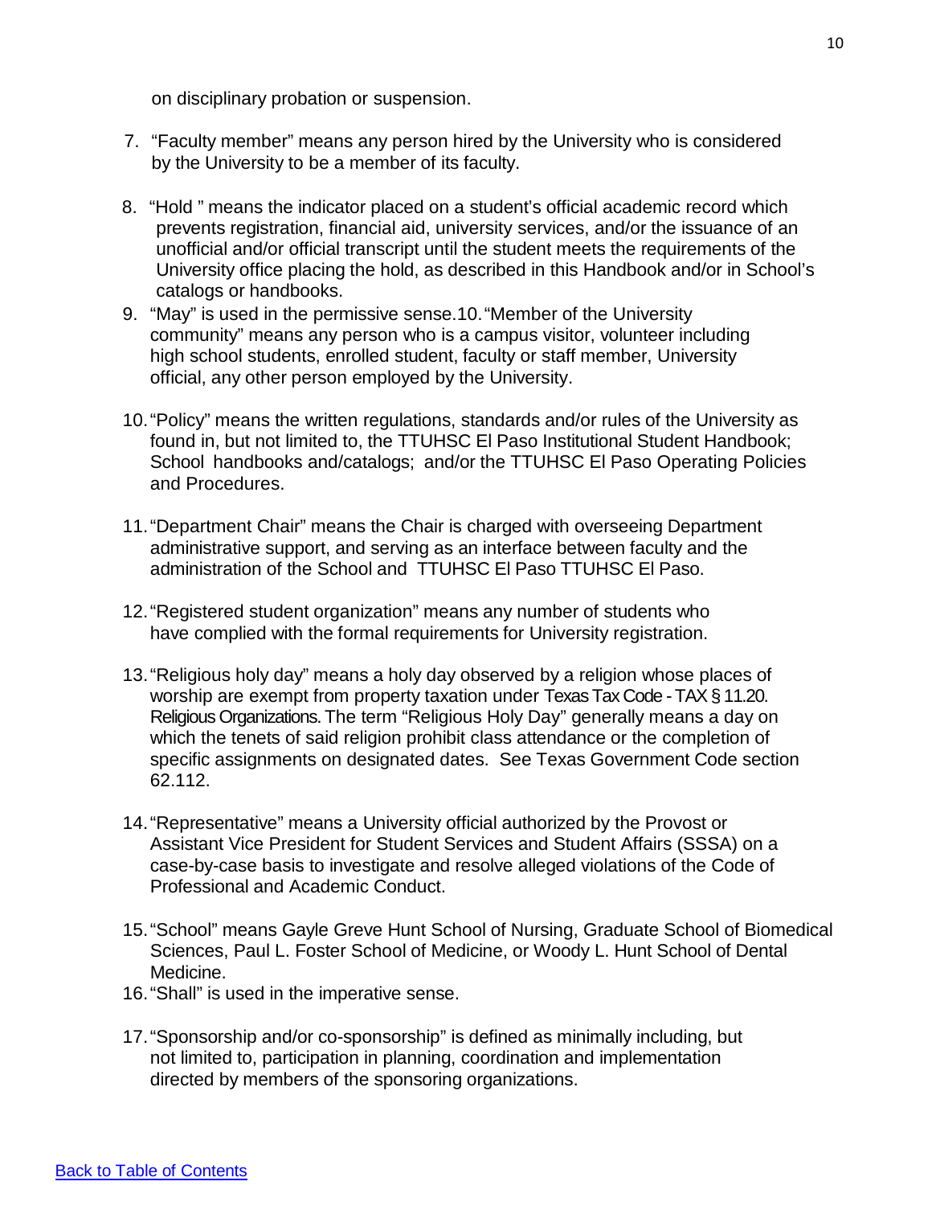on disciplinary probation or suspension.

7. "Faculty member" means any person hired by the University who is considered by the University to be a member of its faculty.

8. "Hold " means the indicator placed on a student's official academic record which prevents registration, financial aid, university services, and/or the issuance of an unofficial and/or official transcript until the student meets the requirements of the University office placing the hold, as described in this Handbook and/or in School's catalogs or handbooks.

9. "May" is used in the permissive sense.10. "Member of the University community" means any person who is a campus visitor, volunteer including high school students, enrolled student, faculty or staff member, University official, any other person employed by the University.

10. "Policy" means the written regulations, standards and/or rules of the University as found in, but not limited to, the TTUHSC El Paso Institutional Student Handbook; School handbooks and/catalogs; and/or the TTUHSC El Paso Operating Policies and Procedures.

11. "Department Chair" means the Chair is charged with overseeing Department administrative support, and serving as an interface between faculty and the administration of the School and TTUHSC El Paso TTUHSC El Paso.

12. "Registered student organization" means any number of students who have complied with the formal requirements for University registration.

13. "Religious holy day" means a holy day observed by a religion whose places of worship are exempt from property taxation under Texas Tax Code - TAX § 11.20. Religious Organizations. The term "Religious Holy Day" generally means a day on which the tenets of said religion prohibit class attendance or the completion of specific assignments on designated dates. See Texas Government Code section 62.112.

14. "Representative" means a University official authorized by the Provost or Assistant Vice President for Student Services and Student Affairs (SSSA) on a case-by-case basis to investigate and resolve alleged violations of the Code of Professional and Academic Conduct.

15. "School" means Gayle Greve Hunt School of Nursing, Graduate School of Biomedical Sciences, Paul L. Foster School of Medicine, or Woody L. Hunt School of Dental Medicine.

16. "Shall" is used in the imperative sense.

17. "Sponsorship and/or co-sponsorship" is defined as minimally including, but not limited to, participation in planning, coordination and implementation directed by members of the sponsoring organizations.

[Back to Table of Contents]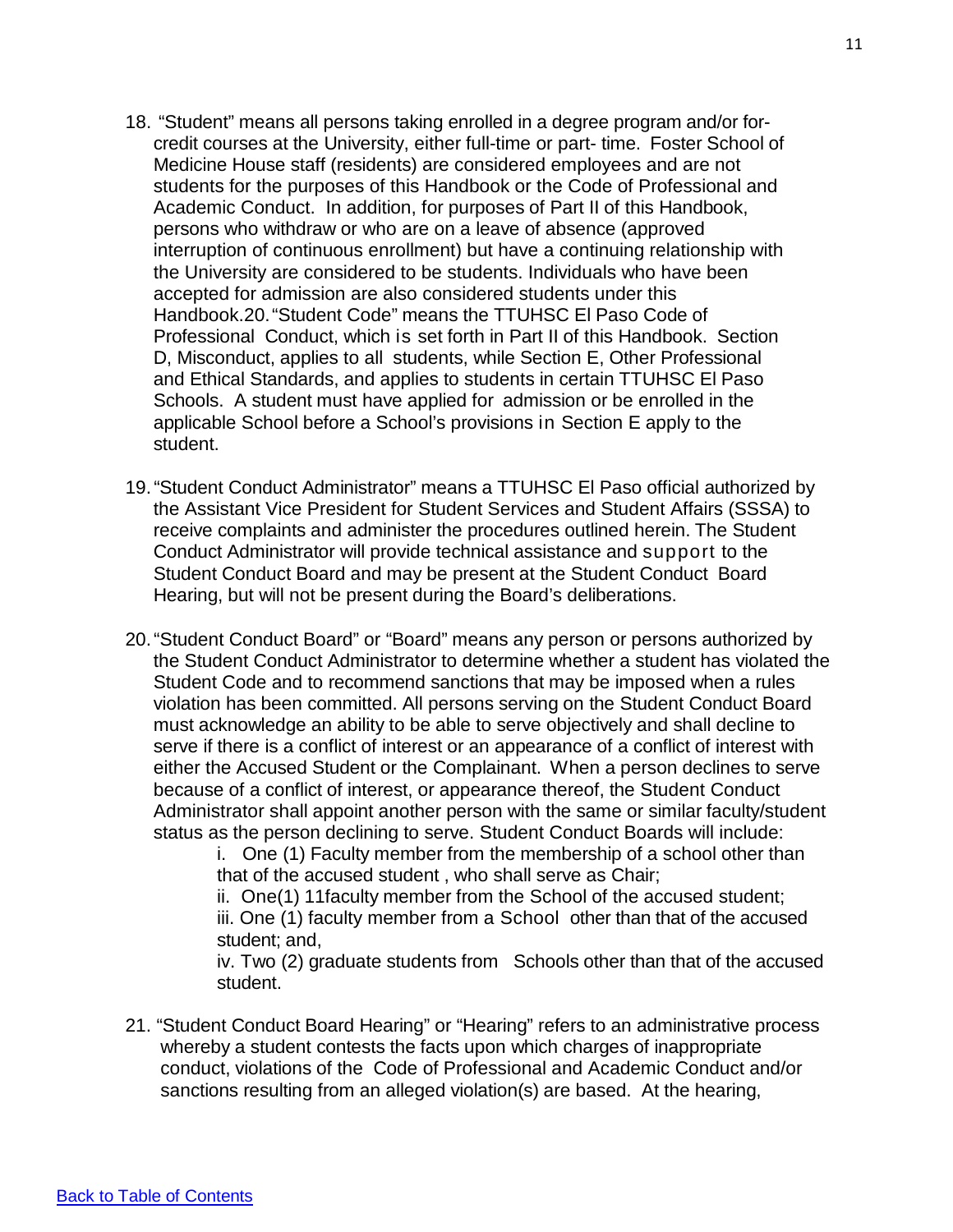18. "Student" means all persons taking enrolled in a degree program and/or for-credit courses at the University, either full-time or part- time. Foster School of Medicine House staff (residents) are considered employees and are not students for the purposes of this Handbook or the Code of Professional and Academic Conduct. In addition, for purposes of Part II of this Handbook, persons who withdraw or who are on a leave of absence (approved interruption of continuous enrollment) but have a continuing relationship with the University are considered to be students. Individuals who have been accepted for admission are also considered students under this Handbook.20. "Student Code" means the TTUHSC El Paso Code of Professional Conduct, which is set forth in Part II of this Handbook. Section D, Misconduct, applies to all students, while Section E, Other Professional and Ethical Standards, and applies to students in certain TTUHSC El Paso Schools. A student must have applied for admission or be enrolled in the applicable School before a School's provisions in Section E apply to the student.

19. "Student Conduct Administrator" means a TTUHSC El Paso official authorized by the Assistant Vice President for Student Services and Student Affairs (SSSA) to receive complaints and administer the procedures outlined herein. The Student Conduct Administrator will provide technical assistance and support to the Student Conduct Board and may be present at the Student Conduct Board Hearing, but will not be present during the Board's deliberations.

20. "Student Conduct Board" or "Board" means any person or persons authorized by the Student Conduct Administrator to determine whether a student has violated the Student Code and to recommend sanctions that may be imposed when a rules violation has been committed. All persons serving on the Student Conduct Board must acknowledge an ability to be able to serve objectively and shall decline to serve if there is a conflict of interest or an appearance of a conflict of interest with either the Accused Student or the Complainant. When a person declines to serve because of a conflict of interest, or appearance thereof, the Student Conduct Administrator shall appoint another person with the same or similar faculty/student status as the person declining to serve. Student Conduct Boards will include:

    i. One (1) Faculty member from the membership of a school other than that of the accused student , who shall serve as Chair;

    ii. One(1) 11faculty member from the School of the accused student;

    iii. One (1) faculty member from a School other than that of the accused student; and,

    iv. Two (2) graduate students from Schools other than that of the accused student.

21. "Student Conduct Board Hearing" or "Hearing" refers to an administrative process whereby a student contests the facts upon which charges of inappropriate conduct, violations of the Code of Professional and Academic Conduct and/or sanctions resulting from an alleged violation(s) are based. At the hearing,

[Back to Table of Contents]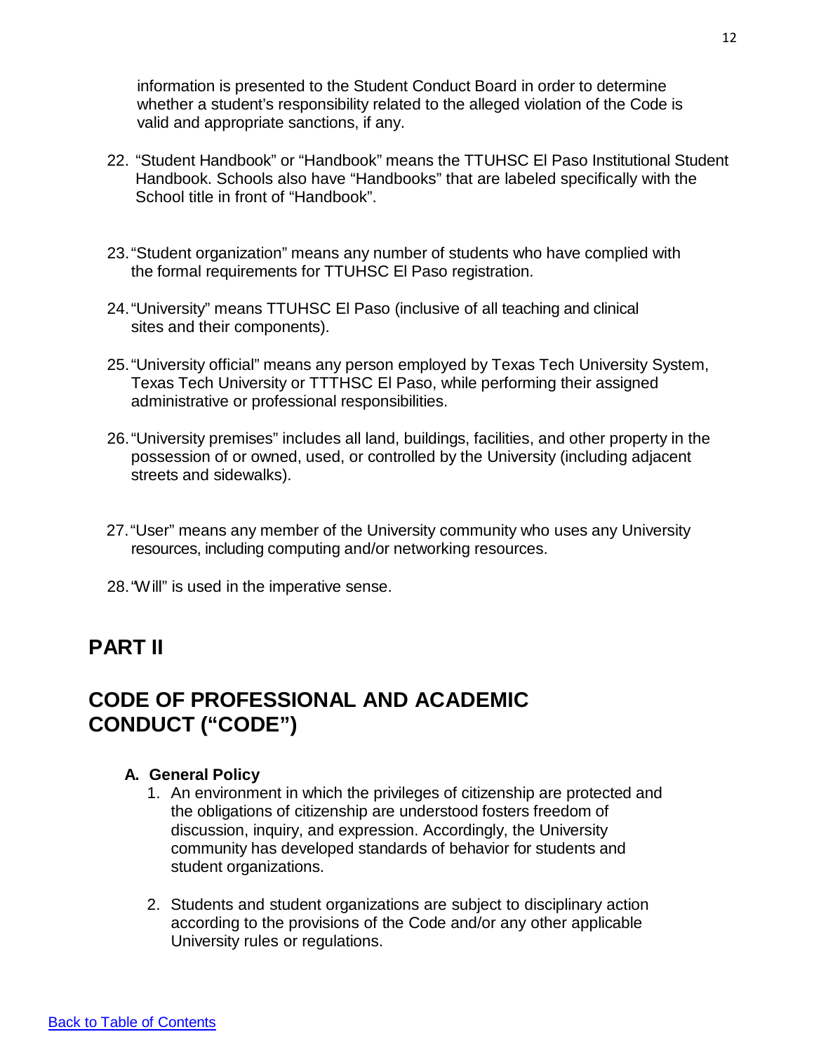information is presented to the Student Conduct Board in order to determine whether a student's responsibility related to the alleged violation of the Code is valid and appropriate sanctions, if any.

22. "Student Handbook" or "Handbook" means the TTUHSC El Paso Institutional Student Handbook. Schools also have "Handbooks" that are labeled specifically with the School title in front of "Handbook".

23. "Student organization" means any number of students who have complied with the formal requirements for TTUHSC El Paso registration.

24. "University" means TTUHSC El Paso (inclusive of all teaching and clinical sites and their components).

25. "University official" means any person employed by Texas Tech University System, Texas Tech University or TTTHSC El Paso, while performing their assigned administrative or professional responsibilities.

26. "University premises" includes all land, buildings, facilities, and other property in the possession of or owned, used, or controlled by the University (including adjacent streets and sidewalks).

27. "User" means any member of the University community who uses any University resources, including computing and/or networking resources.

28. "Will" is used in the imperative sense.

# PART II

# CODE OF PROFESSIONAL AND ACADEMIC CONDUCT ("CODE")

### A. General Policy

1. An environment in which the privileges of citizenship are protected and the obligations of citizenship are understood fosters freedom of discussion, inquiry, and expression. Accordingly, the University community has developed standards of behavior for students and student organizations.

2. Students and student organizations are subject to disciplinary action according to the provisions of the Code and/or any other applicable University rules or regulations.

[Back to Table of Contents]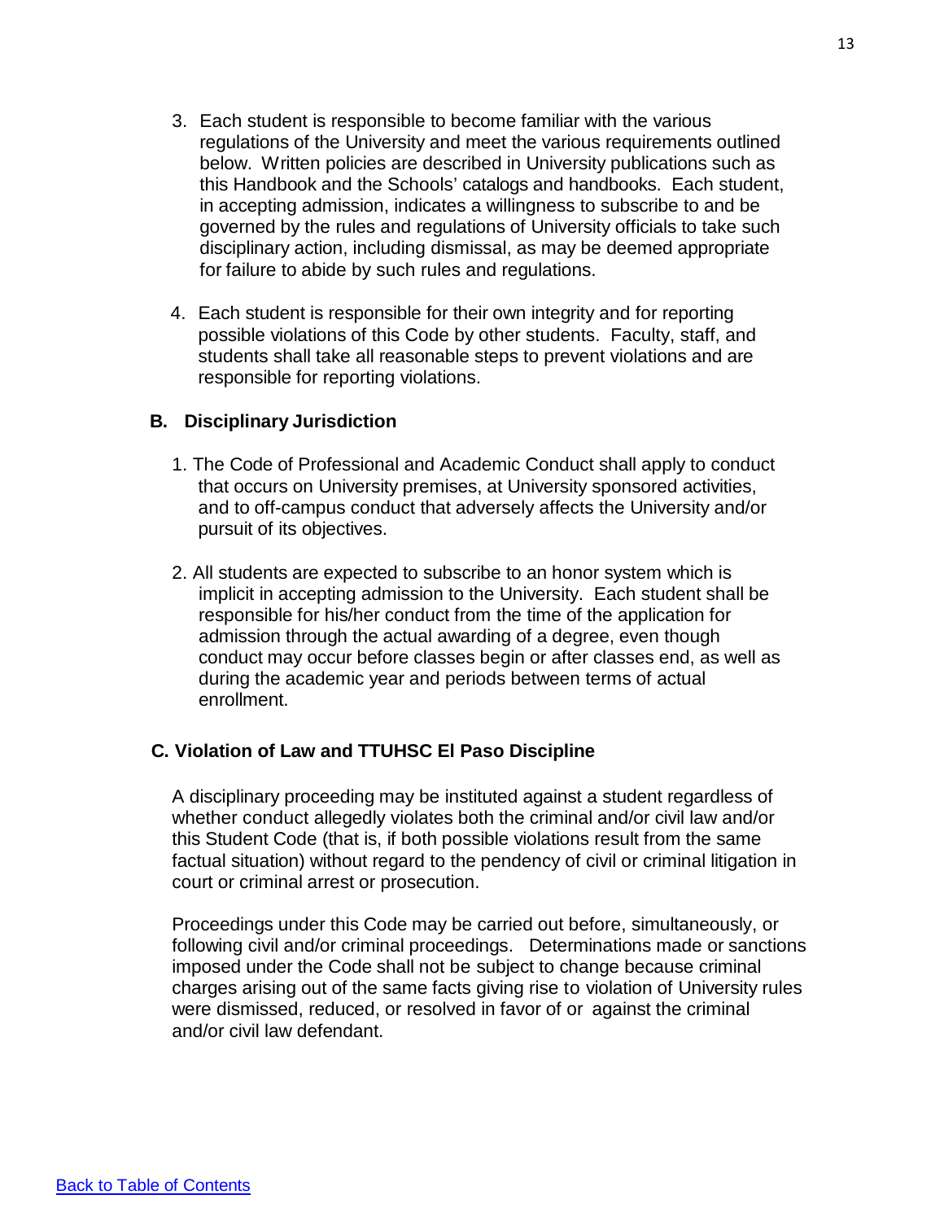3. Each student is responsible to become familiar with the various regulations of the University and meet the various requirements outlined below. Written policies are described in University publications such as this Handbook and the Schools' catalogs and handbooks. Each student, in accepting admission, indicates a willingness to subscribe to and be governed by the rules and regulations of University officials to take such disciplinary action, including dismissal, as may be deemed appropriate for failure to abide by such rules and regulations.

4. Each student is responsible for their own integrity and for reporting possible violations of this Code by other students. Faculty, staff, and students shall take all reasonable steps to prevent violations and are responsible for reporting violations.

### B. Disciplinary Jurisdiction

1. The Code of Professional and Academic Conduct shall apply to conduct that occurs on University premises, at University sponsored activities, and to off-campus conduct that adversely affects the University and/or pursuit of its objectives.

2. All students are expected to subscribe to an honor system which is implicit in accepting admission to the University. Each student shall be responsible for his/her conduct from the time of the application for admission through the actual awarding of a degree, even though conduct may occur before classes begin or after classes end, as well as during the academic year and periods between terms of actual enrollment.

### C. Violation of Law and TTUHSC El Paso Discipline

A disciplinary proceeding may be instituted against a student regardless of whether conduct allegedly violates both the criminal and/or civil law and/or this Student Code (that is, if both possible violations result from the same factual situation) without regard to the pendency of civil or criminal litigation in court or criminal arrest or prosecution.

Proceedings under this Code may be carried out before, simultaneously, or following civil and/or criminal proceedings. Determinations made or sanctions imposed under the Code shall not be subject to change because criminal charges arising out of the same facts giving rise to violation of University rules were dismissed, reduced, or resolved in favor of or against the criminal and/or civil law defendant.

[Back to Table of Contents]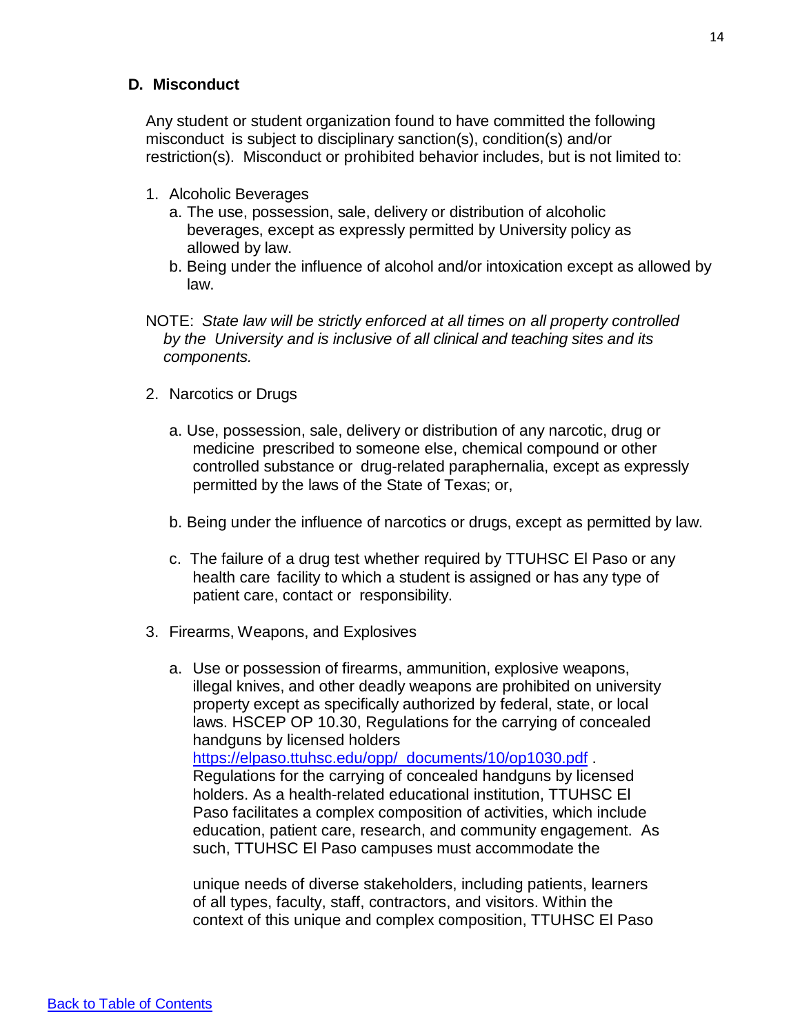### D. Misconduct

Any student or student organization found to have committed the following misconduct is subject to disciplinary sanction(s), condition(s) and/or restriction(s). Misconduct or prohibited behavior includes, but is not limited to:

1. Alcoholic Beverages
   a. The use, possession, sale, delivery or distribution of alcoholic beverages, except as expressly permitted by University policy as allowed by law.
   b. Being under the influence of alcohol and/or intoxication except as allowed by law.

NOTE: *State law will be strictly enforced at all times on all property controlled by the University and is inclusive of all clinical and teaching sites and its components.*

2. Narcotics or Drugs

   a. Use, possession, sale, delivery or distribution of any narcotic, drug or medicine prescribed to someone else, chemical compound or other controlled substance or drug-related paraphernalia, except as expressly permitted by the laws of the State of Texas; or,

   b. Being under the influence of narcotics or drugs, except as permitted by law.

   c. The failure of a drug test whether required by TTUHSC El Paso or any health care facility to which a student is assigned or has any type of patient care, contact or responsibility.

3. Firearms, Weapons, and Explosives

   a. Use or possession of firearms, ammunition, explosive weapons, illegal knives, and other deadly weapons are prohibited on university property except as specifically authorized by federal, state, or local laws. HSCEP OP 10.30, Regulations for the carrying of concealed handguns by licensed holders [https://elpaso.ttuhsc.edu/opp/_documents/10/op1030.pdf](https://elpaso.ttuhsc.edu/opp/_documents/10/op1030.pdf) . Regulations for the carrying of concealed handguns by licensed holders. As a health-related educational institution, TTUHSC El Paso facilitates a complex composition of activities, which include education, patient care, research, and community engagement. As such, TTUHSC El Paso campuses must accommodate the

   unique needs of diverse stakeholders, including patients, learners of all types, faculty, staff, contractors, and visitors. Within the context of this unique and complex composition, TTUHSC El Paso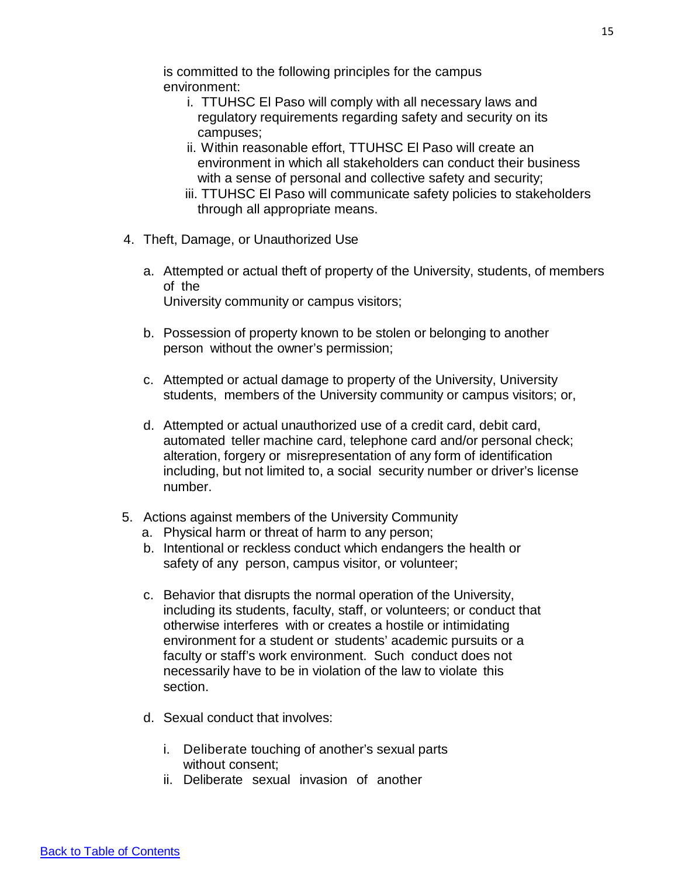is committed to the following principles for the campus environment:

i. TTUHSC El Paso will comply with all necessary laws and regulatory requirements regarding safety and security on its campuses;
ii. Within reasonable effort, TTUHSC El Paso will create an environment in which all stakeholders can conduct their business with a sense of personal and collective safety and security;
iii. TTUHSC El Paso will communicate safety policies to stakeholders through all appropriate means.

4. Theft, Damage, or Unauthorized Use

   a. Attempted or actual theft of property of the University, students, of members of the University community or campus visitors;

   b. Possession of property known to be stolen or belonging to another person without the owner's permission;

   c. Attempted or actual damage to property of the University, University students, members of the University community or campus visitors; or,

   d. Attempted or actual unauthorized use of a credit card, debit card, automated teller machine card, telephone card and/or personal check; alteration, forgery or misrepresentation of any form of identification including, but not limited to, a social security number or driver's license number.

5. Actions against members of the University Community
   a. Physical harm or threat of harm to any person;
   b. Intentional or reckless conduct which endangers the health or safety of any person, campus visitor, or volunteer;

   c. Behavior that disrupts the normal operation of the University, including its students, faculty, staff, or volunteers; or conduct that otherwise interferes with or creates a hostile or intimidating environment for a student or students' academic pursuits or a faculty or staff's work environment. Such conduct does not necessarily have to be in violation of the law to violate this section.

   d. Sexual conduct that involves:

      i. Deliberate touching of another's sexual parts without consent;
      ii. Deliberate sexual invasion of another

[Back to Table of Contents]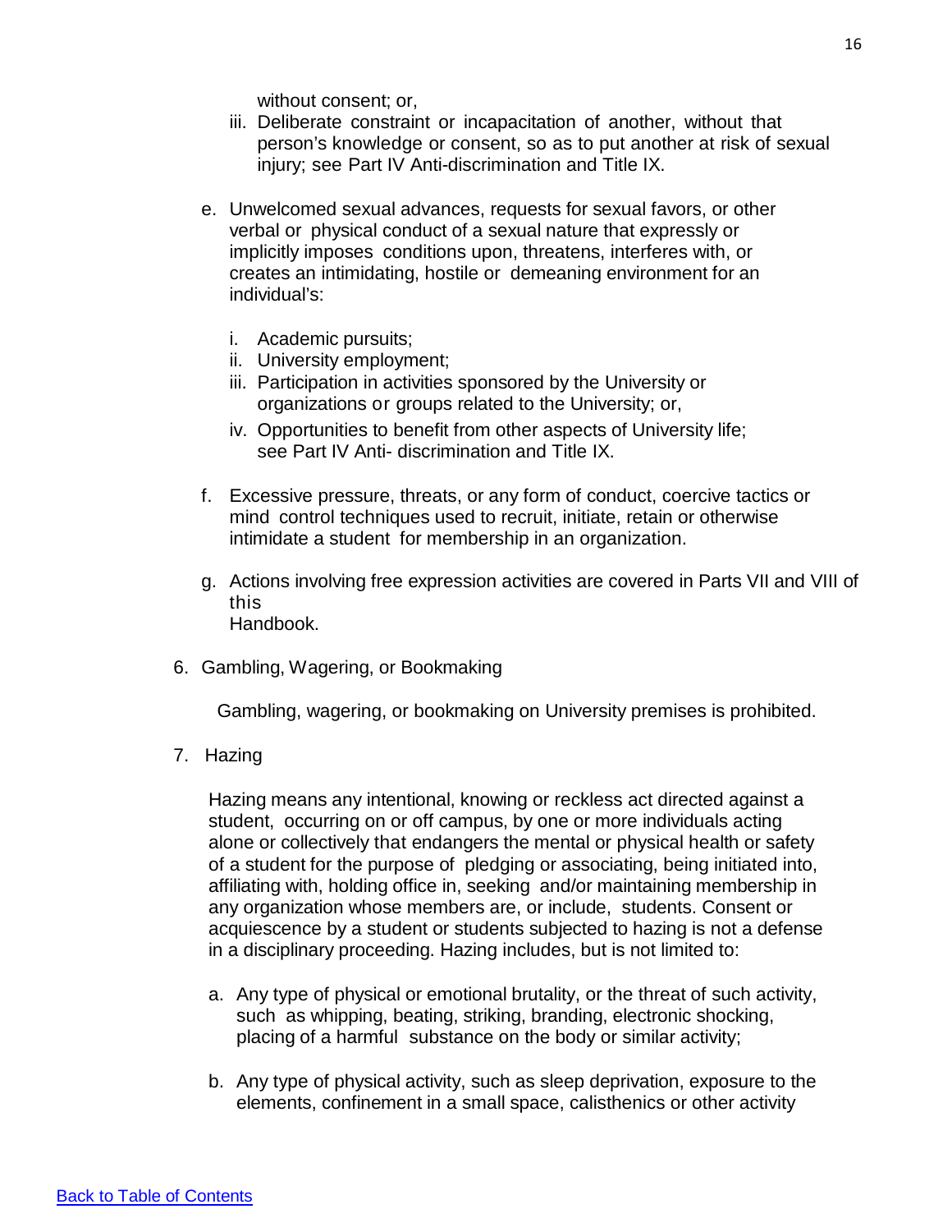without consent; or,

iii. Deliberate constraint or incapacitation of another, without that person's knowledge or consent, so as to put another at risk of sexual injury; see Part IV Anti-discrimination and Title IX.

e. Unwelcomed sexual advances, requests for sexual favors, or other verbal or physical conduct of a sexual nature that expressly or implicitly imposes conditions upon, threatens, interferes with, or creates an intimidating, hostile or demeaning environment for an individual's:

   i. Academic pursuits;
   ii. University employment;
   iii. Participation in activities sponsored by the University or organizations or groups related to the University; or,
   iv. Opportunities to benefit from other aspects of University life; see Part IV Anti- discrimination and Title IX.

f. Excessive pressure, threats, or any form of conduct, coercive tactics or mind control techniques used to recruit, initiate, retain or otherwise intimidate a student for membership in an organization.

g. Actions involving free expression activities are covered in Parts VII and VIII of this Handbook.

6. Gambling, Wagering, or Bookmaking

   Gambling, wagering, or bookmaking on University premises is prohibited.

7. Hazing

   Hazing means any intentional, knowing or reckless act directed against a student, occurring on or off campus, by one or more individuals acting alone or collectively that endangers the mental or physical health or safety of a student for the purpose of pledging or associating, being initiated into, affiliating with, holding office in, seeking and/or maintaining membership in any organization whose members are, or include, students. Consent or acquiescence by a student or students subjected to hazing is not a defense in a disciplinary proceeding. Hazing includes, but is not limited to:

   a. Any type of physical or emotional brutality, or the threat of such activity, such as whipping, beating, striking, branding, electronic shocking, placing of a harmful substance on the body or similar activity;

   b. Any type of physical activity, such as sleep deprivation, exposure to the elements, confinement in a small space, calisthenics or other activity

[Back to Table of Contents]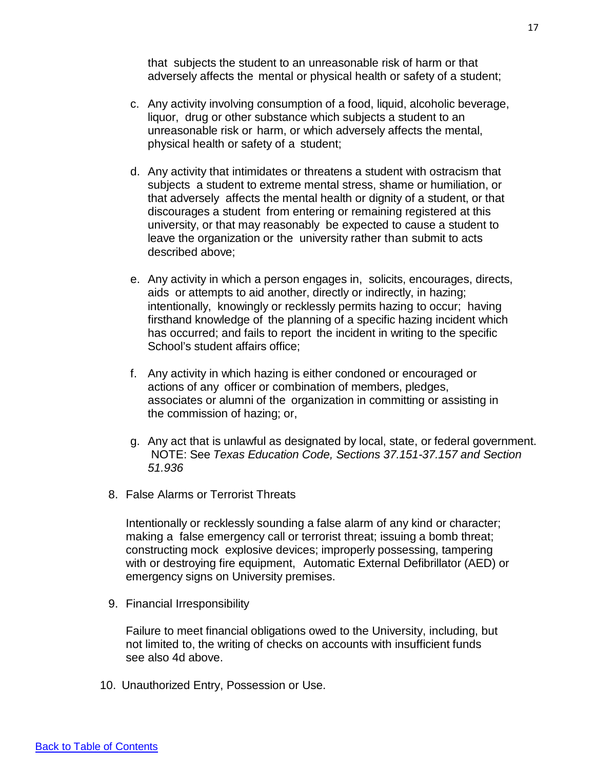that subjects the student to an unreasonable risk of harm or that adversely affects the mental or physical health or safety of a student;

c. Any activity involving consumption of a food, liquid, alcoholic beverage, liquor, drug or other substance which subjects a student to an unreasonable risk or harm, or which adversely affects the mental, physical health or safety of a student;

d. Any activity that intimidates or threatens a student with ostracism that subjects a student to extreme mental stress, shame or humiliation, or that adversely affects the mental health or dignity of a student, or that discourages a student from entering or remaining registered at this university, or that may reasonably be expected to cause a student to leave the organization or the university rather than submit to acts described above;

e. Any activity in which a person engages in, solicits, encourages, directs, aids or attempts to aid another, directly or indirectly, in hazing; intentionally, knowingly or recklessly permits hazing to occur; having firsthand knowledge of the planning of a specific hazing incident which has occurred; and fails to report the incident in writing to the specific School's student affairs office;

f. Any activity in which hazing is either condoned or encouraged or actions of any officer or combination of members, pledges, associates or alumni of the organization in committing or assisting in the commission of hazing; or,

g. Any act that is unlawful as designated by local, state, or federal government. NOTE: See *Texas Education Code, Sections 37.151-37.157 and Section 51.936*

8. False Alarms or Terrorist Threats

   Intentionally or recklessly sounding a false alarm of any kind or character; making a false emergency call or terrorist threat; issuing a bomb threat; constructing mock explosive devices; improperly possessing, tampering with or destroying fire equipment, Automatic External Defibrillator (AED) or emergency signs on University premises.

9. Financial Irresponsibility

   Failure to meet financial obligations owed to the University, including, but not limited to, the writing of checks on accounts with insufficient funds see also 4d above.

10. Unauthorized Entry, Possession or Use.

[Back to Table of Contents]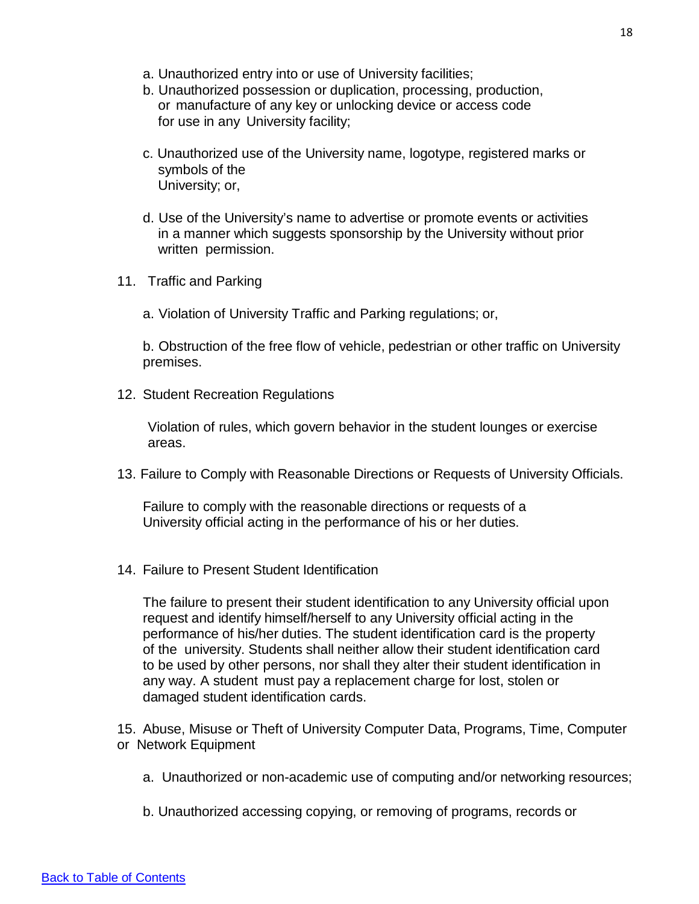a. Unauthorized entry into or use of University facilities;

b. Unauthorized possession or duplication, processing, production, or manufacture of any key or unlocking device or access code for use in any University facility;

c. Unauthorized use of the University name, logotype, registered marks or symbols of the University; or,

d. Use of the University's name to advertise or promote events or activities in a manner which suggests sponsorship by the University without prior written permission.

11. Traffic and Parking

    a. Violation of University Traffic and Parking regulations; or,

    b. Obstruction of the free flow of vehicle, pedestrian or other traffic on University premises.

12. Student Recreation Regulations

    Violation of rules, which govern behavior in the student lounges or exercise areas.

13. Failure to Comply with Reasonable Directions or Requests of University Officials.

    Failure to comply with the reasonable directions or requests of a University official acting in the performance of his or her duties.

14. Failure to Present Student Identification

    The failure to present their student identification to any University official upon request and identify himself/herself to any University official acting in the performance of his/her duties. The student identification card is the property of the university. Students shall neither allow their student identification card to be used by other persons, nor shall they alter their student identification in any way. A student must pay a replacement charge for lost, stolen or damaged student identification cards.

15. Abuse, Misuse or Theft of University Computer Data, Programs, Time, Computer or Network Equipment

    a. Unauthorized or non-academic use of computing and/or networking resources;

    b. Unauthorized accessing copying, or removing of programs, records or

[Back to Table of Contents]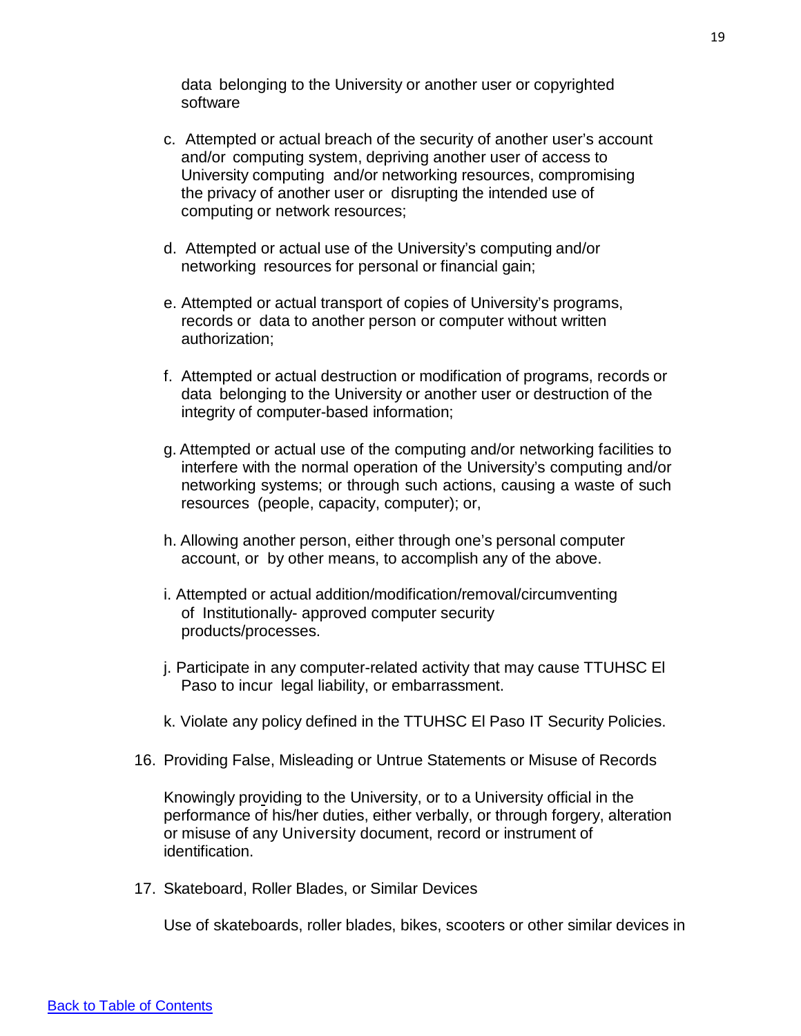data belonging to the University or another user or copyrighted software

c. Attempted or actual breach of the security of another user's account and/or computing system, depriving another user of access to University computing and/or networking resources, compromising the privacy of another user or disrupting the intended use of computing or network resources;

d. Attempted or actual use of the University's computing and/or networking resources for personal or financial gain;

e. Attempted or actual transport of copies of University's programs, records or data to another person or computer without written authorization;

f. Attempted or actual destruction or modification of programs, records or data belonging to the University or another user or destruction of the integrity of computer-based information;

g. Attempted or actual use of the computing and/or networking facilities to interfere with the normal operation of the University's computing and/or networking systems; or through such actions, causing a waste of such resources (people, capacity, computer); or,

h. Allowing another person, either through one's personal computer account, or by other means, to accomplish any of the above.

i. Attempted or actual addition/modification/removal/circumventing of Institutionally- approved computer security products/processes.

j. Participate in any computer-related activity that may cause TTUHSC El Paso to incur legal liability, or embarrassment.

k. Violate any policy defined in the TTUHSC El Paso IT Security Policies.

16. Providing False, Misleading or Untrue Statements or Misuse of Records

Knowingly providing to the University, or to a University official in the performance of his/her duties, either verbally, or through forgery, alteration or misuse of any University document, record or instrument of identification.

17. Skateboard, Roller Blades, or Similar Devices

Use of skateboards, roller blades, bikes, scooters or other similar devices in

[Back to Table of Contents]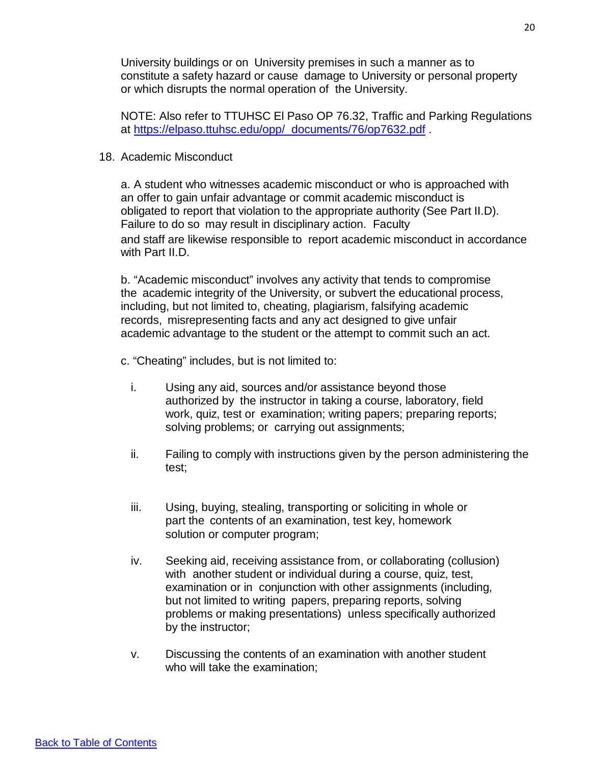University buildings or on University premises in such a manner as to constitute a safety hazard or cause damage to University or personal property or which disrupts the normal operation of the University.

NOTE: Also refer to TTUHSC El Paso OP 76.32, Traffic and Parking Regulations at [https://elpaso.ttuhsc.edu/opp/_documents/76/op7632.pdf](https://elpaso.ttuhsc.edu/opp/_documents/76/op7632.pdf) .

18. Academic Misconduct

   a. A student who witnesses academic misconduct or who is approached with an offer to gain unfair advantage or commit academic misconduct is obligated to report that violation to the appropriate authority (See Part II.D). Failure to do so may result in disciplinary action. Faculty and staff are likewise responsible to report academic misconduct in accordance with Part II.D.

   b. "Academic misconduct" involves any activity that tends to compromise the academic integrity of the University, or subvert the educational process, including, but not limited to, cheating, plagiarism, falsifying academic records, misrepresenting facts and any act designed to give unfair academic advantage to the student or the attempt to commit such an act.

   c. "Cheating" includes, but is not limited to:

      i. Using any aid, sources and/or assistance beyond those authorized by the instructor in taking a course, laboratory, field work, quiz, test or examination; writing papers; preparing reports; solving problems; or carrying out assignments;

      ii. Failing to comply with instructions given by the person administering the test;

      iii. Using, buying, stealing, transporting or soliciting in whole or part the contents of an examination, test key, homework solution or computer program;

      iv. Seeking aid, receiving assistance from, or collaborating (collusion) with another student or individual during a course, quiz, test, examination or in conjunction with other assignments (including, but not limited to writing papers, preparing reports, solving problems or making presentations) unless specifically authorized by the instructor;

      v. Discussing the contents of an examination with another student who will take the examination;

[Back to Table of Contents]()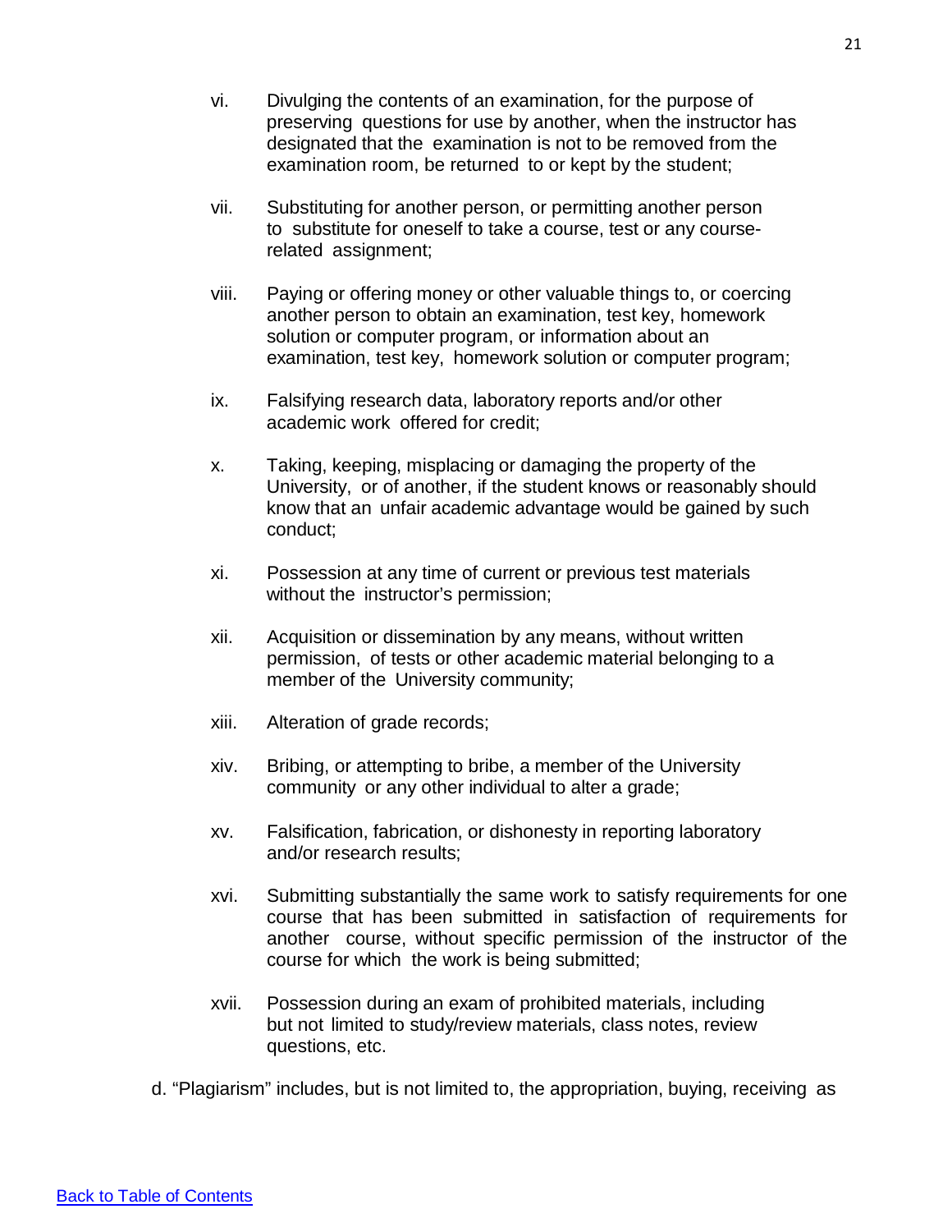vi. Divulging the contents of an examination, for the purpose of preserving questions for use by another, when the instructor has designated that the examination is not to be removed from the examination room, be returned to or kept by the student;

vii. Substituting for another person, or permitting another person to substitute for oneself to take a course, test or any course-related assignment;

viii. Paying or offering money or other valuable things to, or coercing another person to obtain an examination, test key, homework solution or computer program, or information about an examination, test key, homework solution or computer program;

ix. Falsifying research data, laboratory reports and/or other academic work offered for credit;

x. Taking, keeping, misplacing or damaging the property of the University, or of another, if the student knows or reasonably should know that an unfair academic advantage would be gained by such conduct;

xi. Possession at any time of current or previous test materials without the instructor's permission;

xii. Acquisition or dissemination by any means, without written permission, of tests or other academic material belonging to a member of the University community;

xiii. Alteration of grade records;

xiv. Bribing, or attempting to bribe, a member of the University community or any other individual to alter a grade;

xv. Falsification, fabrication, or dishonesty in reporting laboratory and/or research results;

xvi. Submitting substantially the same work to satisfy requirements for one course that has been submitted in satisfaction of requirements for another course, without specific permission of the instructor of the course for which the work is being submitted;

xvii. Possession during an exam of prohibited materials, including but not limited to study/review materials, class notes, review questions, etc.

d. "Plagiarism" includes, but is not limited to, the appropriation, buying, receiving as

[Back to Table of Contents]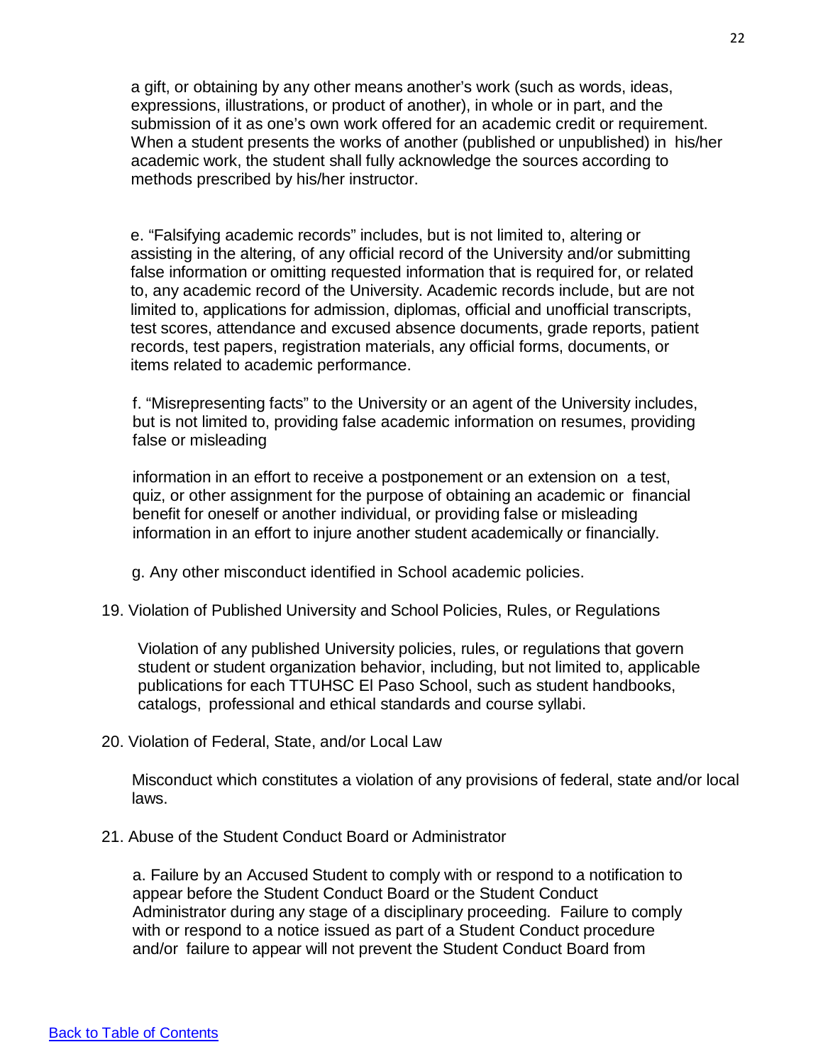a gift, or obtaining by any other means another's work (such as words, ideas, expressions, illustrations, or product of another), in whole or in part, and the submission of it as one's own work offered for an academic credit or requirement. When a student presents the works of another (published or unpublished) in his/her academic work, the student shall fully acknowledge the sources according to methods prescribed by his/her instructor.

e. "Falsifying academic records" includes, but is not limited to, altering or assisting in the altering, of any official record of the University and/or submitting false information or omitting requested information that is required for, or related to, any academic record of the University. Academic records include, but are not limited to, applications for admission, diplomas, official and unofficial transcripts, test scores, attendance and excused absence documents, grade reports, patient records, test papers, registration materials, any official forms, documents, or items related to academic performance.

f. "Misrepresenting facts" to the University or an agent of the University includes, but is not limited to, providing false academic information on resumes, providing false or misleading information in an effort to receive a postponement or an extension on a test, quiz, or other assignment for the purpose of obtaining an academic or financial benefit for oneself or another individual, or providing false or misleading information in an effort to injure another student academically or financially.

g. Any other misconduct identified in School academic policies.

19. Violation of Published University and School Policies, Rules, or Regulations

Violation of any published University policies, rules, or regulations that govern student or student organization behavior, including, but not limited to, applicable publications for each TTUHSC El Paso School, such as student handbooks, catalogs, professional and ethical standards and course syllabi.

20. Violation of Federal, State, and/or Local Law

Misconduct which constitutes a violation of any provisions of federal, state and/or local laws.

21. Abuse of the Student Conduct Board or Administrator

a. Failure by an Accused Student to comply with or respond to a notification to appear before the Student Conduct Board or the Student Conduct Administrator during any stage of a disciplinary proceeding. Failure to comply with or respond to a notice issued as part of a Student Conduct procedure and/or failure to appear will not prevent the Student Conduct Board from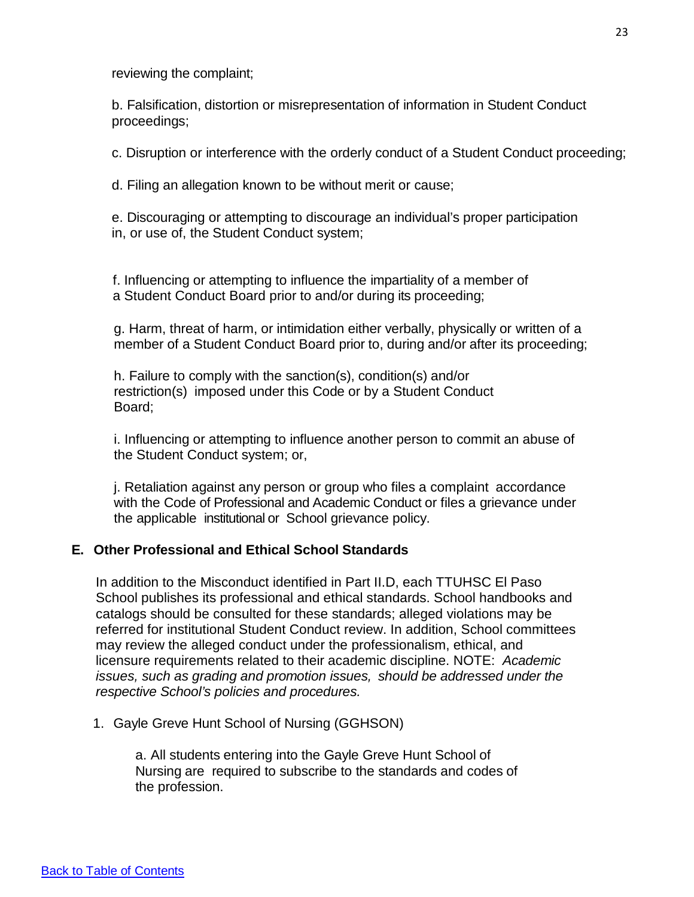reviewing the complaint;

b. Falsification, distortion or misrepresentation of information in Student Conduct proceedings;

c. Disruption or interference with the orderly conduct of a Student Conduct proceeding;

d. Filing an allegation known to be without merit or cause;

e. Discouraging or attempting to discourage an individual's proper participation in, or use of, the Student Conduct system;

f. Influencing or attempting to influence the impartiality of a member of a Student Conduct Board prior to and/or during its proceeding;

g. Harm, threat of harm, or intimidation either verbally, physically or written of a member of a Student Conduct Board prior to, during and/or after its proceeding;

h. Failure to comply with the sanction(s), condition(s) and/or restriction(s) imposed under this Code or by a Student Conduct Board;

i. Influencing or attempting to influence another person to commit an abuse of the Student Conduct system; or,

j. Retaliation against any person or group who files a complaint accordance with the Code of Professional and Academic Conduct or files a grievance under the applicable institutional or School grievance policy.

### E. Other Professional and Ethical School Standards

In addition to the Misconduct identified in Part II.D, each TTUHSC El Paso School publishes its professional and ethical standards. School handbooks and catalogs should be consulted for these standards; alleged violations may be referred for institutional Student Conduct review. In addition, School committees may review the alleged conduct under the professionalism, ethical, and licensure requirements related to their academic discipline. NOTE: *Academic issues, such as grading and promotion issues, should be addressed under the respective School's policies and procedures.*

1. Gayle Greve Hunt School of Nursing (GGHSON)

   a. All students entering into the Gayle Greve Hunt School of Nursing are required to subscribe to the standards and codes of the profession.

[Back to Table of Contents]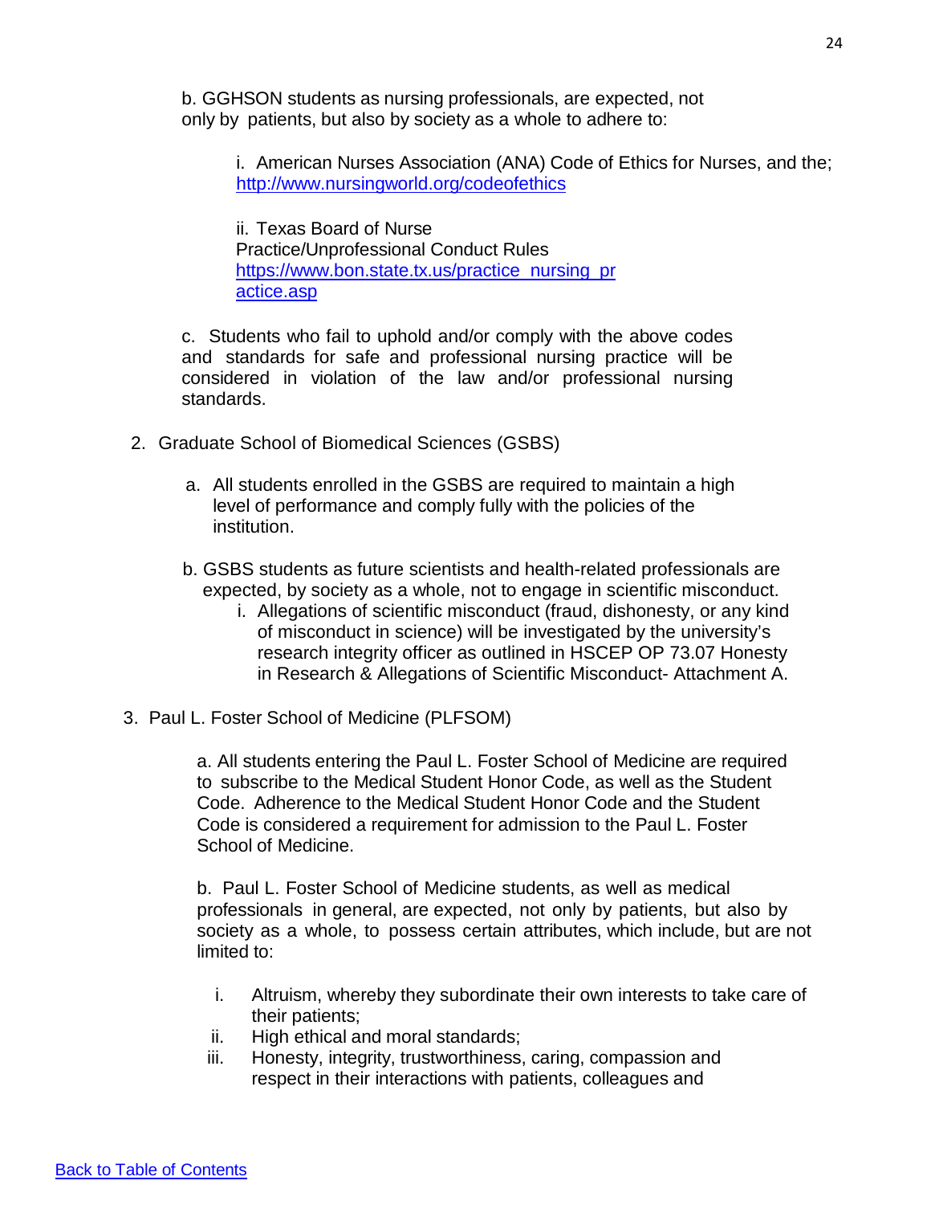b. GGHSON students as nursing professionals, are expected, not only by patients, but also by society as a whole to adhere to:

i. American Nurses Association (ANA) Code of Ethics for Nurses, and the; [http://www.nursingworld.org/codeofethics](http://www.nursingworld.org/codeofethics)

ii. Texas Board of Nurse Practice/Unprofessional Conduct Rules [https://www.bon.state.tx.us/practice_nursing_practice.asp](https://www.bon.state.tx.us/practice_nursing_practice.asp)

c. Students who fail to uphold and/or comply with the above codes and standards for safe and professional nursing practice will be considered in violation of the law and/or professional nursing standards.

2. Graduate School of Biomedical Sciences (GSBS)

   a. All students enrolled in the GSBS are required to maintain a high level of performance and comply fully with the policies of the institution.

   b. GSBS students as future scientists and health-related professionals are expected, by society as a whole, not to engage in scientific misconduct.

      i. Allegations of scientific misconduct (fraud, dishonesty, or any kind of misconduct in science) will be investigated by the university's research integrity officer as outlined in HSCEP OP 73.07 Honesty in Research & Allegations of Scientific Misconduct- Attachment A.

3. Paul L. Foster School of Medicine (PLFSOM)

   a. All students entering the Paul L. Foster School of Medicine are required to subscribe to the Medical Student Honor Code, as well as the Student Code. Adherence to the Medical Student Honor Code and the Student Code is considered a requirement for admission to the Paul L. Foster School of Medicine.

   b. Paul L. Foster School of Medicine students, as well as medical professionals in general, are expected, not only by patients, but also by society as a whole, to possess certain attributes, which include, but are not limited to:

      i. Altruism, whereby they subordinate their own interests to take care of their patients;
      ii. High ethical and moral standards;
      iii. Honesty, integrity, trustworthiness, caring, compassion and respect in their interactions with patients, colleagues and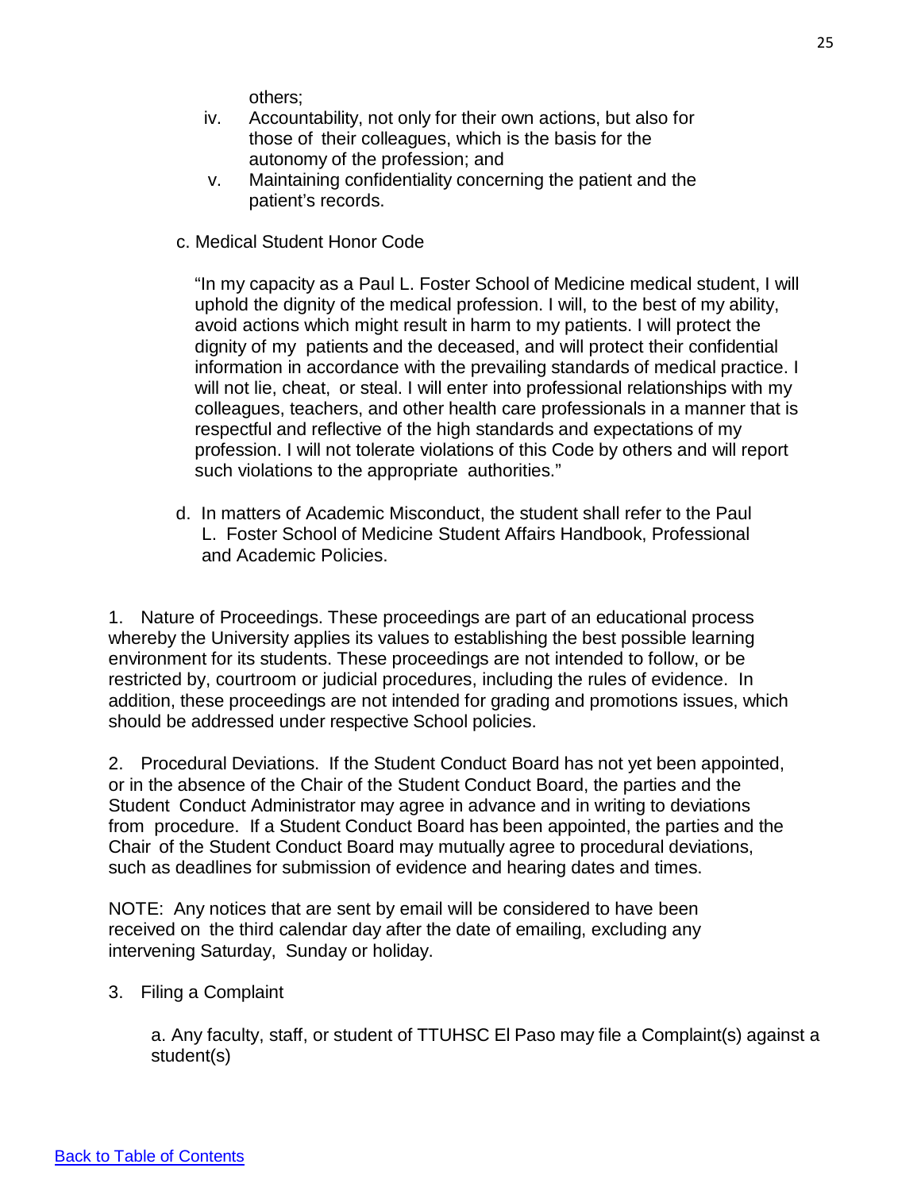others;

iv. Accountability, not only for their own actions, but also for those of their colleagues, which is the basis for the autonomy of the profession; and

v. Maintaining confidentiality concerning the patient and the patient's records.

c. Medical Student Honor Code

"In my capacity as a Paul L. Foster School of Medicine medical student, I will uphold the dignity of the medical profession. I will, to the best of my ability, avoid actions which might result in harm to my patients. I will protect the dignity of my patients and the deceased, and will protect their confidential information in accordance with the prevailing standards of medical practice. I will not lie, cheat, or steal. I will enter into professional relationships with my colleagues, teachers, and other health care professionals in a manner that is respectful and reflective of the high standards and expectations of my profession. I will not tolerate violations of this Code by others and will report such violations to the appropriate authorities."

d. In matters of Academic Misconduct, the student shall refer to the Paul L. Foster School of Medicine Student Affairs Handbook, Professional and Academic Policies.

1. Nature of Proceedings. These proceedings are part of an educational process whereby the University applies its values to establishing the best possible learning environment for its students. These proceedings are not intended to follow, or be restricted by, courtroom or judicial procedures, including the rules of evidence. In addition, these proceedings are not intended for grading and promotions issues, which should be addressed under respective School policies.

2. Procedural Deviations. If the Student Conduct Board has not yet been appointed, or in the absence of the Chair of the Student Conduct Board, the parties and the Student Conduct Administrator may agree in advance and in writing to deviations from procedure. If a Student Conduct Board has been appointed, the parties and the Chair of the Student Conduct Board may mutually agree to procedural deviations, such as deadlines for submission of evidence and hearing dates and times.

NOTE: Any notices that are sent by email will be considered to have been received on the third calendar day after the date of emailing, excluding any intervening Saturday, Sunday or holiday.

3. Filing a Complaint

a. Any faculty, staff, or student of TTUHSC El Paso may file a Complaint(s) against a student(s)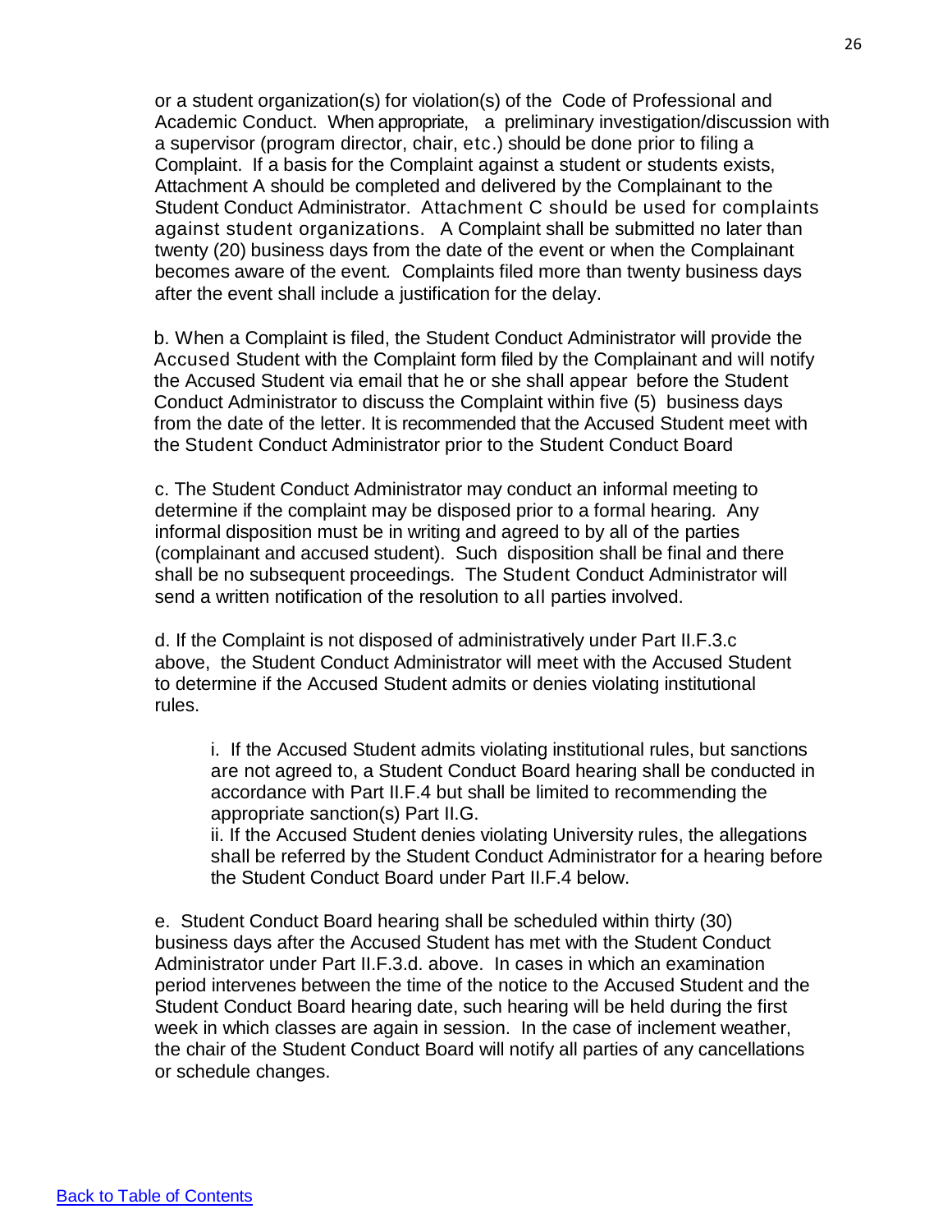or a student organization(s) for violation(s) of the Code of Professional and Academic Conduct. When appropriate, a preliminary investigation/discussion with a supervisor (program director, chair, etc.) should be done prior to filing a Complaint. If a basis for the Complaint against a student or students exists, Attachment A should be completed and delivered by the Complainant to the Student Conduct Administrator. Attachment C should be used for complaints against student organizations. A Complaint shall be submitted no later than twenty (20) business days from the date of the event or when the Complainant becomes aware of the event. Complaints filed more than twenty business days after the event shall include a justification for the delay.

b. When a Complaint is filed, the Student Conduct Administrator will provide the Accused Student with the Complaint form filed by the Complainant and will notify the Accused Student via email that he or she shall appear before the Student Conduct Administrator to discuss the Complaint within five (5) business days from the date of the letter. It is recommended that the Accused Student meet with the Student Conduct Administrator prior to the Student Conduct Board

c. The Student Conduct Administrator may conduct an informal meeting to determine if the complaint may be disposed prior to a formal hearing. Any informal disposition must be in writing and agreed to by all of the parties (complainant and accused student). Such disposition shall be final and there shall be no subsequent proceedings. The Student Conduct Administrator will send a written notification of the resolution to all parties involved.

d. If the Complaint is not disposed of administratively under Part II.F.3.c above, the Student Conduct Administrator will meet with the Accused Student to determine if the Accused Student admits or denies violating institutional rules.

> i. If the Accused Student admits violating institutional rules, but sanctions are not agreed to, a Student Conduct Board hearing shall be conducted in accordance with Part II.F.4 but shall be limited to recommending the appropriate sanction(s) Part II.G.
>
> ii. If the Accused Student denies violating University rules, the allegations shall be referred by the Student Conduct Administrator for a hearing before the Student Conduct Board under Part II.F.4 below.

e. Student Conduct Board hearing shall be scheduled within thirty (30) business days after the Accused Student has met with the Student Conduct Administrator under Part II.F.3.d. above. In cases in which an examination period intervenes between the time of the notice to the Accused Student and the Student Conduct Board hearing date, such hearing will be held during the first week in which classes are again in session. In the case of inclement weather, the chair of the Student Conduct Board will notify all parties of any cancellations or schedule changes.

[Back to Table of Contents]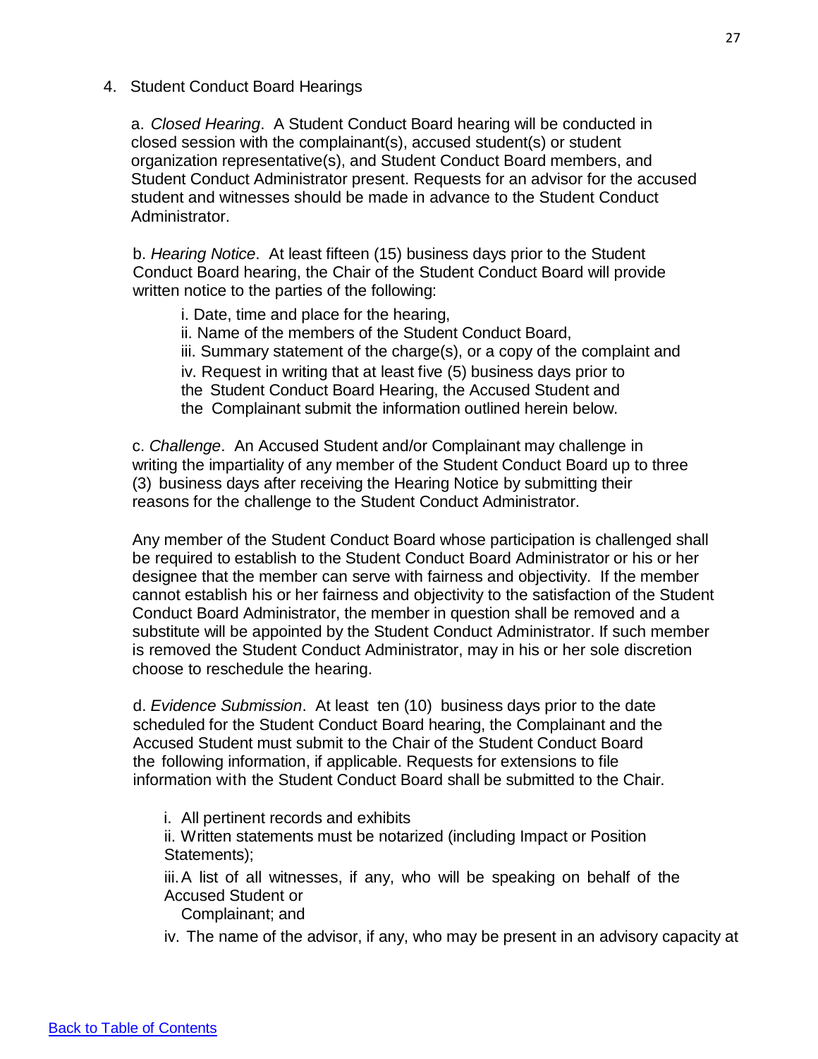4. Student Conduct Board Hearings

a. *Closed Hearing*. A Student Conduct Board hearing will be conducted in closed session with the complainant(s), accused student(s) or student organization representative(s), and Student Conduct Board members, and Student Conduct Administrator present. Requests for an advisor for the accused student and witnesses should be made in advance to the Student Conduct Administrator.

b. *Hearing Notice*. At least fifteen (15) business days prior to the Student Conduct Board hearing, the Chair of the Student Conduct Board will provide written notice to the parties of the following:

i. Date, time and place for the hearing,
ii. Name of the members of the Student Conduct Board,
iii. Summary statement of the charge(s), or a copy of the complaint and
iv. Request in writing that at least five (5) business days prior to the Student Conduct Board Hearing, the Accused Student and the Complainant submit the information outlined herein below.

c. *Challenge*. An Accused Student and/or Complainant may challenge in writing the impartiality of any member of the Student Conduct Board up to three (3) business days after receiving the Hearing Notice by submitting their reasons for the challenge to the Student Conduct Administrator.

Any member of the Student Conduct Board whose participation is challenged shall be required to establish to the Student Conduct Board Administrator or his or her designee that the member can serve with fairness and objectivity. If the member cannot establish his or her fairness and objectivity to the satisfaction of the Student Conduct Board Administrator, the member in question shall be removed and a substitute will be appointed by the Student Conduct Administrator. If such member is removed the Student Conduct Administrator, may in his or her sole discretion choose to reschedule the hearing.

d. *Evidence Submission*. At least ten (10) business days prior to the date scheduled for the Student Conduct Board hearing, the Complainant and the Accused Student must submit to the Chair of the Student Conduct Board the following information, if applicable. Requests for extensions to file information with the Student Conduct Board shall be submitted to the Chair.

i. All pertinent records and exhibits
ii. Written statements must be notarized (including Impact or Position Statements);
iii. A list of all witnesses, if any, who will be speaking on behalf of the Accused Student or Complainant; and
iv. The name of the advisor, if any, who may be present in an advisory capacity at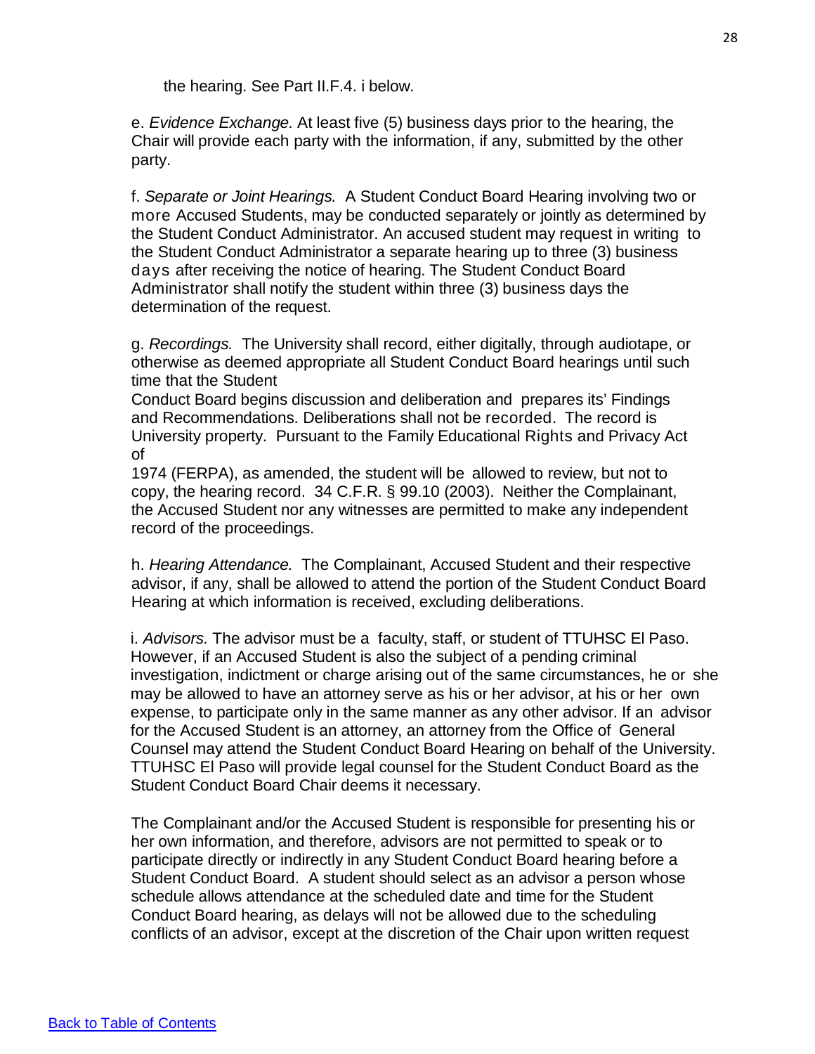the hearing. See Part II.F.4. i below.

e. *Evidence Exchange.* At least five (5) business days prior to the hearing, the Chair will provide each party with the information, if any, submitted by the other party.

f. *Separate or Joint Hearings.* A Student Conduct Board Hearing involving two or more Accused Students, may be conducted separately or jointly as determined by the Student Conduct Administrator. An accused student may request in writing to the Student Conduct Administrator a separate hearing up to three (3) business days after receiving the notice of hearing. The Student Conduct Board Administrator shall notify the student within three (3) business days the determination of the request.

g. *Recordings.* The University shall record, either digitally, through audiotape, or otherwise as deemed appropriate all Student Conduct Board hearings until such time that the Student Conduct Board begins discussion and deliberation and prepares its' Findings and Recommendations. Deliberations shall not be recorded. The record is University property. Pursuant to the Family Educational Rights and Privacy Act of 1974 (FERPA), as amended, the student will be allowed to review, but not to copy, the hearing record. 34 C.F.R. § 99.10 (2003). Neither the Complainant, the Accused Student nor any witnesses are permitted to make any independent record of the proceedings.

h. *Hearing Attendance.* The Complainant, Accused Student and their respective advisor, if any, shall be allowed to attend the portion of the Student Conduct Board Hearing at which information is received, excluding deliberations.

i. *Advisors.* The advisor must be a faculty, staff, or student of TTUHSC El Paso. However, if an Accused Student is also the subject of a pending criminal investigation, indictment or charge arising out of the same circumstances, he or she may be allowed to have an attorney serve as his or her advisor, at his or her own expense, to participate only in the same manner as any other advisor. If an advisor for the Accused Student is an attorney, an attorney from the Office of General Counsel may attend the Student Conduct Board Hearing on behalf of the University. TTUHSC El Paso will provide legal counsel for the Student Conduct Board as the Student Conduct Board Chair deems it necessary.

The Complainant and/or the Accused Student is responsible for presenting his or her own information, and therefore, advisors are not permitted to speak or to participate directly or indirectly in any Student Conduct Board hearing before a Student Conduct Board. A student should select as an advisor a person whose schedule allows attendance at the scheduled date and time for the Student Conduct Board hearing, as delays will not be allowed due to the scheduling conflicts of an advisor, except at the discretion of the Chair upon written request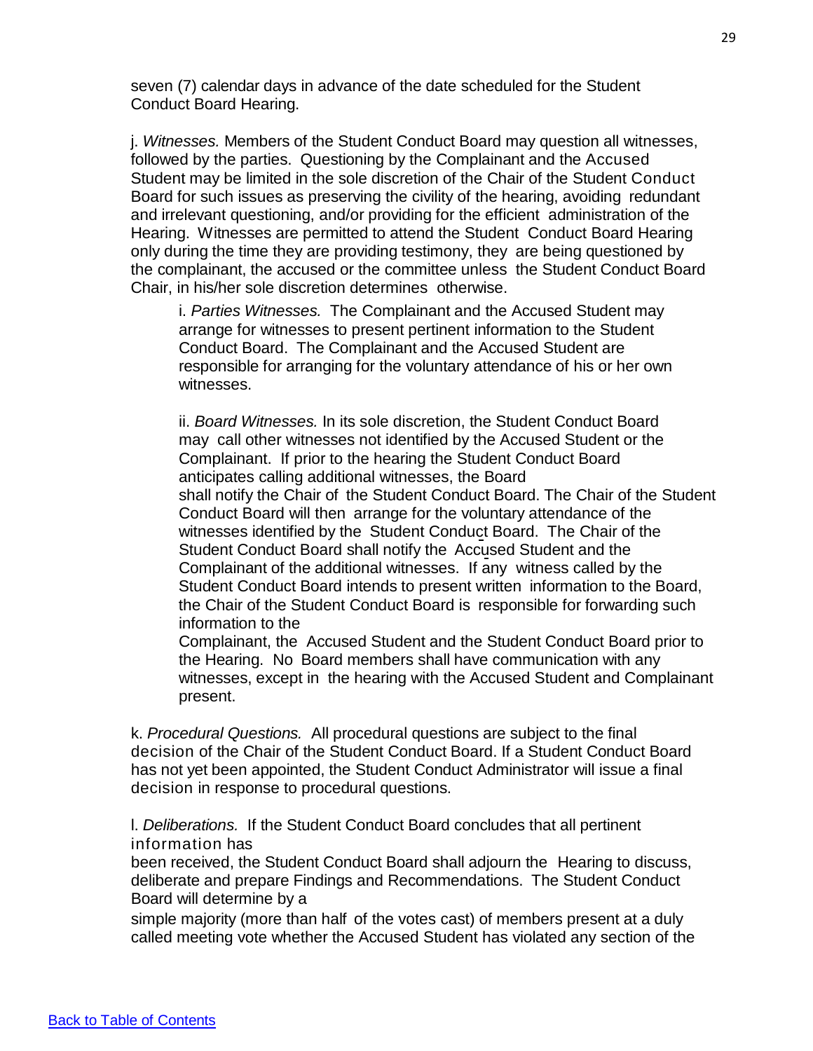seven (7) calendar days in advance of the date scheduled for the Student Conduct Board Hearing.

j. *Witnesses.* Members of the Student Conduct Board may question all witnesses, followed by the parties. Questioning by the Complainant and the Accused Student may be limited in the sole discretion of the Chair of the Student Conduct Board for such issues as preserving the civility of the hearing, avoiding redundant and irrelevant questioning, and/or providing for the efficient administration of the Hearing. Witnesses are permitted to attend the Student Conduct Board Hearing only during the time they are providing testimony, they are being questioned by the complainant, the accused or the committee unless the Student Conduct Board Chair, in his/her sole discretion determines otherwise.

i. *Parties Witnesses.* The Complainant and the Accused Student may arrange for witnesses to present pertinent information to the Student Conduct Board. The Complainant and the Accused Student are responsible for arranging for the voluntary attendance of his or her own witnesses.

ii. *Board Witnesses.* In its sole discretion, the Student Conduct Board may call other witnesses not identified by the Accused Student or the Complainant. If prior to the hearing the Student Conduct Board anticipates calling additional witnesses, the Board shall notify the Chair of the Student Conduct Board. The Chair of the Student Conduct Board will then arrange for the voluntary attendance of the witnesses identified by the Student Conduct Board. The Chair of the Student Conduct Board shall notify the Accused Student and the Complainant of the additional witnesses. If any witness called by the Student Conduct Board intends to present written information to the Board, the Chair of the Student Conduct Board is responsible for forwarding such information to the Complainant, the Accused Student and the Student Conduct Board prior to the Hearing. No Board members shall have communication with any witnesses, except in the hearing with the Accused Student and Complainant present.

k. *Procedural Questions.* All procedural questions are subject to the final decision of the Chair of the Student Conduct Board. If a Student Conduct Board has not yet been appointed, the Student Conduct Administrator will issue a final decision in response to procedural questions.

l. *Deliberations.* If the Student Conduct Board concludes that all pertinent information has been received, the Student Conduct Board shall adjourn the Hearing to discuss, deliberate and prepare Findings and Recommendations. The Student Conduct Board will determine by a simple majority (more than half of the votes cast) of members present at a duly called meeting vote whether the Accused Student has violated any section of the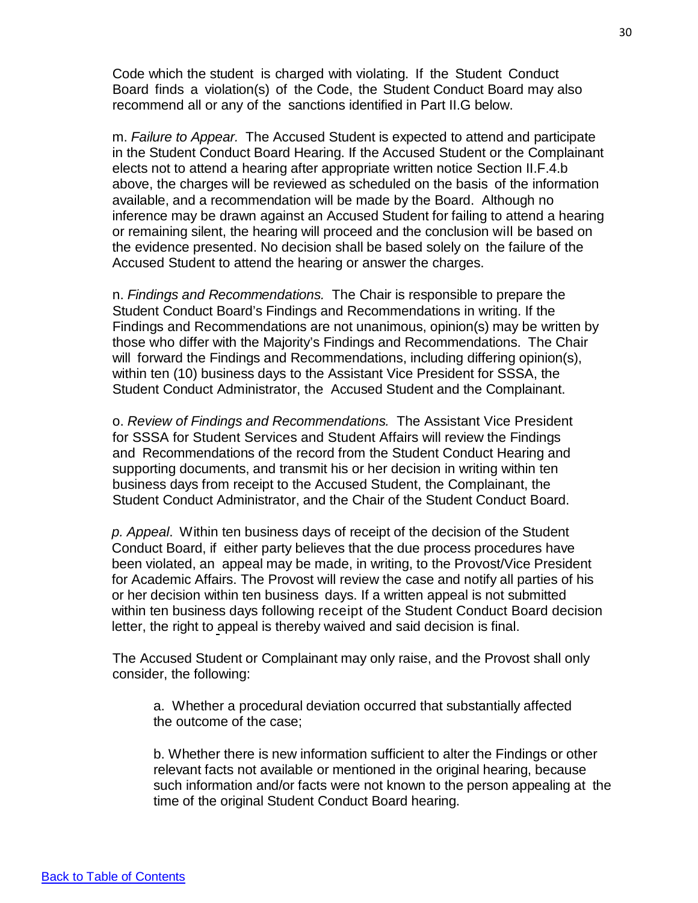Code which the student is charged with violating. If the Student Conduct Board finds a violation(s) of the Code, the Student Conduct Board may also recommend all or any of the sanctions identified in Part II.G below.

m. *Failure to Appear.* The Accused Student is expected to attend and participate in the Student Conduct Board Hearing. If the Accused Student or the Complainant elects not to attend a hearing after appropriate written notice Section II.F.4.b above, the charges will be reviewed as scheduled on the basis of the information available, and a recommendation will be made by the Board. Although no inference may be drawn against an Accused Student for failing to attend a hearing or remaining silent, the hearing will proceed and the conclusion will be based on the evidence presented. No decision shall be based solely on the failure of the Accused Student to attend the hearing or answer the charges.

n. *Findings and Recommendations.* The Chair is responsible to prepare the Student Conduct Board's Findings and Recommendations in writing. If the Findings and Recommendations are not unanimous, opinion(s) may be written by those who differ with the Majority's Findings and Recommendations. The Chair will forward the Findings and Recommendations, including differing opinion(s), within ten (10) business days to the Assistant Vice President for SSSA, the Student Conduct Administrator, the Accused Student and the Complainant.

o. *Review of Findings and Recommendations.* The Assistant Vice President for SSSA for Student Services and Student Affairs will review the Findings and Recommendations of the record from the Student Conduct Hearing and supporting documents, and transmit his or her decision in writing within ten business days from receipt to the Accused Student, the Complainant, the Student Conduct Administrator, and the Chair of the Student Conduct Board.

*p. Appeal*. Within ten business days of receipt of the decision of the Student Conduct Board, if either party believes that the due process procedures have been violated, an appeal may be made, in writing, to the Provost/Vice President for Academic Affairs. The Provost will review the case and notify all parties of his or her decision within ten business days. If a written appeal is not submitted within ten business days following receipt of the Student Conduct Board decision letter, the right to appeal is thereby waived and said decision is final.

The Accused Student or Complainant may only raise, and the Provost shall only consider, the following:

a. Whether a procedural deviation occurred that substantially affected the outcome of the case;

b. Whether there is new information sufficient to alter the Findings or other relevant facts not available or mentioned in the original hearing, because such information and/or facts were not known to the person appealing at the time of the original Student Conduct Board hearing.

[Back to Table of Contents]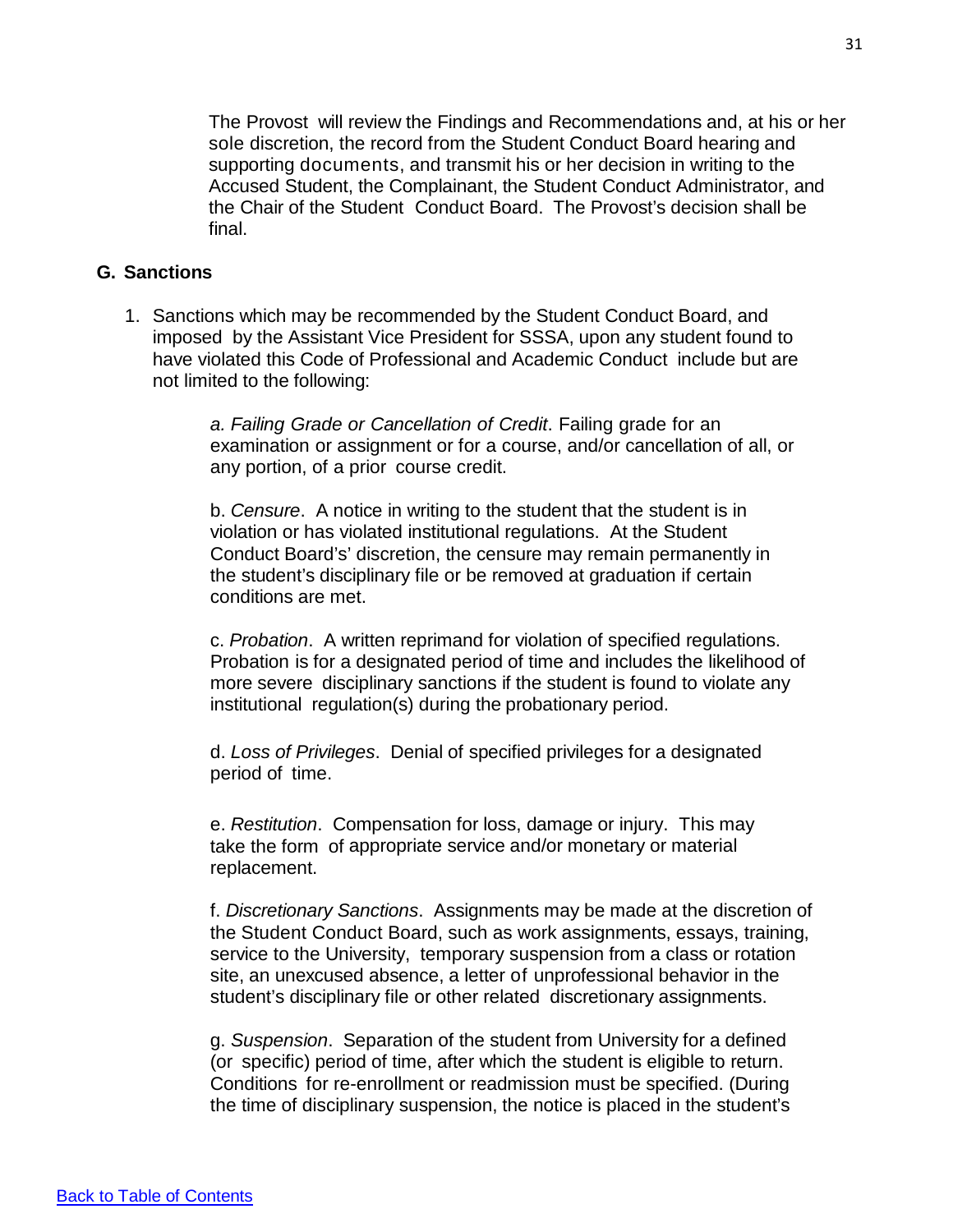The Provost will review the Findings and Recommendations and, at his or her sole discretion, the record from the Student Conduct Board hearing and supporting documents, and transmit his or her decision in writing to the Accused Student, the Complainant, the Student Conduct Administrator, and the Chair of the Student Conduct Board. The Provost's decision shall be final.

## G. Sanctions

1. Sanctions which may be recommended by the Student Conduct Board, and imposed by the Assistant Vice President for SSSA, upon any student found to have violated this Code of Professional and Academic Conduct include but are not limited to the following:

   *a. Failing Grade or Cancellation of Credit*. Failing grade for an examination or assignment or for a course, and/or cancellation of all, or any portion, of a prior course credit.

   b. *Censure*. A notice in writing to the student that the student is in violation or has violated institutional regulations. At the Student Conduct Board's' discretion, the censure may remain permanently in the student's disciplinary file or be removed at graduation if certain conditions are met.

   c. *Probation*. A written reprimand for violation of specified regulations. Probation is for a designated period of time and includes the likelihood of more severe disciplinary sanctions if the student is found to violate any institutional regulation(s) during the probationary period.

   d. *Loss of Privileges*. Denial of specified privileges for a designated period of time.

   e. *Restitution*. Compensation for loss, damage or injury. This may take the form of appropriate service and/or monetary or material replacement.

   f. *Discretionary Sanctions*. Assignments may be made at the discretion of the Student Conduct Board, such as work assignments, essays, training, service to the University, temporary suspension from a class or rotation site, an unexcused absence, a letter of unprofessional behavior in the student's disciplinary file or other related discretionary assignments.

   g. *Suspension*. Separation of the student from University for a defined (or specific) period of time, after which the student is eligible to return. Conditions for re-enrollment or readmission must be specified. (During the time of disciplinary suspension, the notice is placed in the student's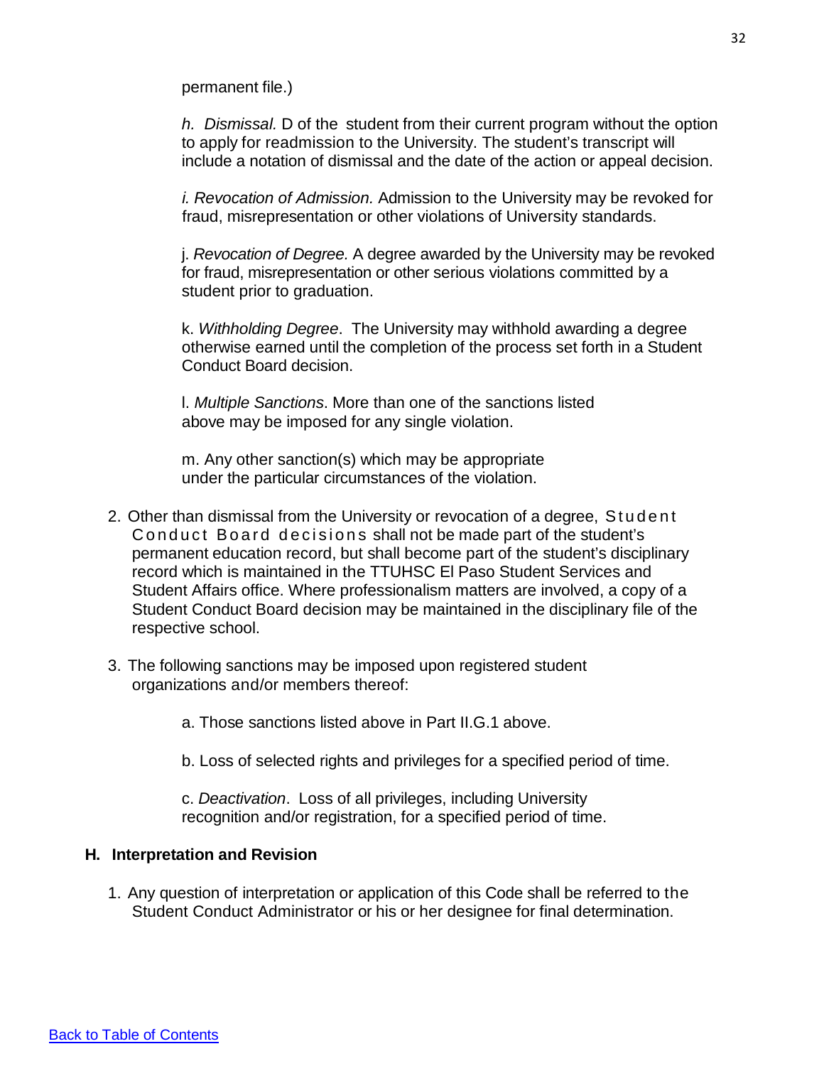permanent file.)

*h. Dismissal.* D of the student from their current program without the option to apply for readmission to the University. The student's transcript will include a notation of dismissal and the date of the action or appeal decision.

*i. Revocation of Admission.* Admission to the University may be revoked for fraud, misrepresentation or other violations of University standards.

j. *Revocation of Degree.* A degree awarded by the University may be revoked for fraud, misrepresentation or other serious violations committed by a student prior to graduation.

k. *Withholding Degree*. The University may withhold awarding a degree otherwise earned until the completion of the process set forth in a Student Conduct Board decision.

l. *Multiple Sanctions*. More than one of the sanctions listed above may be imposed for any single violation.

m. Any other sanction(s) which may be appropriate under the particular circumstances of the violation.

2. Other than dismissal from the University or revocation of a degree, Student Conduct Board decisions shall not be made part of the student's permanent education record, but shall become part of the student's disciplinary record which is maintained in the TTUHSC El Paso Student Services and Student Affairs office. Where professionalism matters are involved, a copy of a Student Conduct Board decision may be maintained in the disciplinary file of the respective school.

3. The following sanctions may be imposed upon registered student organizations and/or members thereof:

   a. Those sanctions listed above in Part II.G.1 above.

   b. Loss of selected rights and privileges for a specified period of time.

   c. *Deactivation*. Loss of all privileges, including University recognition and/or registration, for a specified period of time.

### H. Interpretation and Revision

1. Any question of interpretation or application of this Code shall be referred to the Student Conduct Administrator or his or her designee for final determination.

[Back to Table of Contents]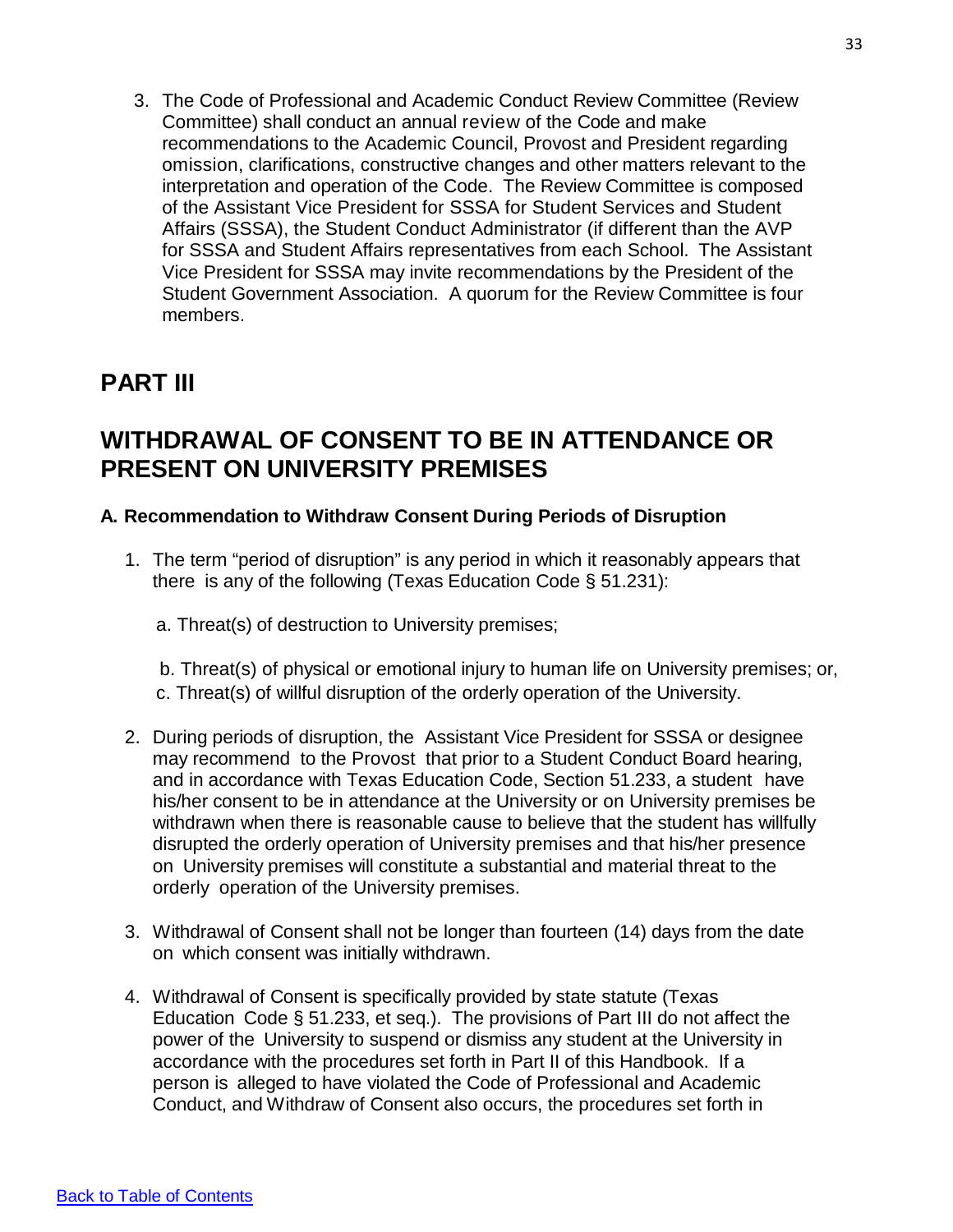3. The Code of Professional and Academic Conduct Review Committee (Review Committee) shall conduct an annual review of the Code and make recommendations to the Academic Council, Provost and President regarding omission, clarifications, constructive changes and other matters relevant to the interpretation and operation of the Code. The Review Committee is composed of the Assistant Vice President for SSSA for Student Services and Student Affairs (SSSA), the Student Conduct Administrator (if different than the AVP for SSSA and Student Affairs representatives from each School. The Assistant Vice President for SSSA may invite recommendations by the President of the Student Government Association. A quorum for the Review Committee is four members.

# PART III

# WITHDRAWAL OF CONSENT TO BE IN ATTENDANCE OR PRESENT ON UNIVERSITY PREMISES

### A. Recommendation to Withdraw Consent During Periods of Disruption

1. The term "period of disruption" is any period in which it reasonably appears that there is any of the following (Texas Education Code § 51.231):

   a. Threat(s) of destruction to University premises;

   b. Threat(s) of physical or emotional injury to human life on University premises; or,

   c. Threat(s) of willful disruption of the orderly operation of the University.

2. During periods of disruption, the Assistant Vice President for SSSA or designee may recommend to the Provost that prior to a Student Conduct Board hearing, and in accordance with Texas Education Code, Section 51.233, a student have his/her consent to be in attendance at the University or on University premises be withdrawn when there is reasonable cause to believe that the student has willfully disrupted the orderly operation of University premises and that his/her presence on University premises will constitute a substantial and material threat to the orderly operation of the University premises.

3. Withdrawal of Consent shall not be longer than fourteen (14) days from the date on which consent was initially withdrawn.

4. Withdrawal of Consent is specifically provided by state statute (Texas Education Code § 51.233, et seq.). The provisions of Part III do not affect the power of the University to suspend or dismiss any student at the University in accordance with the procedures set forth in Part II of this Handbook. If a person is alleged to have violated the Code of Professional and Academic Conduct, and Withdraw of Consent also occurs, the procedures set forth in

[Back to Table of Contents]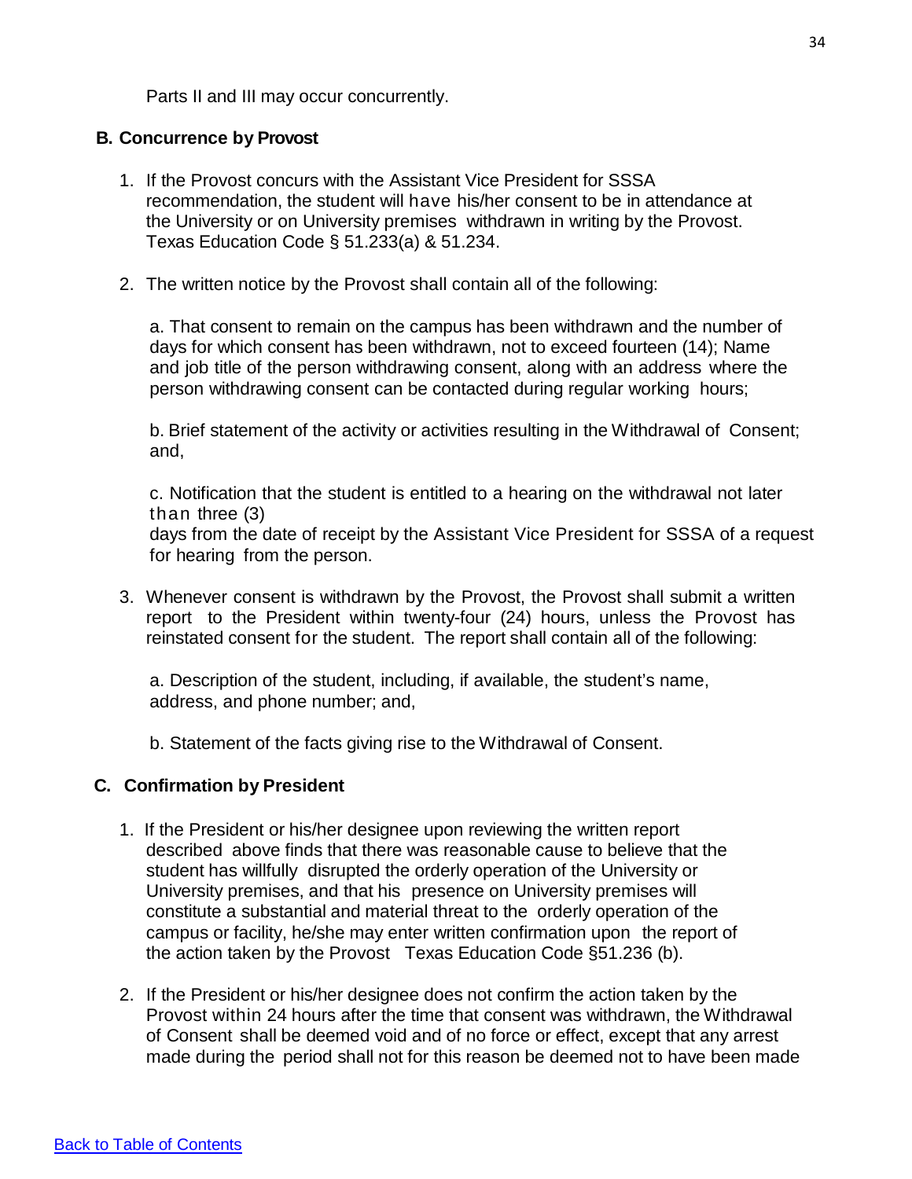Parts II and III may occur concurrently.

**B. Concurrence by Provost**

1. If the Provost concurs with the Assistant Vice President for SSSA recommendation, the student will have his/her consent to be in attendance at the University or on University premises withdrawn in writing by the Provost. Texas Education Code § 51.233(a) & 51.234.

2. The written notice by the Provost shall contain all of the following:

   a. That consent to remain on the campus has been withdrawn and the number of days for which consent has been withdrawn, not to exceed fourteen (14); Name and job title of the person withdrawing consent, along with an address where the person withdrawing consent can be contacted during regular working hours;

   b. Brief statement of the activity or activities resulting in the Withdrawal of Consent; and,

   c. Notification that the student is entitled to a hearing on the withdrawal not later than three (3) days from the date of receipt by the Assistant Vice President for SSSA of a request for hearing from the person.

3. Whenever consent is withdrawn by the Provost, the Provost shall submit a written report to the President within twenty-four (24) hours, unless the Provost has reinstated consent for the student. The report shall contain all of the following:

   a. Description of the student, including, if available, the student's name, address, and phone number; and,

   b. Statement of the facts giving rise to the Withdrawal of Consent.

**C. Confirmation by President**

1. If the President or his/her designee upon reviewing the written report described above finds that there was reasonable cause to believe that the student has willfully disrupted the orderly operation of the University or University premises, and that his presence on University premises will constitute a substantial and material threat to the orderly operation of the campus or facility, he/she may enter written confirmation upon the report of the action taken by the Provost Texas Education Code §51.236 (b).

2. If the President or his/her designee does not confirm the action taken by the Provost within 24 hours after the time that consent was withdrawn, the Withdrawal of Consent shall be deemed void and of no force or effect, except that any arrest made during the period shall not for this reason be deemed not to have been made

[Back to Table of Contents]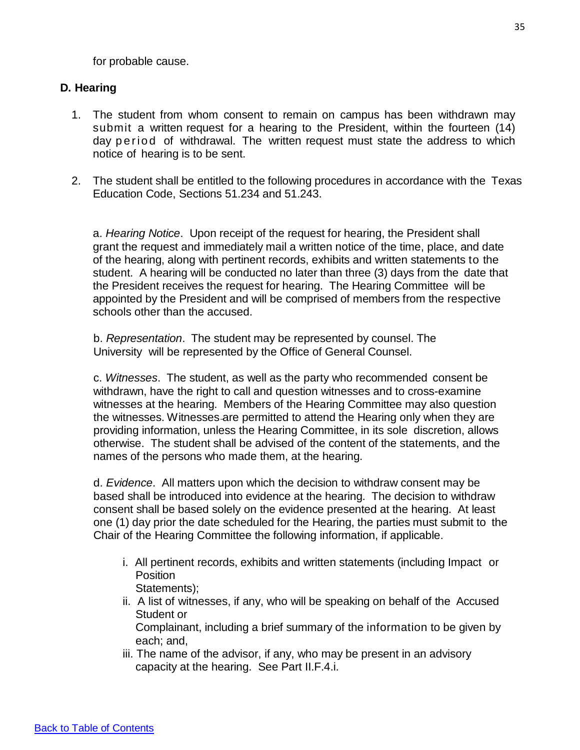for probable cause.

### D. Hearing

1. The student from whom consent to remain on campus has been withdrawn may submit a written request for a hearing to the President, within the fourteen (14) day period of withdrawal. The written request must state the address to which notice of hearing is to be sent.

2. The student shall be entitled to the following procedures in accordance with the Texas Education Code, Sections 51.234 and 51.243.

   a. *Hearing Notice*. Upon receipt of the request for hearing, the President shall grant the request and immediately mail a written notice of the time, place, and date of the hearing, along with pertinent records, exhibits and written statements to the student. A hearing will be conducted no later than three (3) days from the date that the President receives the request for hearing. The Hearing Committee will be appointed by the President and will be comprised of members from the respective schools other than the accused.

   b. *Representation*. The student may be represented by counsel. The University will be represented by the Office of General Counsel.

   c. *Witnesses*. The student, as well as the party who recommended consent be withdrawn, have the right to call and question witnesses and to cross-examine witnesses at the hearing. Members of the Hearing Committee may also question the witnesses. Witnesses are permitted to attend the Hearing only when they are providing information, unless the Hearing Committee, in its sole discretion, allows otherwise. The student shall be advised of the content of the statements, and the names of the persons who made them, at the hearing.

   d. *Evidence*. All matters upon which the decision to withdraw consent may be based shall be introduced into evidence at the hearing. The decision to withdraw consent shall be based solely on the evidence presented at the hearing. At least one (1) day prior the date scheduled for the Hearing, the parties must submit to the Chair of the Hearing Committee the following information, if applicable.

      i. All pertinent records, exhibits and written statements (including Impact or Position Statements);
      ii. A list of witnesses, if any, who will be speaking on behalf of the Accused Student or Complainant, including a brief summary of the information to be given by each; and,
      iii. The name of the advisor, if any, who may be present in an advisory capacity at the hearing. See Part II.F.4.i.

[Back to Table of Contents]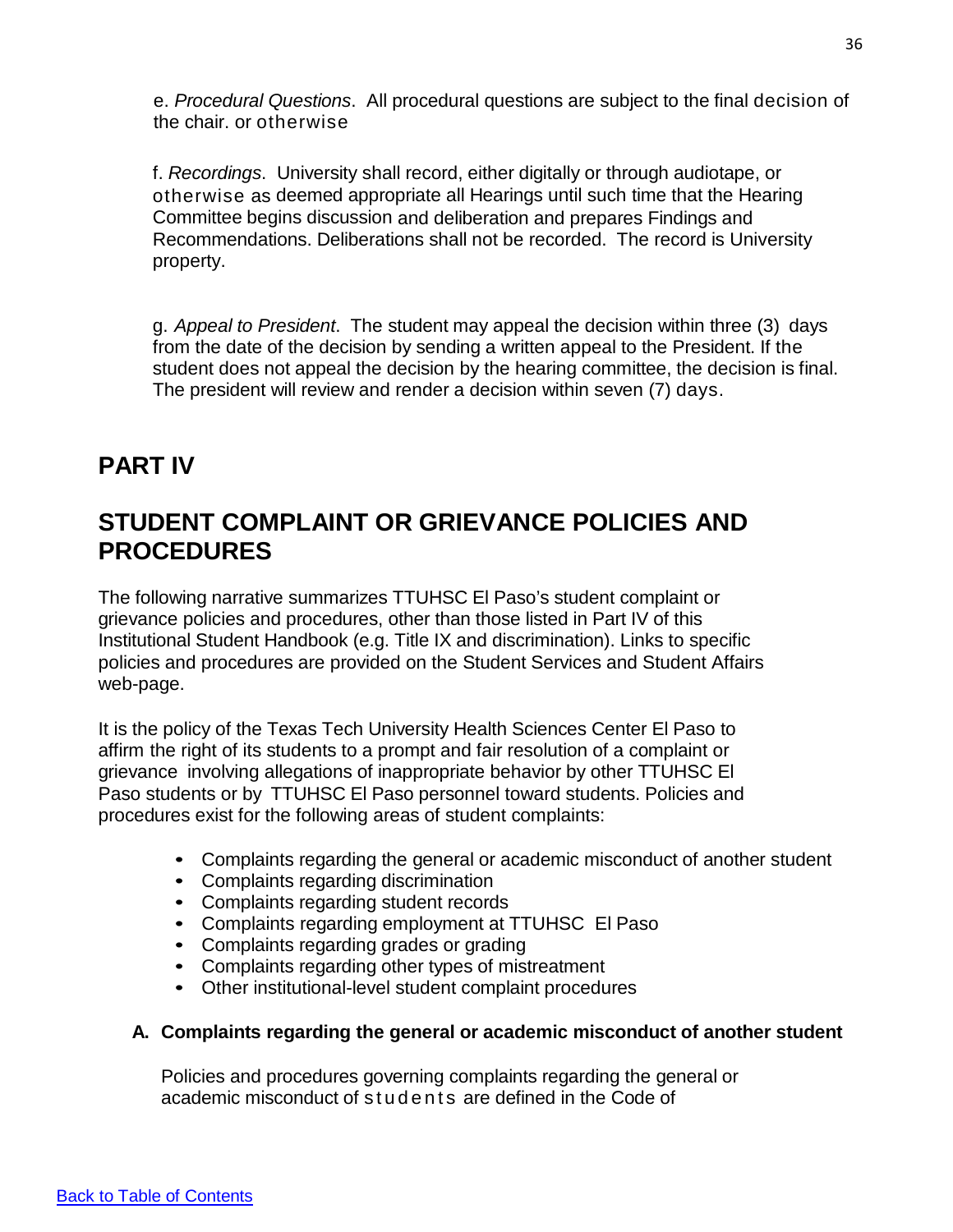e. *Procedural Questions*. All procedural questions are subject to the final decision of the chair. or otherwise

f. *Recordings*. University shall record, either digitally or through audiotape, or otherwise as deemed appropriate all Hearings until such time that the Hearing Committee begins discussion and deliberation and prepares Findings and Recommendations. Deliberations shall not be recorded. The record is University property.

g. *Appeal to President*. The student may appeal the decision within three (3) days from the date of the decision by sending a written appeal to the President. If the student does not appeal the decision by the hearing committee, the decision is final. The president will review and render a decision within seven (7) days.

# PART IV

# STUDENT COMPLAINT OR GRIEVANCE POLICIES AND PROCEDURES

The following narrative summarizes TTUHSC El Paso's student complaint or grievance policies and procedures, other than those listed in Part IV of this Institutional Student Handbook (e.g. Title IX and discrimination). Links to specific policies and procedures are provided on the Student Services and Student Affairs web-page.

It is the policy of the Texas Tech University Health Sciences Center El Paso to affirm the right of its students to a prompt and fair resolution of a complaint or grievance involving allegations of inappropriate behavior by other TTUHSC El Paso students or by TTUHSC El Paso personnel toward students. Policies and procedures exist for the following areas of student complaints:

- Complaints regarding the general or academic misconduct of another student
- Complaints regarding discrimination
- Complaints regarding student records
- Complaints regarding employment at TTUHSC El Paso
- Complaints regarding grades or grading
- Complaints regarding other types of mistreatment
- Other institutional-level student complaint procedures

### A. Complaints regarding the general or academic misconduct of another student

Policies and procedures governing complaints regarding the general or academic misconduct of students are defined in the Code of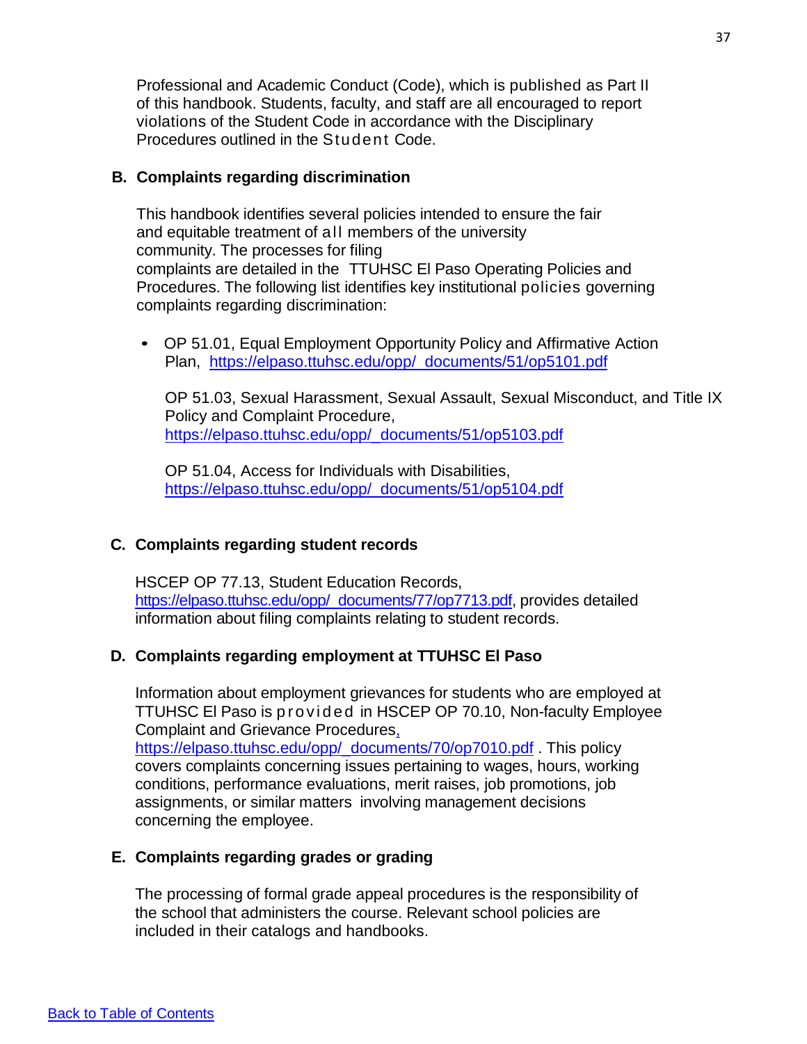Professional and Academic Conduct (Code), which is published as Part II of this handbook. Students, faculty, and staff are all encouraged to report violations of the Student Code in accordance with the Disciplinary Procedures outlined in the Student Code.

### B. Complaints regarding discrimination

This handbook identifies several policies intended to ensure the fair and equitable treatment of all members of the university community. The processes for filing complaints are detailed in the TTUHSC El Paso Operating Policies and Procedures. The following list identifies key institutional policies governing complaints regarding discrimination:

- OP 51.01, Equal Employment Opportunity Policy and Affirmative Action Plan, https://elpaso.ttuhsc.edu/opp/_documents/51/op5101.pdf

  OP 51.03, Sexual Harassment, Sexual Assault, Sexual Misconduct, and Title IX Policy and Complaint Procedure, https://elpaso.ttuhsc.edu/opp/_documents/51/op5103.pdf

  OP 51.04, Access for Individuals with Disabilities, https://elpaso.ttuhsc.edu/opp/_documents/51/op5104.pdf

### C. Complaints regarding student records

HSCEP OP 77.13, Student Education Records, https://elpaso.ttuhsc.edu/opp/_documents/77/op7713.pdf, provides detailed information about filing complaints relating to student records.

### D. Complaints regarding employment at TTUHSC El Paso

Information about employment grievances for students who are employed at TTUHSC El Paso is provided in HSCEP OP 70.10, Non-faculty Employee Complaint and Grievance Procedures, https://elpaso.ttuhsc.edu/opp/_documents/70/op7010.pdf . This policy covers complaints concerning issues pertaining to wages, hours, working conditions, performance evaluations, merit raises, job promotions, job assignments, or similar matters involving management decisions concerning the employee.

### E. Complaints regarding grades or grading

The processing of formal grade appeal procedures is the responsibility of the school that administers the course. Relevant school policies are included in their catalogs and handbooks.

Back to Table of Contents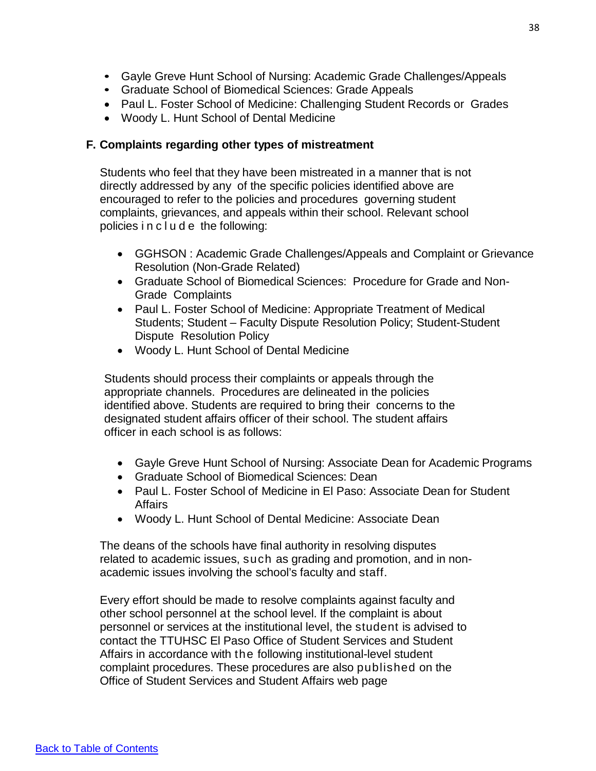- Gayle Greve Hunt School of Nursing: Academic Grade Challenges/Appeals
- Graduate School of Biomedical Sciences: Grade Appeals
- Paul L. Foster School of Medicine: Challenging Student Records or Grades
- Woody L. Hunt School of Dental Medicine

### F. Complaints regarding other types of mistreatment

Students who feel that they have been mistreated in a manner that is not directly addressed by any of the specific policies identified above are encouraged to refer to the policies and procedures governing student complaints, grievances, and appeals within their school. Relevant school policies include the following:

- GGHSON : Academic Grade Challenges/Appeals and Complaint or Grievance Resolution (Non-Grade Related)
- Graduate School of Biomedical Sciences: Procedure for Grade and Non-Grade Complaints
- Paul L. Foster School of Medicine: Appropriate Treatment of Medical Students; Student – Faculty Dispute Resolution Policy; Student-Student Dispute Resolution Policy
- Woody L. Hunt School of Dental Medicine

Students should process their complaints or appeals through the appropriate channels. Procedures are delineated in the policies identified above. Students are required to bring their concerns to the designated student affairs officer of their school. The student affairs officer in each school is as follows:

- Gayle Greve Hunt School of Nursing: Associate Dean for Academic Programs
- Graduate School of Biomedical Sciences: Dean
- Paul L. Foster School of Medicine in El Paso: Associate Dean for Student Affairs
- Woody L. Hunt School of Dental Medicine: Associate Dean

The deans of the schools have final authority in resolving disputes related to academic issues, such as grading and promotion, and in non-academic issues involving the school's faculty and staff.

Every effort should be made to resolve complaints against faculty and other school personnel at the school level. If the complaint is about personnel or services at the institutional level, the student is advised to contact the TTUHSC El Paso Office of Student Services and Student Affairs in accordance with the following institutional-level student complaint procedures. These procedures are also published on the Office of Student Services and Student Affairs web page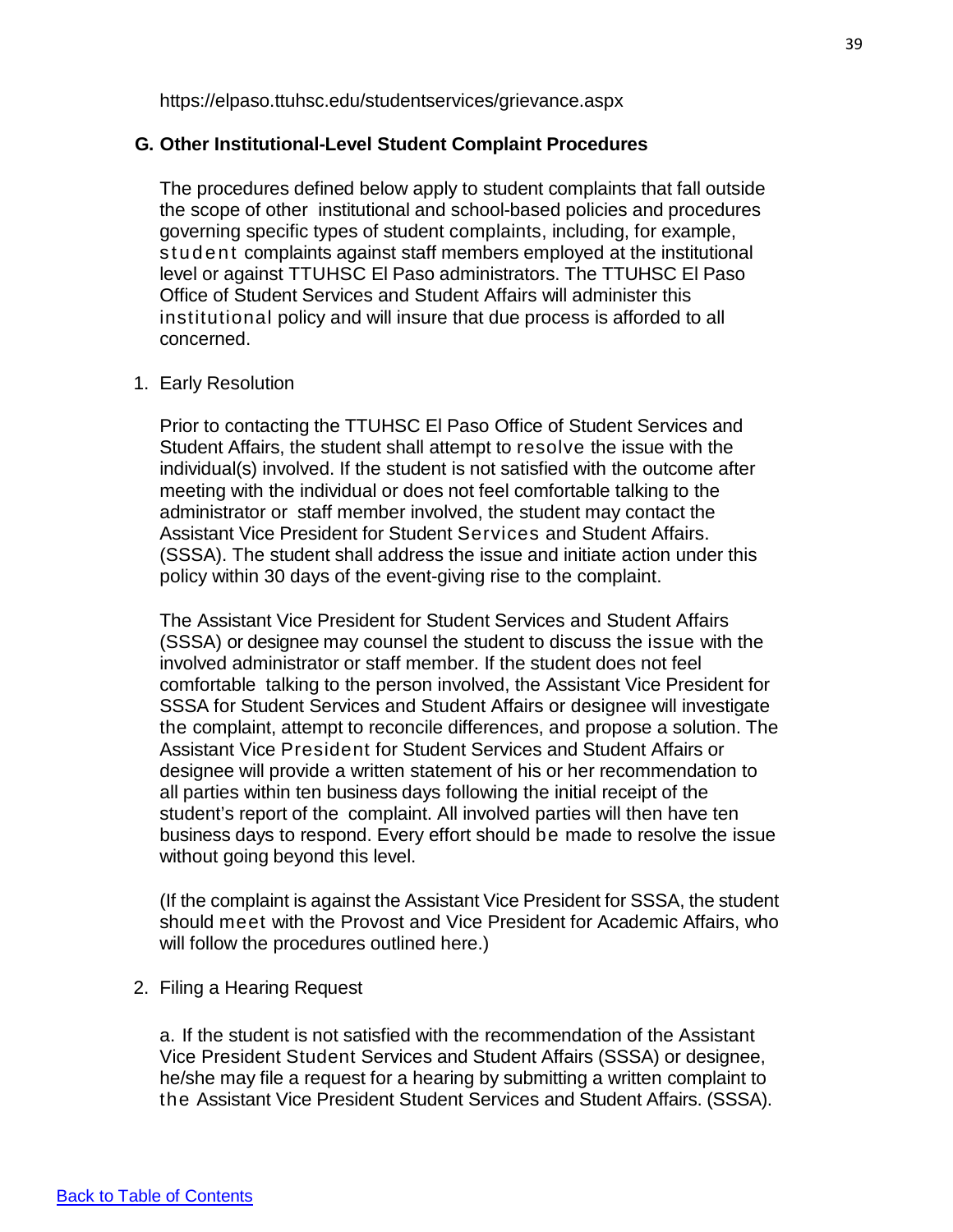https://elpaso.ttuhsc.edu/studentservices/grievance.aspx

### G. Other Institutional-Level Student Complaint Procedures

The procedures defined below apply to student complaints that fall outside the scope of other institutional and school-based policies and procedures governing specific types of student complaints, including, for example, student complaints against staff members employed at the institutional level or against TTUHSC El Paso administrators. The TTUHSC El Paso Office of Student Services and Student Affairs will administer this institutional policy and will insure that due process is afforded to all concerned.

1. Early Resolution

Prior to contacting the TTUHSC El Paso Office of Student Services and Student Affairs, the student shall attempt to resolve the issue with the individual(s) involved. If the student is not satisfied with the outcome after meeting with the individual or does not feel comfortable talking to the administrator or staff member involved, the student may contact the Assistant Vice President for Student Services and Student Affairs. (SSSA). The student shall address the issue and initiate action under this policy within 30 days of the event-giving rise to the complaint.

The Assistant Vice President for Student Services and Student Affairs (SSSA) or designee may counsel the student to discuss the issue with the involved administrator or staff member. If the student does not feel comfortable talking to the person involved, the Assistant Vice President for SSSA for Student Services and Student Affairs or designee will investigate the complaint, attempt to reconcile differences, and propose a solution. The Assistant Vice President for Student Services and Student Affairs or designee will provide a written statement of his or her recommendation to all parties within ten business days following the initial receipt of the student's report of the complaint. All involved parties will then have ten business days to respond. Every effort should be made to resolve the issue without going beyond this level.

(If the complaint is against the Assistant Vice President for SSSA, the student should meet with the Provost and Vice President for Academic Affairs, who will follow the procedures outlined here.)

2. Filing a Hearing Request

a. If the student is not satisfied with the recommendation of the Assistant Vice President Student Services and Student Affairs (SSSA) or designee, he/she may file a request for a hearing by submitting a written complaint to the Assistant Vice President Student Services and Student Affairs. (SSSA).

[Back to Table of Contents]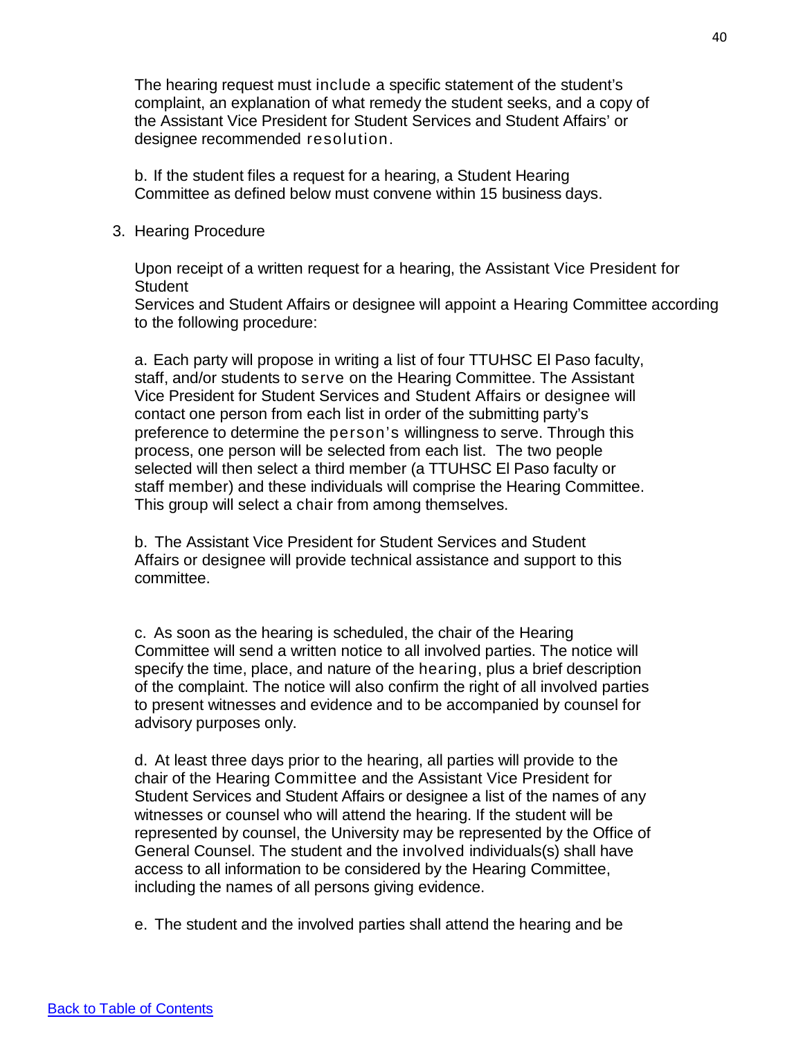The hearing request must include a specific statement of the student's complaint, an explanation of what remedy the student seeks, and a copy of the Assistant Vice President for Student Services and Student Affairs' or designee recommended resolution.

b. If the student files a request for a hearing, a Student Hearing Committee as defined below must convene within 15 business days.

3. Hearing Procedure

Upon receipt of a written request for a hearing, the Assistant Vice President for Student Services and Student Affairs or designee will appoint a Hearing Committee according to the following procedure:

a. Each party will propose in writing a list of four TTUHSC El Paso faculty, staff, and/or students to serve on the Hearing Committee. The Assistant Vice President for Student Services and Student Affairs or designee will contact one person from each list in order of the submitting party's preference to determine the person's willingness to serve. Through this process, one person will be selected from each list. The two people selected will then select a third member (a TTUHSC El Paso faculty or staff member) and these individuals will comprise the Hearing Committee. This group will select a chair from among themselves.

b. The Assistant Vice President for Student Services and Student Affairs or designee will provide technical assistance and support to this committee.

c. As soon as the hearing is scheduled, the chair of the Hearing Committee will send a written notice to all involved parties. The notice will specify the time, place, and nature of the hearing, plus a brief description of the complaint. The notice will also confirm the right of all involved parties to present witnesses and evidence and to be accompanied by counsel for advisory purposes only.

d. At least three days prior to the hearing, all parties will provide to the chair of the Hearing Committee and the Assistant Vice President for Student Services and Student Affairs or designee a list of the names of any witnesses or counsel who will attend the hearing. If the student will be represented by counsel, the University may be represented by the Office of General Counsel. The student and the involved individuals(s) shall have access to all information to be considered by the Hearing Committee, including the names of all persons giving evidence.

e. The student and the involved parties shall attend the hearing and be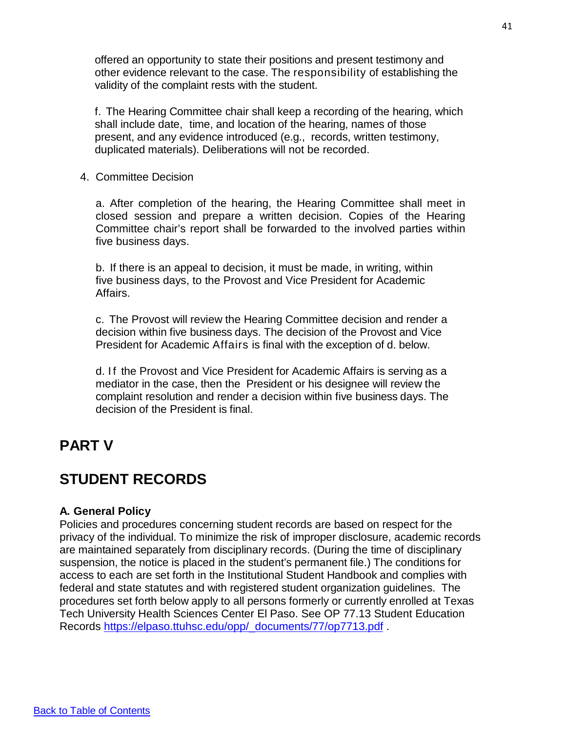offered an opportunity to state their positions and present testimony and other evidence relevant to the case. The responsibility of establishing the validity of the complaint rests with the student.

f. The Hearing Committee chair shall keep a recording of the hearing, which shall include date, time, and location of the hearing, names of those present, and any evidence introduced (e.g., records, written testimony, duplicated materials). Deliberations will not be recorded.

4. Committee Decision

a. After completion of the hearing, the Hearing Committee shall meet in closed session and prepare a written decision. Copies of the Hearing Committee chair's report shall be forwarded to the involved parties within five business days.

b. If there is an appeal to decision, it must be made, in writing, within five business days, to the Provost and Vice President for Academic Affairs.

c. The Provost will review the Hearing Committee decision and render a decision within five business days. The decision of the Provost and Vice President for Academic Affairs is final with the exception of d. below.

d. If the Provost and Vice President for Academic Affairs is serving as a mediator in the case, then the President or his designee will review the complaint resolution and render a decision within five business days. The decision of the President is final.

# PART V

# STUDENT RECORDS

### A. General Policy

Policies and procedures concerning student records are based on respect for the privacy of the individual. To minimize the risk of improper disclosure, academic records are maintained separately from disciplinary records. (During the time of disciplinary suspension, the notice is placed in the student's permanent file.) The conditions for access to each are set forth in the Institutional Student Handbook and complies with federal and state statutes and with registered student organization guidelines. The procedures set forth below apply to all persons formerly or currently enrolled at Texas Tech University Health Sciences Center El Paso. See OP 77.13 Student Education Records [https://elpaso.ttuhsc.edu/opp/_documents/77/op7713.pdf](https://elpaso.ttuhsc.edu/opp/_documents/77/op7713.pdf) .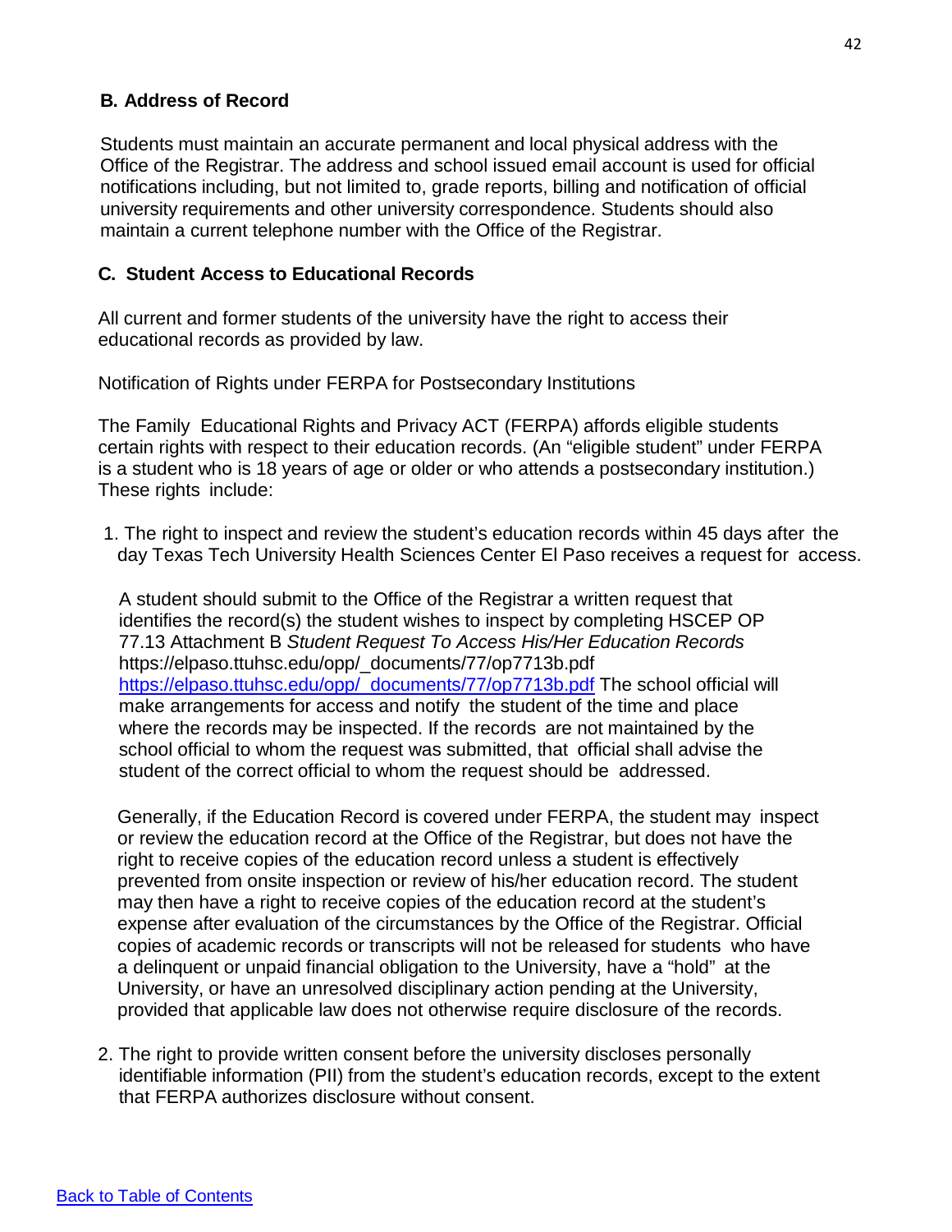### B. Address of Record

Students must maintain an accurate permanent and local physical address with the Office of the Registrar. The address and school issued email account is used for official notifications including, but not limited to, grade reports, billing and notification of official university requirements and other university correspondence. Students should also maintain a current telephone number with the Office of the Registrar.

### C. Student Access to Educational Records

All current and former students of the university have the right to access their educational records as provided by law.

Notification of Rights under FERPA for Postsecondary Institutions

The Family Educational Rights and Privacy ACT (FERPA) affords eligible students certain rights with respect to their education records. (An "eligible student" under FERPA is a student who is 18 years of age or older or who attends a postsecondary institution.) These rights include:

1. The right to inspect and review the student's education records within 45 days after the day Texas Tech University Health Sciences Center El Paso receives a request for access.

   A student should submit to the Office of the Registrar a written request that identifies the record(s) the student wishes to inspect by completing HSCEP OP 77.13 Attachment B *Student Request To Access His/Her Education Records* https://elpaso.ttuhsc.edu/opp/_documents/77/op7713b.pdf [https://elpaso.ttuhsc.edu/opp/_documents/77/op7713b.pdf](https://elpaso.ttuhsc.edu/opp/_documents/77/op7713b.pdf) The school official will make arrangements for access and notify the student of the time and place where the records may be inspected. If the records are not maintained by the school official to whom the request was submitted, that official shall advise the student of the correct official to whom the request should be addressed.

   Generally, if the Education Record is covered under FERPA, the student may inspect or review the education record at the Office of the Registrar, but does not have the right to receive copies of the education record unless a student is effectively prevented from onsite inspection or review of his/her education record. The student may then have a right to receive copies of the education record at the student's expense after evaluation of the circumstances by the Office of the Registrar. Official copies of academic records or transcripts will not be released for students who have a delinquent or unpaid financial obligation to the University, have a "hold" at the University, or have an unresolved disciplinary action pending at the University, provided that applicable law does not otherwise require disclosure of the records.

2. The right to provide written consent before the university discloses personally identifiable information (PII) from the student's education records, except to the extent that FERPA authorizes disclosure without consent.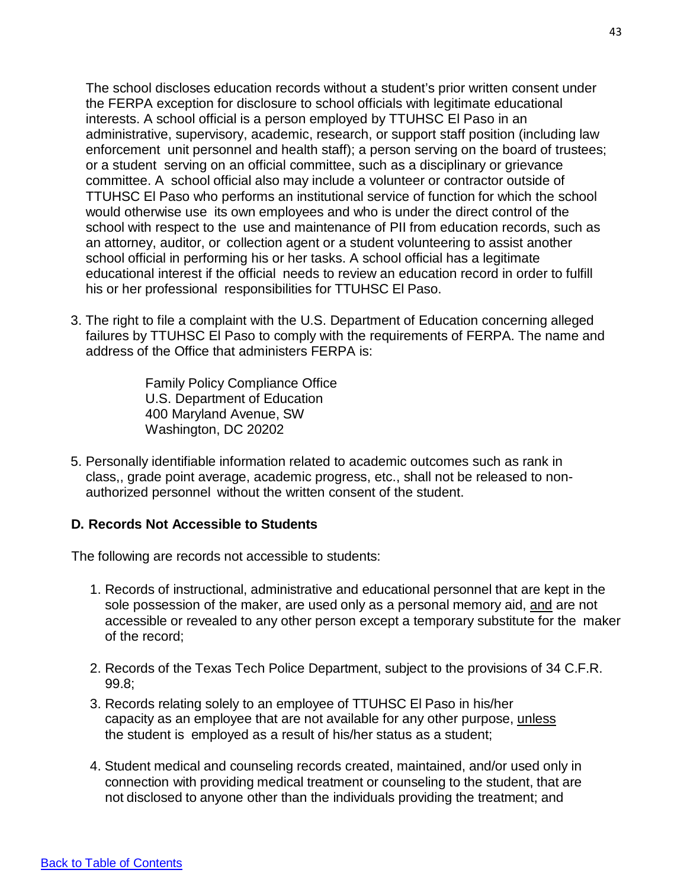The school discloses education records without a student's prior written consent under the FERPA exception for disclosure to school officials with legitimate educational interests. A school official is a person employed by TTUHSC El Paso in an administrative, supervisory, academic, research, or support staff position (including law enforcement unit personnel and health staff); a person serving on the board of trustees; or a student serving on an official committee, such as a disciplinary or grievance committee. A school official also may include a volunteer or contractor outside of TTUHSC El Paso who performs an institutional service of function for which the school would otherwise use its own employees and who is under the direct control of the school with respect to the use and maintenance of PII from education records, such as an attorney, auditor, or collection agent or a student volunteering to assist another school official in performing his or her tasks. A school official has a legitimate educational interest if the official needs to review an education record in order to fulfill his or her professional responsibilities for TTUHSC El Paso.

3. The right to file a complaint with the U.S. Department of Education concerning alleged failures by TTUHSC El Paso to comply with the requirements of FERPA. The name and address of the Office that administers FERPA is:

   Family Policy Compliance Office
   U.S. Department of Education
   400 Maryland Avenue, SW
   Washington, DC 20202

5. Personally identifiable information related to academic outcomes such as rank in class,, grade point average, academic progress, etc., shall not be released to non-authorized personnel without the written consent of the student.

### D. Records Not Accessible to Students

The following are records not accessible to students:

1. Records of instructional, administrative and educational personnel that are kept in the sole possession of the maker, are used only as a personal memory aid, <u>and</u> are not accessible or revealed to any other person except a temporary substitute for the maker of the record;
2. Records of the Texas Tech Police Department, subject to the provisions of 34 C.F.R. 99.8;
3. Records relating solely to an employee of TTUHSC El Paso in his/her capacity as an employee that are not available for any other purpose, <u>unless</u> the student is employed as a result of his/her status as a student;
4. Student medical and counseling records created, maintained, and/or used only in connection with providing medical treatment or counseling to the student, that are not disclosed to anyone other than the individuals providing the treatment; and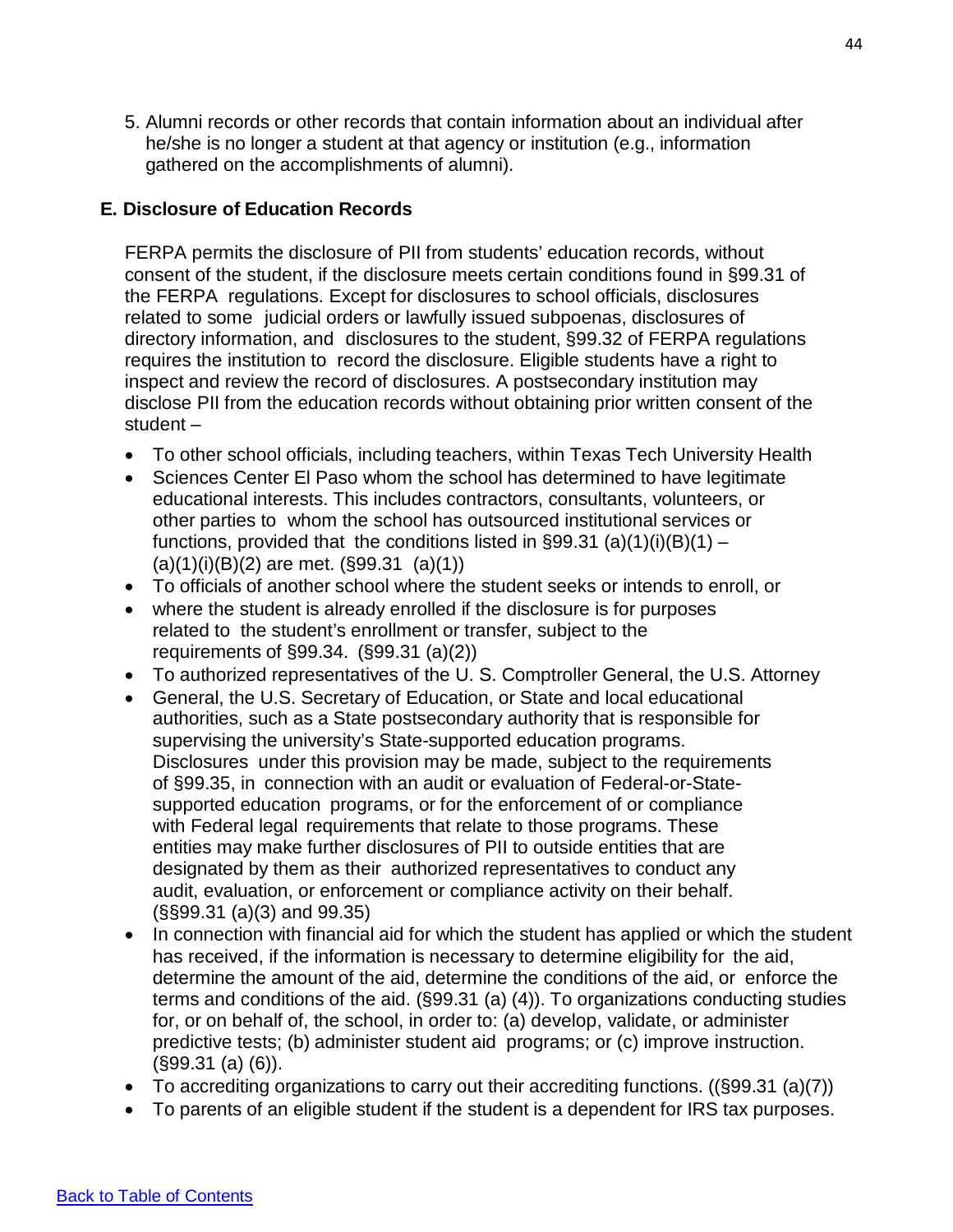5. Alumni records or other records that contain information about an individual after he/she is no longer a student at that agency or institution (e.g., information gathered on the accomplishments of alumni).

### E. Disclosure of Education Records

FERPA permits the disclosure of PII from students' education records, without consent of the student, if the disclosure meets certain conditions found in §99.31 of the FERPA regulations. Except for disclosures to school officials, disclosures related to some judicial orders or lawfully issued subpoenas, disclosures of directory information, and disclosures to the student, §99.32 of FERPA regulations requires the institution to record the disclosure. Eligible students have a right to inspect and review the record of disclosures. A postsecondary institution may disclose PII from the education records without obtaining prior written consent of the student –

- To other school officials, including teachers, within Texas Tech University Health
- Sciences Center El Paso whom the school has determined to have legitimate educational interests. This includes contractors, consultants, volunteers, or other parties to whom the school has outsourced institutional services or functions, provided that the conditions listed in §99.31 (a)(1)(i)(B)(1) – (a)(1)(i)(B)(2) are met. (§99.31 (a)(1))
- To officials of another school where the student seeks or intends to enroll, or
- where the student is already enrolled if the disclosure is for purposes related to the student's enrollment or transfer, subject to the requirements of §99.34. (§99.31 (a)(2))
- To authorized representatives of the U. S. Comptroller General, the U.S. Attorney
- General, the U.S. Secretary of Education, or State and local educational authorities, such as a State postsecondary authority that is responsible for supervising the university's State-supported education programs. Disclosures under this provision may be made, subject to the requirements of §99.35, in connection with an audit or evaluation of Federal-or-State-supported education programs, or for the enforcement of or compliance with Federal legal requirements that relate to those programs. These entities may make further disclosures of PII to outside entities that are designated by them as their authorized representatives to conduct any audit, evaluation, or enforcement or compliance activity on their behalf. (§§99.31 (a)(3) and 99.35)
- In connection with financial aid for which the student has applied or which the student has received, if the information is necessary to determine eligibility for the aid, determine the amount of the aid, determine the conditions of the aid, or enforce the terms and conditions of the aid. (§99.31 (a) (4)). To organizations conducting studies for, or on behalf of, the school, in order to: (a) develop, validate, or administer predictive tests; (b) administer student aid programs; or (c) improve instruction. (§99.31 (a) (6)).
- To accrediting organizations to carry out their accrediting functions. ((§99.31 (a)(7))
- To parents of an eligible student if the student is a dependent for IRS tax purposes.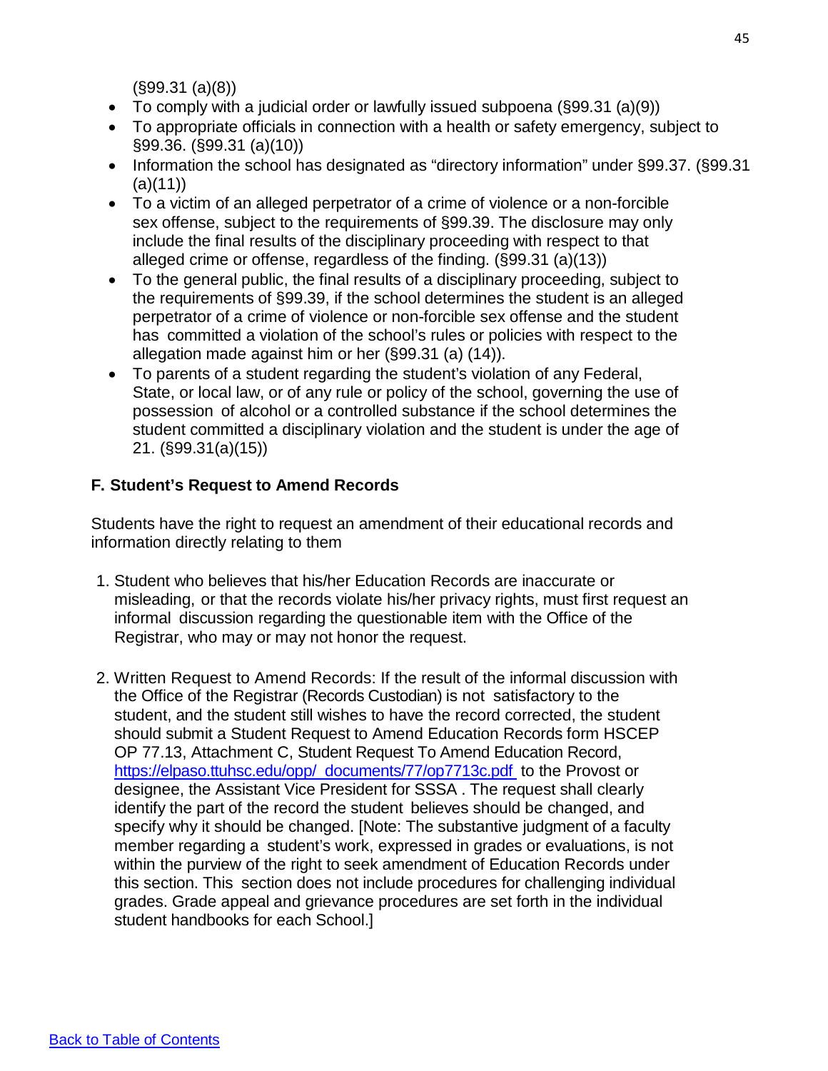(§99.31 (a)(8))

- To comply with a judicial order or lawfully issued subpoena (§99.31 (a)(9))
- To appropriate officials in connection with a health or safety emergency, subject to §99.36. (§99.31 (a)(10))
- Information the school has designated as "directory information" under §99.37. (§99.31 (a)(11))
- To a victim of an alleged perpetrator of a crime of violence or a non-forcible sex offense, subject to the requirements of §99.39. The disclosure may only include the final results of the disciplinary proceeding with respect to that alleged crime or offense, regardless of the finding. (§99.31 (a)(13))
- To the general public, the final results of a disciplinary proceeding, subject to the requirements of §99.39, if the school determines the student is an alleged perpetrator of a crime of violence or non-forcible sex offense and the student has committed a violation of the school's rules or policies with respect to the allegation made against him or her (§99.31 (a) (14)).
- To parents of a student regarding the student's violation of any Federal, State, or local law, or of any rule or policy of the school, governing the use of possession of alcohol or a controlled substance if the school determines the student committed a disciplinary violation and the student is under the age of 21. (§99.31(a)(15))

**F. Student's Request to Amend Records**

Students have the right to request an amendment of their educational records and information directly relating to them

1. Student who believes that his/her Education Records are inaccurate or misleading, or that the records violate his/her privacy rights, must first request an informal discussion regarding the questionable item with the Office of the Registrar, who may or may not honor the request.

2. Written Request to Amend Records: If the result of the informal discussion with the Office of the Registrar (Records Custodian) is not satisfactory to the student, and the student still wishes to have the record corrected, the student should submit a Student Request to Amend Education Records form HSCEP OP 77.13, Attachment C, Student Request To Amend Education Record, https://elpaso.ttuhsc.edu/opp/_documents/77/op7713c.pdf to the Provost or designee, the Assistant Vice President for SSSA . The request shall clearly identify the part of the record the student believes should be changed, and specify why it should be changed. [Note: The substantive judgment of a faculty member regarding a student's work, expressed in grades or evaluations, is not within the purview of the right to seek amendment of Education Records under this section. This section does not include procedures for challenging individual grades. Grade appeal and grievance procedures are set forth in the individual student handbooks for each School.]

[Back to Table of Contents]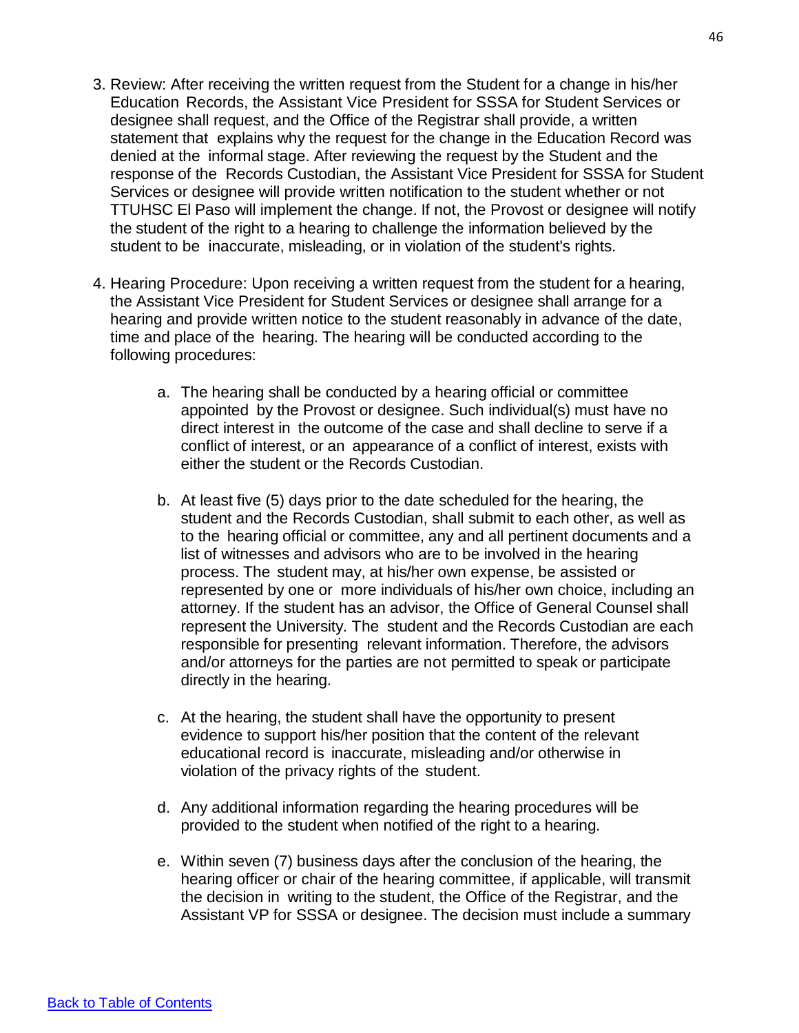3. Review: After receiving the written request from the Student for a change in his/her Education Records, the Assistant Vice President for SSSA for Student Services or designee shall request, and the Office of the Registrar shall provide, a written statement that explains why the request for the change in the Education Record was denied at the informal stage. After reviewing the request by the Student and the response of the Records Custodian, the Assistant Vice President for SSSA for Student Services or designee will provide written notification to the student whether or not TTUHSC El Paso will implement the change. If not, the Provost or designee will notify the student of the right to a hearing to challenge the information believed by the student to be inaccurate, misleading, or in violation of the student's rights.

4. Hearing Procedure: Upon receiving a written request from the student for a hearing, the Assistant Vice President for Student Services or designee shall arrange for a hearing and provide written notice to the student reasonably in advance of the date, time and place of the hearing. The hearing will be conducted according to the following procedures:

   a. The hearing shall be conducted by a hearing official or committee appointed by the Provost or designee. Such individual(s) must have no direct interest in the outcome of the case and shall decline to serve if a conflict of interest, or an appearance of a conflict of interest, exists with either the student or the Records Custodian.

   b. At least five (5) days prior to the date scheduled for the hearing, the student and the Records Custodian, shall submit to each other, as well as to the hearing official or committee, any and all pertinent documents and a list of witnesses and advisors who are to be involved in the hearing process. The student may, at his/her own expense, be assisted or represented by one or more individuals of his/her own choice, including an attorney. If the student has an advisor, the Office of General Counsel shall represent the University. The student and the Records Custodian are each responsible for presenting relevant information. Therefore, the advisors and/or attorneys for the parties are not permitted to speak or participate directly in the hearing.

   c. At the hearing, the student shall have the opportunity to present evidence to support his/her position that the content of the relevant educational record is inaccurate, misleading and/or otherwise in violation of the privacy rights of the student.

   d. Any additional information regarding the hearing procedures will be provided to the student when notified of the right to a hearing.

   e. Within seven (7) business days after the conclusion of the hearing, the hearing officer or chair of the hearing committee, if applicable, will transmit the decision in writing to the student, the Office of the Registrar, and the Assistant VP for SSSA or designee. The decision must include a summary

[Back to Table of Contents]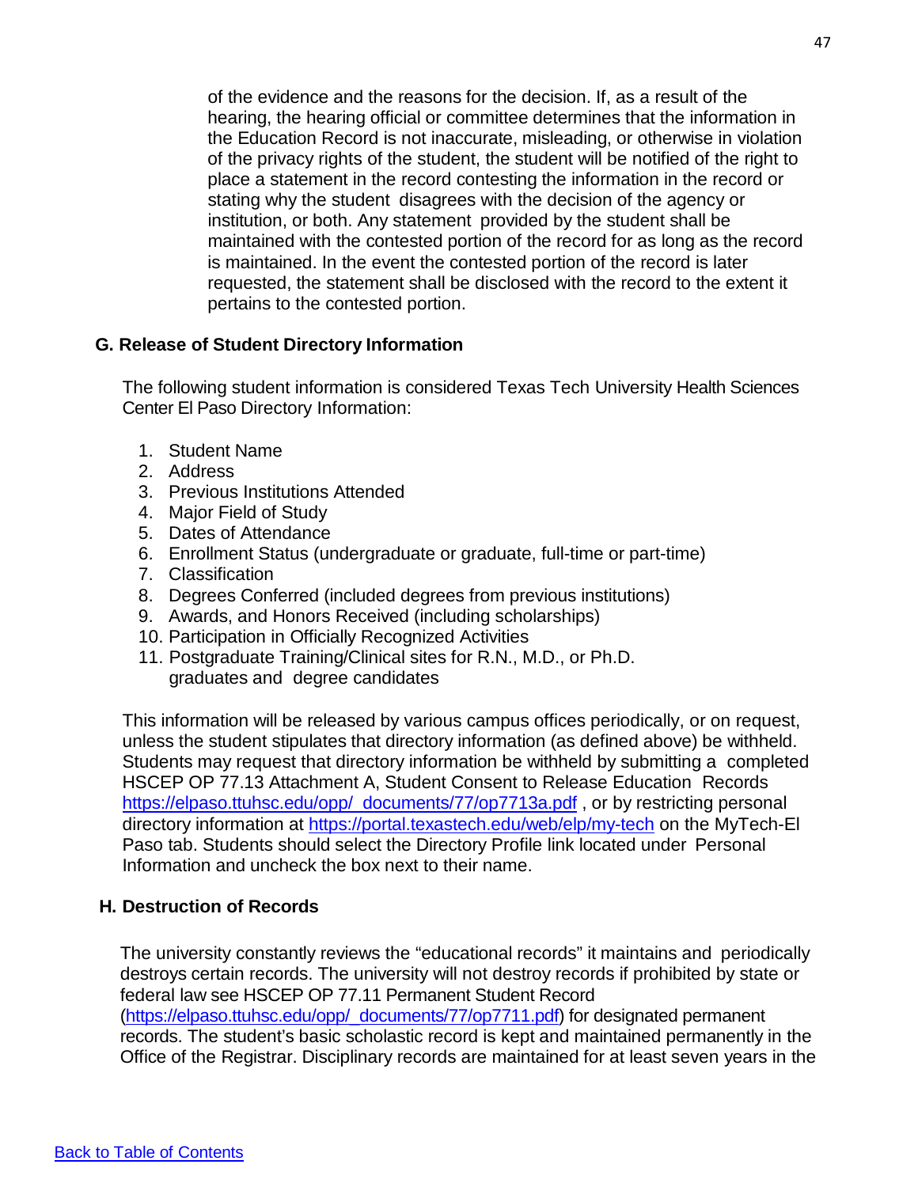of the evidence and the reasons for the decision. If, as a result of the hearing, the hearing official or committee determines that the information in the Education Record is not inaccurate, misleading, or otherwise in violation of the privacy rights of the student, the student will be notified of the right to place a statement in the record contesting the information in the record or stating why the student disagrees with the decision of the agency or institution, or both. Any statement provided by the student shall be maintained with the contested portion of the record for as long as the record is maintained. In the event the contested portion of the record is later requested, the statement shall be disclosed with the record to the extent it pertains to the contested portion.

### G. Release of Student Directory Information

The following student information is considered Texas Tech University Health Sciences Center El Paso Directory Information:

1. Student Name
2. Address
3. Previous Institutions Attended
4. Major Field of Study
5. Dates of Attendance
6. Enrollment Status (undergraduate or graduate, full-time or part-time)
7. Classification
8. Degrees Conferred (included degrees from previous institutions)
9. Awards, and Honors Received (including scholarships)
10. Participation in Officially Recognized Activities
11. Postgraduate Training/Clinical sites for R.N., M.D., or Ph.D. graduates and degree candidates

This information will be released by various campus offices periodically, or on request, unless the student stipulates that directory information (as defined above) be withheld. Students may request that directory information be withheld by submitting a completed HSCEP OP 77.13 Attachment A, Student Consent to Release Education Records https://elpaso.ttuhsc.edu/opp/_documents/77/op7713a.pdf , or by restricting personal directory information at https://portal.texastech.edu/web/elp/my-tech on the MyTech-El Paso tab. Students should select the Directory Profile link located under Personal Information and uncheck the box next to their name.

### H. Destruction of Records

The university constantly reviews the "educational records" it maintains and periodically destroys certain records. The university will not destroy records if prohibited by state or federal law see HSCEP OP 77.11 Permanent Student Record (https://elpaso.ttuhsc.edu/opp/_documents/77/op7711.pdf) for designated permanent records. The student's basic scholastic record is kept and maintained permanently in the Office of the Registrar. Disciplinary records are maintained for at least seven years in the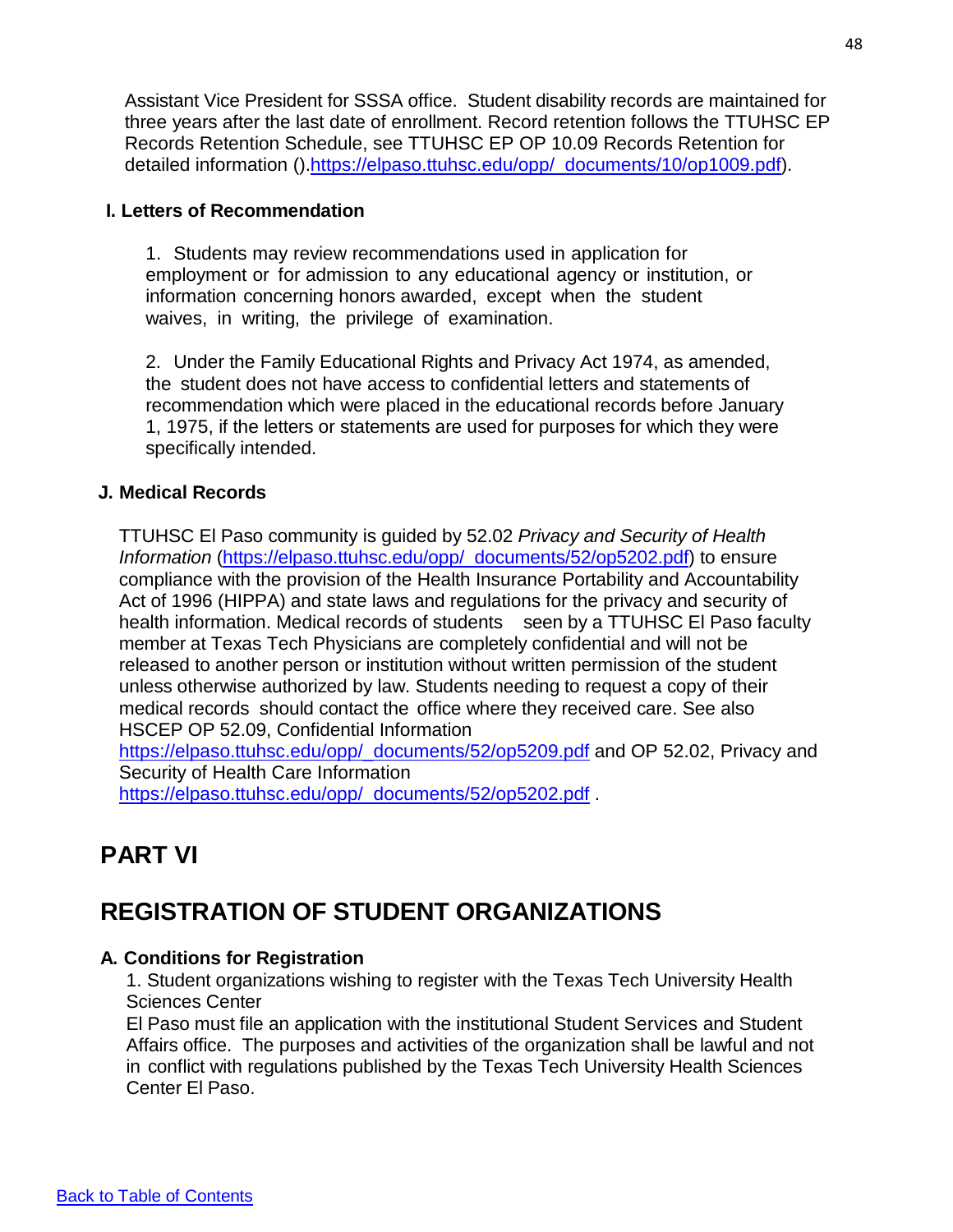Assistant Vice President for SSSA office. Student disability records are maintained for three years after the last date of enrollment. Record retention follows the TTUHSC EP Records Retention Schedule, see TTUHSC EP OP 10.09 Records Retention for detailed information ().https://elpaso.ttuhsc.edu/opp/_documents/10/op1009.pdf).

### I. Letters of Recommendation

1. Students may review recommendations used in application for employment or for admission to any educational agency or institution, or information concerning honors awarded, except when the student waives, in writing, the privilege of examination.

2. Under the Family Educational Rights and Privacy Act 1974, as amended, the student does not have access to confidential letters and statements of recommendation which were placed in the educational records before January 1, 1975, if the letters or statements are used for purposes for which they were specifically intended.

### J. Medical Records

TTUHSC El Paso community is guided by 52.02 *Privacy and Security of Health Information* (https://elpaso.ttuhsc.edu/opp/_documents/52/op5202.pdf) to ensure compliance with the provision of the Health Insurance Portability and Accountability Act of 1996 (HIPPA) and state laws and regulations for the privacy and security of health information. Medical records of students seen by a TTUHSC El Paso faculty member at Texas Tech Physicians are completely confidential and will not be released to another person or institution without written permission of the student unless otherwise authorized by law. Students needing to request a copy of their medical records should contact the office where they received care. See also HSCEP OP 52.09, Confidential Information https://elpaso.ttuhsc.edu/opp/_documents/52/op5209.pdf and OP 52.02, Privacy and Security of Health Care Information https://elpaso.ttuhsc.edu/opp/_documents/52/op5202.pdf .

# PART VI

# REGISTRATION OF STUDENT ORGANIZATIONS

### A. Conditions for Registration

1. Student organizations wishing to register with the Texas Tech University Health Sciences Center El Paso must file an application with the institutional Student Services and Student Affairs office. The purposes and activities of the organization shall be lawful and not in conflict with regulations published by the Texas Tech University Health Sciences Center El Paso.

Back to Table of Contents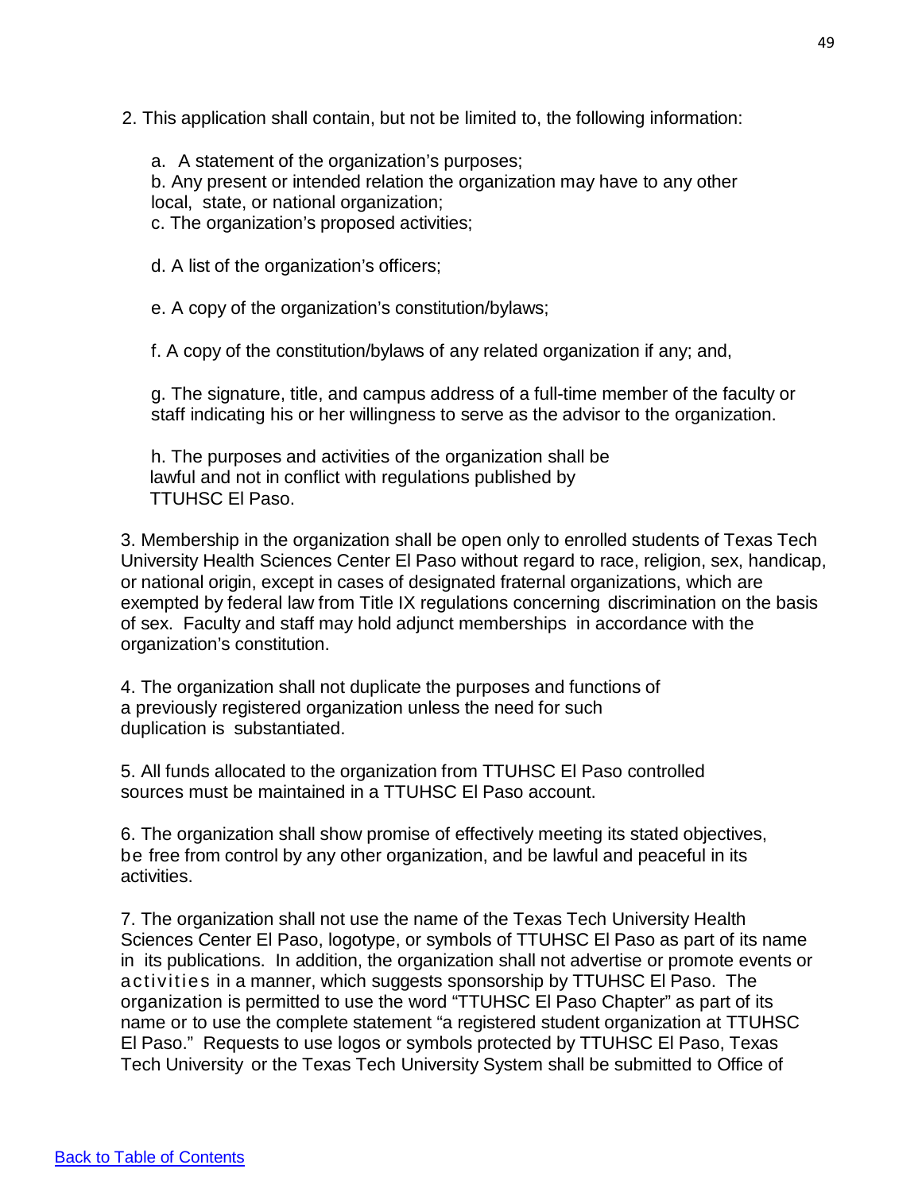2. This application shall contain, but not be limited to, the following information:

a. A statement of the organization's purposes;
b. Any present or intended relation the organization may have to any other local, state, or national organization;
c. The organization's proposed activities;

d. A list of the organization's officers;

e. A copy of the organization's constitution/bylaws;

f. A copy of the constitution/bylaws of any related organization if any; and,

g. The signature, title, and campus address of a full-time member of the faculty or staff indicating his or her willingness to serve as the advisor to the organization.

h. The purposes and activities of the organization shall be lawful and not in conflict with regulations published by TTUHSC El Paso.

3. Membership in the organization shall be open only to enrolled students of Texas Tech University Health Sciences Center El Paso without regard to race, religion, sex, handicap, or national origin, except in cases of designated fraternal organizations, which are exempted by federal law from Title IX regulations concerning discrimination on the basis of sex. Faculty and staff may hold adjunct memberships in accordance with the organization's constitution.

4. The organization shall not duplicate the purposes and functions of a previously registered organization unless the need for such duplication is substantiated.

5. All funds allocated to the organization from TTUHSC El Paso controlled sources must be maintained in a TTUHSC El Paso account.

6. The organization shall show promise of effectively meeting its stated objectives, be free from control by any other organization, and be lawful and peaceful in its activities.

7. The organization shall not use the name of the Texas Tech University Health Sciences Center El Paso, logotype, or symbols of TTUHSC El Paso as part of its name in its publications. In addition, the organization shall not advertise or promote events or activities in a manner, which suggests sponsorship by TTUHSC El Paso. The organization is permitted to use the word "TTUHSC El Paso Chapter" as part of its name or to use the complete statement "a registered student organization at TTUHSC El Paso." Requests to use logos or symbols protected by TTUHSC El Paso, Texas Tech University or the Texas Tech University System shall be submitted to Office of

[Back to Table of Contents]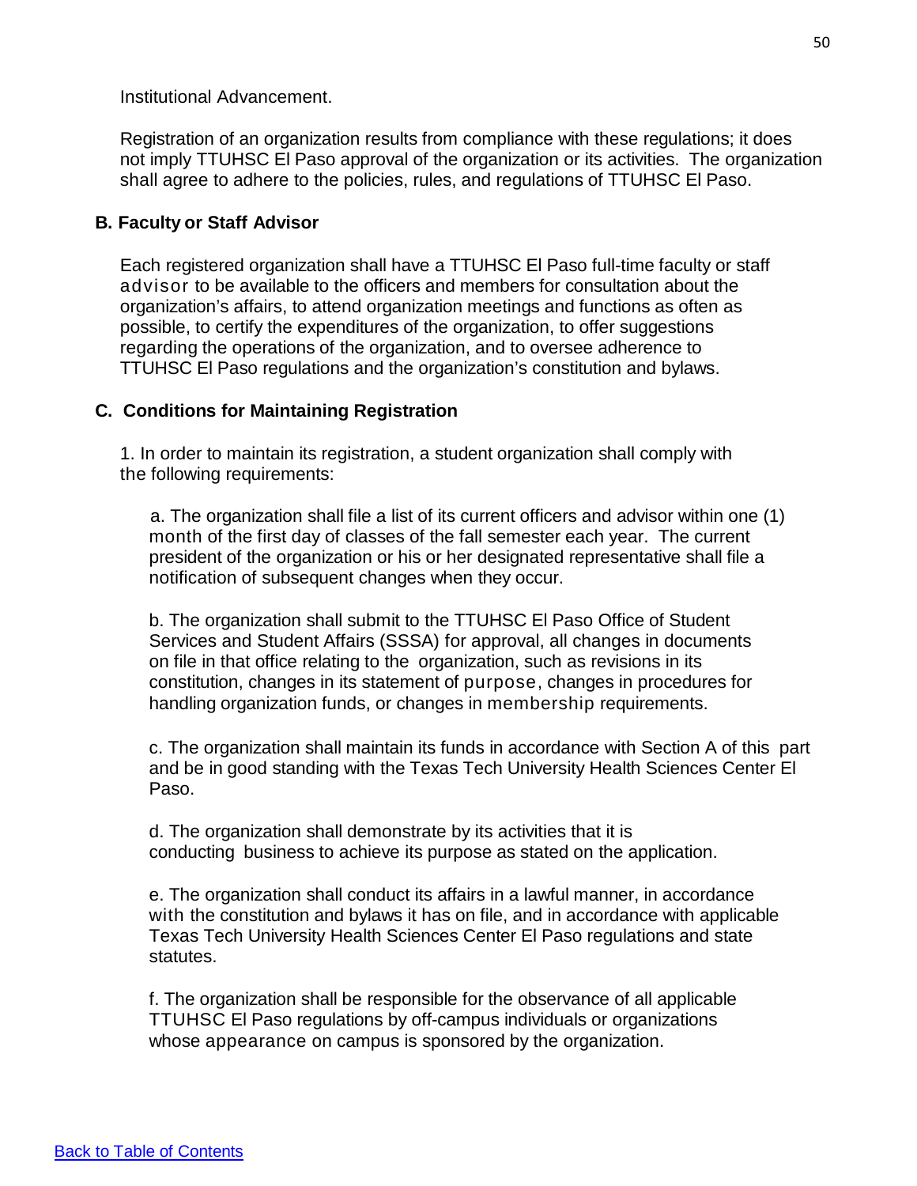Institutional Advancement.

Registration of an organization results from compliance with these regulations; it does not imply TTUHSC El Paso approval of the organization or its activities. The organization shall agree to adhere to the policies, rules, and regulations of TTUHSC El Paso.

### B. Faculty or Staff Advisor

Each registered organization shall have a TTUHSC El Paso full-time faculty or staff advisor to be available to the officers and members for consultation about the organization's affairs, to attend organization meetings and functions as often as possible, to certify the expenditures of the organization, to offer suggestions regarding the operations of the organization, and to oversee adherence to TTUHSC El Paso regulations and the organization's constitution and bylaws.

### C. Conditions for Maintaining Registration

1. In order to maintain its registration, a student organization shall comply with the following requirements:

   a. The organization shall file a list of its current officers and advisor within one (1) month of the first day of classes of the fall semester each year. The current president of the organization or his or her designated representative shall file a notification of subsequent changes when they occur.

   b. The organization shall submit to the TTUHSC El Paso Office of Student Services and Student Affairs (SSSA) for approval, all changes in documents on file in that office relating to the organization, such as revisions in its constitution, changes in its statement of purpose, changes in procedures for handling organization funds, or changes in membership requirements.

   c. The organization shall maintain its funds in accordance with Section A of this part and be in good standing with the Texas Tech University Health Sciences Center El Paso.

   d. The organization shall demonstrate by its activities that it is conducting business to achieve its purpose as stated on the application.

   e. The organization shall conduct its affairs in a lawful manner, in accordance with the constitution and bylaws it has on file, and in accordance with applicable Texas Tech University Health Sciences Center El Paso regulations and state statutes.

   f. The organization shall be responsible for the observance of all applicable TTUHSC El Paso regulations by off-campus individuals or organizations whose appearance on campus is sponsored by the organization.

[Back to Table of Contents]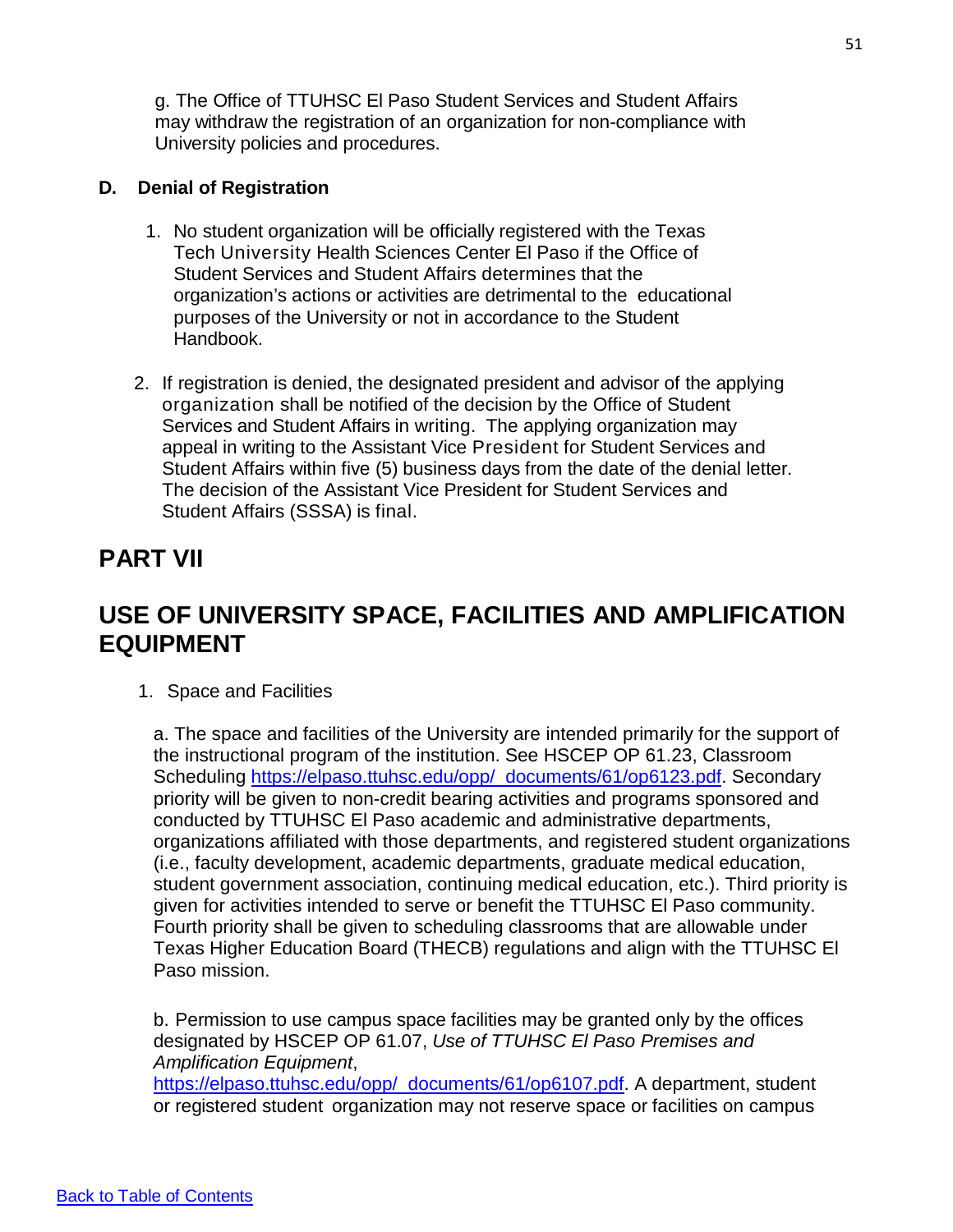g. The Office of TTUHSC El Paso Student Services and Student Affairs may withdraw the registration of an organization for non-compliance with University policies and procedures.

### D. Denial of Registration

1. No student organization will be officially registered with the Texas Tech University Health Sciences Center El Paso if the Office of Student Services and Student Affairs determines that the organization's actions or activities are detrimental to the educational purposes of the University or not in accordance to the Student Handbook.

2. If registration is denied, the designated president and advisor of the applying organization shall be notified of the decision by the Office of Student Services and Student Affairs in writing. The applying organization may appeal in writing to the Assistant Vice President for Student Services and Student Affairs within five (5) business days from the date of the denial letter. The decision of the Assistant Vice President for Student Services and Student Affairs (SSSA) is final.

# PART VII

# USE OF UNIVERSITY SPACE, FACILITIES AND AMPLIFICATION EQUIPMENT

1. Space and Facilities

a. The space and facilities of the University are intended primarily for the support of the instructional program of the institution. See HSCEP OP 61.23, Classroom Scheduling [https://elpaso.ttuhsc.edu/opp/_documents/61/op6123.pdf](https://elpaso.ttuhsc.edu/opp/_documents/61/op6123.pdf). Secondary priority will be given to non-credit bearing activities and programs sponsored and conducted by TTUHSC El Paso academic and administrative departments, organizations affiliated with those departments, and registered student organizations (i.e., faculty development, academic departments, graduate medical education, student government association, continuing medical education, etc.). Third priority is given for activities intended to serve or benefit the TTUHSC El Paso community. Fourth priority shall be given to scheduling classrooms that are allowable under Texas Higher Education Board (THECB) regulations and align with the TTUHSC El Paso mission.

b. Permission to use campus space facilities may be granted only by the offices designated by HSCEP OP 61.07, *Use of TTUHSC El Paso Premises and Amplification Equipment*, [https://elpaso.ttuhsc.edu/opp/_documents/61/op6107.pdf](https://elpaso.ttuhsc.edu/opp/_documents/61/op6107.pdf). A department, student or registered student organization may not reserve space or facilities on campus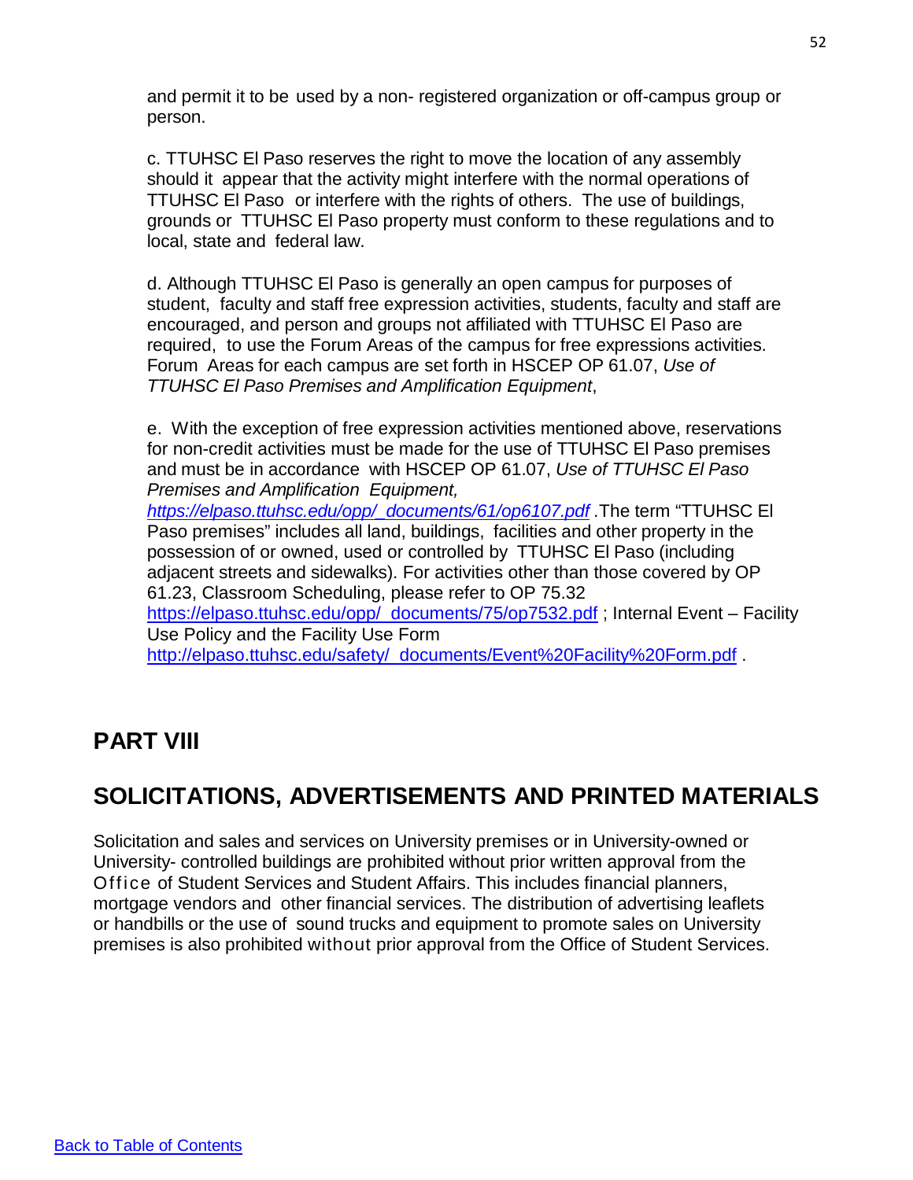and permit it to be used by a non- registered organization or off-campus group or person.

c. TTUHSC El Paso reserves the right to move the location of any assembly should it appear that the activity might interfere with the normal operations of TTUHSC El Paso or interfere with the rights of others. The use of buildings, grounds or TTUHSC El Paso property must conform to these regulations and to local, state and federal law.

d. Although TTUHSC El Paso is generally an open campus for purposes of student, faculty and staff free expression activities, students, faculty and staff are encouraged, and person and groups not affiliated with TTUHSC El Paso are required, to use the Forum Areas of the campus for free expressions activities. Forum Areas for each campus are set forth in HSCEP OP 61.07, *Use of TTUHSC El Paso Premises and Amplification Equipment*,

e. With the exception of free expression activities mentioned above, reservations for non-credit activities must be made for the use of TTUHSC El Paso premises and must be in accordance with HSCEP OP 61.07, *Use of TTUHSC El Paso Premises and Amplification Equipment,* *https://elpaso.ttuhsc.edu/opp/_documents/61/op6107.pdf* .The term "TTUHSC El Paso premises" includes all land, buildings, facilities and other property in the possession of or owned, used or controlled by TTUHSC El Paso (including adjacent streets and sidewalks). For activities other than those covered by OP 61.23, Classroom Scheduling, please refer to OP 75.32 https://elpaso.ttuhsc.edu/opp/_documents/75/op7532.pdf ; Internal Event – Facility Use Policy and the Facility Use Form http://elpaso.ttuhsc.edu/safety/_documents/Event%20Facility%20Form.pdf .

# PART VIII

# SOLICITATIONS, ADVERTISEMENTS AND PRINTED MATERIALS

Solicitation and sales and services on University premises or in University-owned or University- controlled buildings are prohibited without prior written approval from the Office of Student Services and Student Affairs. This includes financial planners, mortgage vendors and other financial services. The distribution of advertising leaflets or handbills or the use of sound trucks and equipment to promote sales on University premises is also prohibited without prior approval from the Office of Student Services.

Back to Table of Contents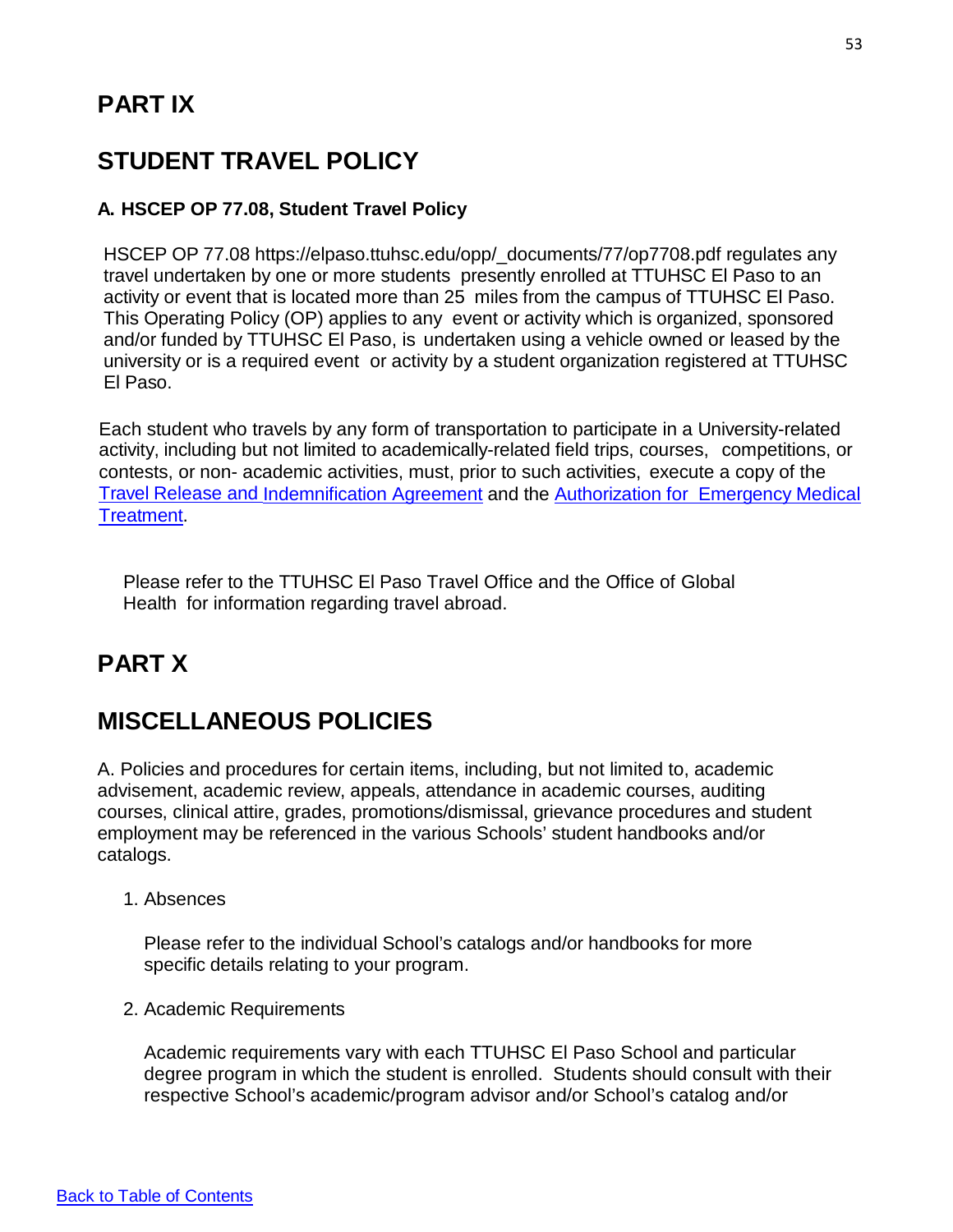# PART IX

# STUDENT TRAVEL POLICY

### A. HSCEP OP 77.08, Student Travel Policy

HSCEP OP 77.08 https://elpaso.ttuhsc.edu/opp/_documents/77/op7708.pdf regulates any travel undertaken by one or more students presently enrolled at TTUHSC El Paso to an activity or event that is located more than 25 miles from the campus of TTUHSC El Paso. This Operating Policy (OP) applies to any event or activity which is organized, sponsored and/or funded by TTUHSC El Paso, is undertaken using a vehicle owned or leased by the university or is a required event or activity by a student organization registered at TTUHSC El Paso.

Each student who travels by any form of transportation to participate in a University-related activity, including but not limited to academically-related field trips, courses, competitions, or contests, or non- academic activities, must, prior to such activities, execute a copy of the Travel Release and Indemnification Agreement and the Authorization for Emergency Medical Treatment.

Please refer to the TTUHSC El Paso Travel Office and the Office of Global Health for information regarding travel abroad.

# PART X

# MISCELLANEOUS POLICIES

A. Policies and procedures for certain items, including, but not limited to, academic advisement, academic review, appeals, attendance in academic courses, auditing courses, clinical attire, grades, promotions/dismissal, grievance procedures and student employment may be referenced in the various Schools' student handbooks and/or catalogs.

1. Absences

   Please refer to the individual School's catalogs and/or handbooks for more specific details relating to your program.

2. Academic Requirements

   Academic requirements vary with each TTUHSC El Paso School and particular degree program in which the student is enrolled. Students should consult with their respective School's academic/program advisor and/or School's catalog and/or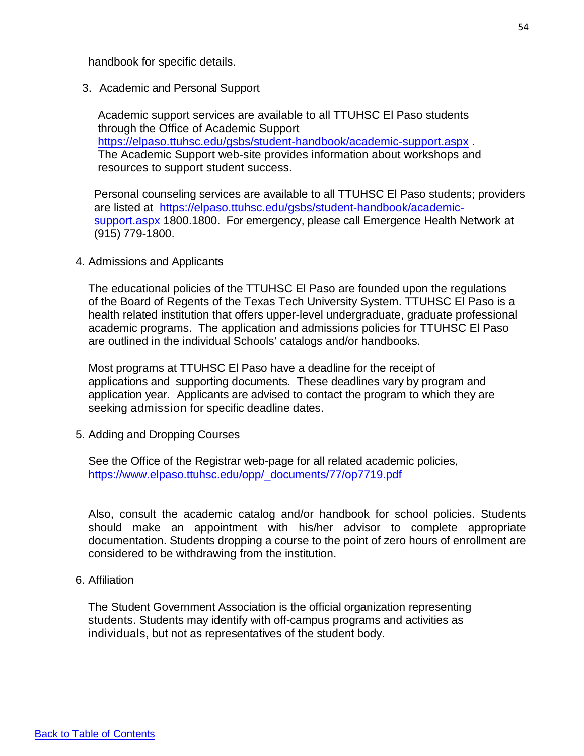handbook for specific details.

3. Academic and Personal Support

Academic support services are available to all TTUHSC El Paso students through the Office of Academic Support https://elpaso.ttuhsc.edu/gsbs/student-handbook/academic-support.aspx . The Academic Support web-site provides information about workshops and resources to support student success.

Personal counseling services are available to all TTUHSC El Paso students; providers are listed at https://elpaso.ttuhsc.edu/gsbs/student-handbook/academic-support.aspx 1800.1800. For emergency, please call Emergence Health Network at (915) 779-1800.

4. Admissions and Applicants

The educational policies of the TTUHSC El Paso are founded upon the regulations of the Board of Regents of the Texas Tech University System. TTUHSC El Paso is a health related institution that offers upper-level undergraduate, graduate professional academic programs. The application and admissions policies for TTUHSC El Paso are outlined in the individual Schools' catalogs and/or handbooks.

Most programs at TTUHSC El Paso have a deadline for the receipt of applications and supporting documents. These deadlines vary by program and application year. Applicants are advised to contact the program to which they are seeking admission for specific deadline dates.

5. Adding and Dropping Courses

See the Office of the Registrar web-page for all related academic policies, https://www.elpaso.ttuhsc.edu/opp/_documents/77/op7719.pdf

Also, consult the academic catalog and/or handbook for school policies. Students should make an appointment with his/her advisor to complete appropriate documentation. Students dropping a course to the point of zero hours of enrollment are considered to be withdrawing from the institution.

6. Affiliation

The Student Government Association is the official organization representing students. Students may identify with off-campus programs and activities as individuals, but not as representatives of the student body.

Back to Table of Contents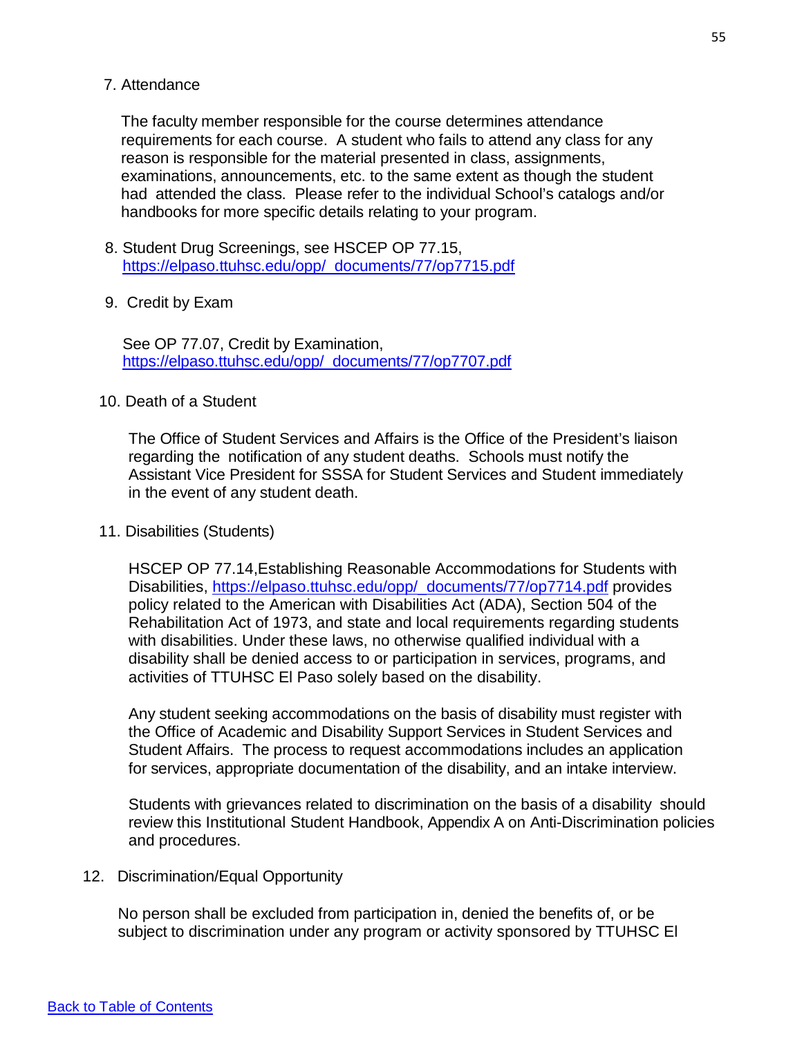7. Attendance

   The faculty member responsible for the course determines attendance requirements for each course. A student who fails to attend any class for any reason is responsible for the material presented in class, assignments, examinations, announcements, etc. to the same extent as though the student had attended the class. Please refer to the individual School's catalogs and/or handbooks for more specific details relating to your program.

8. Student Drug Screenings, see HSCEP OP 77.15, [https://elpaso.ttuhsc.edu/opp/_documents/77/op7715.pdf](https://elpaso.ttuhsc.edu/opp/_documents/77/op7715.pdf)

9. Credit by Exam

   See OP 77.07, Credit by Examination, [https://elpaso.ttuhsc.edu/opp/_documents/77/op7707.pdf](https://elpaso.ttuhsc.edu/opp/_documents/77/op7707.pdf)

10. Death of a Student

    The Office of Student Services and Affairs is the Office of the President's liaison regarding the notification of any student deaths. Schools must notify the Assistant Vice President for SSSA for Student Services and Student immediately in the event of any student death.

11. Disabilities (Students)

    HSCEP OP 77.14,Establishing Reasonable Accommodations for Students with Disabilities, [https://elpaso.ttuhsc.edu/opp/_documents/77/op7714.pdf](https://elpaso.ttuhsc.edu/opp/_documents/77/op7714.pdf) provides policy related to the American with Disabilities Act (ADA), Section 504 of the Rehabilitation Act of 1973, and state and local requirements regarding students with disabilities. Under these laws, no otherwise qualified individual with a disability shall be denied access to or participation in services, programs, and activities of TTUHSC El Paso solely based on the disability.

    Any student seeking accommodations on the basis of disability must register with the Office of Academic and Disability Support Services in Student Services and Student Affairs. The process to request accommodations includes an application for services, appropriate documentation of the disability, and an intake interview.

    Students with grievances related to discrimination on the basis of a disability should review this Institutional Student Handbook, Appendix A on Anti-Discrimination policies and procedures.

12. Discrimination/Equal Opportunity

    No person shall be excluded from participation in, denied the benefits of, or be subject to discrimination under any program or activity sponsored by TTUHSC El

[Back to Table of Contents]()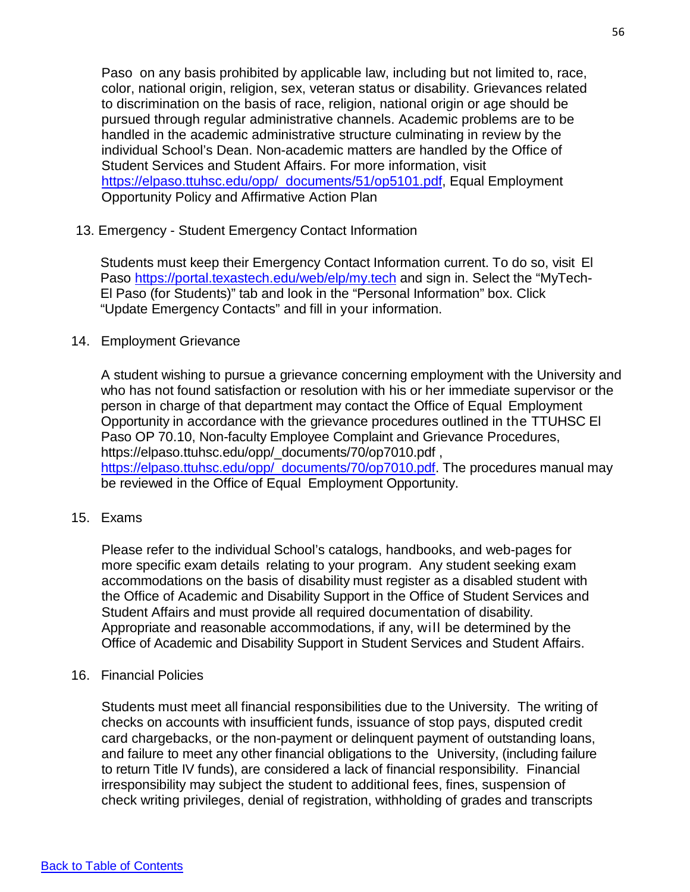Paso on any basis prohibited by applicable law, including but not limited to, race, color, national origin, religion, sex, veteran status or disability. Grievances related to discrimination on the basis of race, religion, national origin or age should be pursued through regular administrative channels. Academic problems are to be handled in the academic administrative structure culminating in review by the individual School's Dean. Non-academic matters are handled by the Office of Student Services and Student Affairs. For more information, visit [https://elpaso.ttuhsc.edu/opp/_documents/51/op5101.pdf](https://elpaso.ttuhsc.edu/opp/_documents/51/op5101.pdf), Equal Employment Opportunity Policy and Affirmative Action Plan

13. Emergency - Student Emergency Contact Information

Students must keep their Emergency Contact Information current. To do so, visit El Paso [https://portal.texastech.edu/web/elp/my.tech](https://portal.texastech.edu/web/elp/my.tech) and sign in. Select the "MyTech-El Paso (for Students)" tab and look in the "Personal Information" box. Click "Update Emergency Contacts" and fill in your information.

14. Employment Grievance

A student wishing to pursue a grievance concerning employment with the University and who has not found satisfaction or resolution with his or her immediate supervisor or the person in charge of that department may contact the Office of Equal Employment Opportunity in accordance with the grievance procedures outlined in the TTUHSC El Paso OP 70.10, Non-faculty Employee Complaint and Grievance Procedures, https://elpaso.ttuhsc.edu/opp/_documents/70/op7010.pdf , [https://elpaso.ttuhsc.edu/opp/_documents/70/op7010.pdf](https://elpaso.ttuhsc.edu/opp/_documents/70/op7010.pdf). The procedures manual may be reviewed in the Office of Equal Employment Opportunity.

15. Exams

Please refer to the individual School's catalogs, handbooks, and web-pages for more specific exam details relating to your program. Any student seeking exam accommodations on the basis of disability must register as a disabled student with the Office of Academic and Disability Support in the Office of Student Services and Student Affairs and must provide all required documentation of disability. Appropriate and reasonable accommodations, if any, will be determined by the Office of Academic and Disability Support in Student Services and Student Affairs.

16. Financial Policies

Students must meet all financial responsibilities due to the University. The writing of checks on accounts with insufficient funds, issuance of stop pays, disputed credit card chargebacks, or the non-payment or delinquent payment of outstanding loans, and failure to meet any other financial obligations to the University, (including failure to return Title IV funds), are considered a lack of financial responsibility. Financial irresponsibility may subject the student to additional fees, fines, suspension of check writing privileges, denial of registration, withholding of grades and transcripts

[Back to Table of Contents]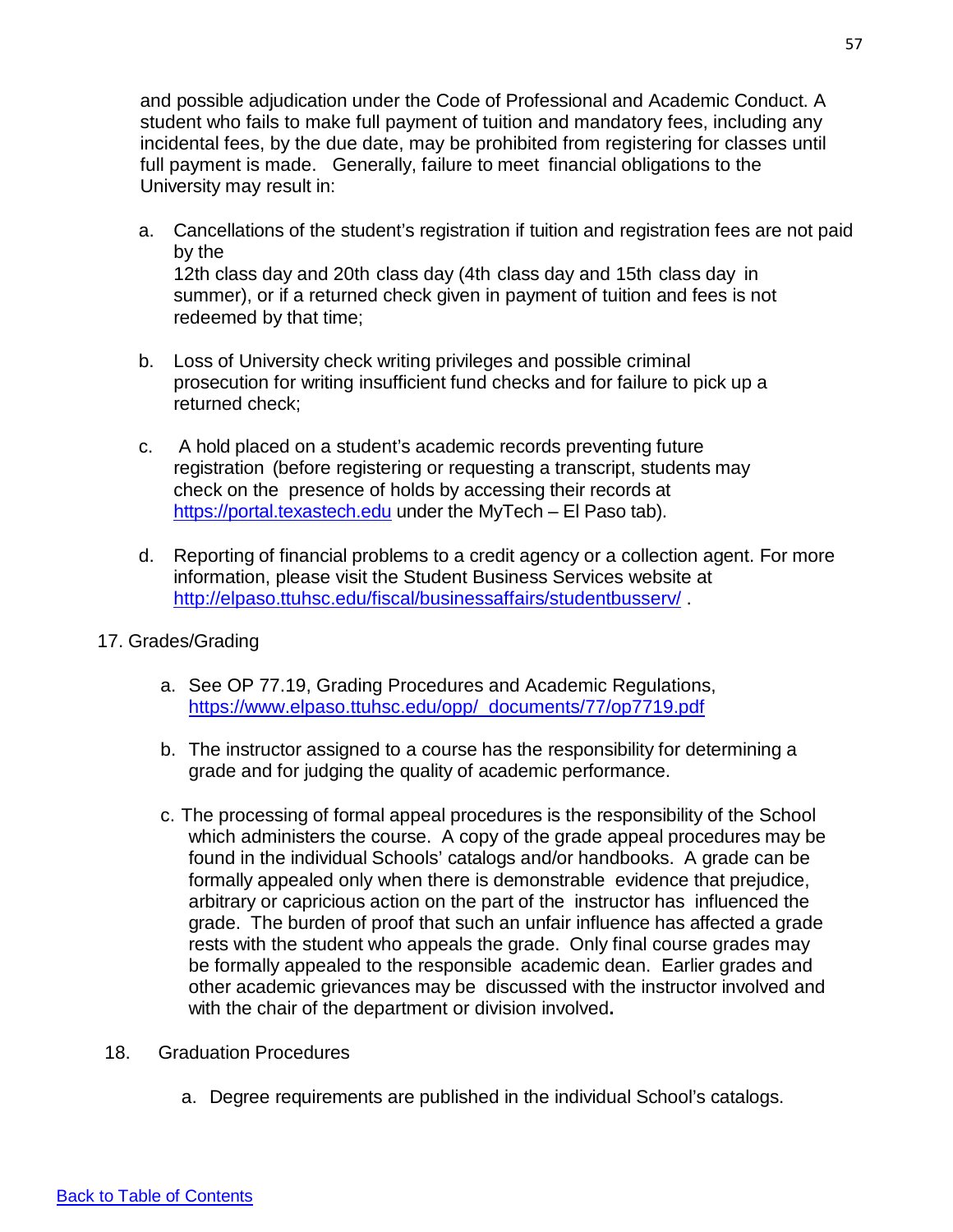and possible adjudication under the Code of Professional and Academic Conduct. A student who fails to make full payment of tuition and mandatory fees, including any incidental fees, by the due date, may be prohibited from registering for classes until full payment is made. Generally, failure to meet financial obligations to the University may result in:

a. Cancellations of the student's registration if tuition and registration fees are not paid by the 12th class day and 20th class day (4th class day and 15th class day in summer), or if a returned check given in payment of tuition and fees is not redeemed by that time;

b. Loss of University check writing privileges and possible criminal prosecution for writing insufficient fund checks and for failure to pick up a returned check;

c. A hold placed on a student's academic records preventing future registration (before registering or requesting a transcript, students may check on the presence of holds by accessing their records at [https://portal.texastech.edu](https://portal.texastech.edu) under the MyTech – El Paso tab).

d. Reporting of financial problems to a credit agency or a collection agent. For more information, please visit the Student Business Services website at [http://elpaso.ttuhsc.edu/fiscal/businessaffairs/studentbusserv/](http://elpaso.ttuhsc.edu/fiscal/businessaffairs/studentbusserv/) .

17. Grades/Grading

a. See OP 77.19, Grading Procedures and Academic Regulations, [https://www.elpaso.ttuhsc.edu/opp/_documents/77/op7719.pdf](https://www.elpaso.ttuhsc.edu/opp/_documents/77/op7719.pdf)

b. The instructor assigned to a course has the responsibility for determining a grade and for judging the quality of academic performance.

c. The processing of formal appeal procedures is the responsibility of the School which administers the course. A copy of the grade appeal procedures may be found in the individual Schools' catalogs and/or handbooks. A grade can be formally appealed only when there is demonstrable evidence that prejudice, arbitrary or capricious action on the part of the instructor has influenced the grade. The burden of proof that such an unfair influence has affected a grade rests with the student who appeals the grade. Only final course grades may be formally appealed to the responsible academic dean. Earlier grades and other academic grievances may be discussed with the instructor involved and with the chair of the department or division involved**.**

18. Graduation Procedures

a. Degree requirements are published in the individual School's catalogs.

[Back to Table of Contents]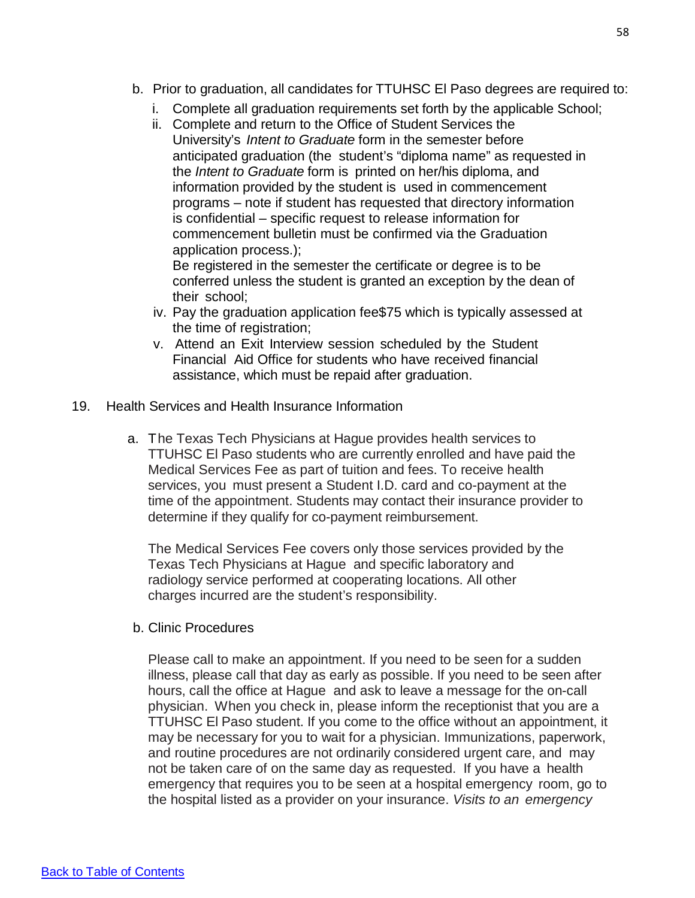b. Prior to graduation, all candidates for TTUHSC El Paso degrees are required to:

   i. Complete all graduation requirements set forth by the applicable School;

   ii. Complete and return to the Office of Student Services the University's *Intent to Graduate* form in the semester before anticipated graduation (the student's "diploma name" as requested in the *Intent to Graduate* form is printed on her/his diploma, and information provided by the student is used in commencement programs – note if student has requested that directory information is confidential – specific request to release information for commencement bulletin must be confirmed via the Graduation application process.);

   Be registered in the semester the certificate or degree is to be conferred unless the student is granted an exception by the dean of their school;

   iv. Pay the graduation application fee$75 which is typically assessed at the time of registration;

   v. Attend an Exit Interview session scheduled by the Student Financial Aid Office for students who have received financial assistance, which must be repaid after graduation.

19. Health Services and Health Insurance Information

   a. The Texas Tech Physicians at Hague provides health services to TTUHSC El Paso students who are currently enrolled and have paid the Medical Services Fee as part of tuition and fees. To receive health services, you must present a Student I.D. card and co-payment at the time of the appointment. Students may contact their insurance provider to determine if they qualify for co-payment reimbursement.

   The Medical Services Fee covers only those services provided by the Texas Tech Physicians at Hague and specific laboratory and radiology service performed at cooperating locations. All other charges incurred are the student's responsibility.

   b. Clinic Procedures

   Please call to make an appointment. If you need to be seen for a sudden illness, please call that day as early as possible. If you need to be seen after hours, call the office at Hague and ask to leave a message for the on-call physician. When you check in, please inform the receptionist that you are a TTUHSC El Paso student. If you come to the office without an appointment, it may be necessary for you to wait for a physician. Immunizations, paperwork, and routine procedures are not ordinarily considered urgent care, and may not be taken care of on the same day as requested. If you have a health emergency that requires you to be seen at a hospital emergency room, go to the hospital listed as a provider on your insurance. *Visits to an emergency*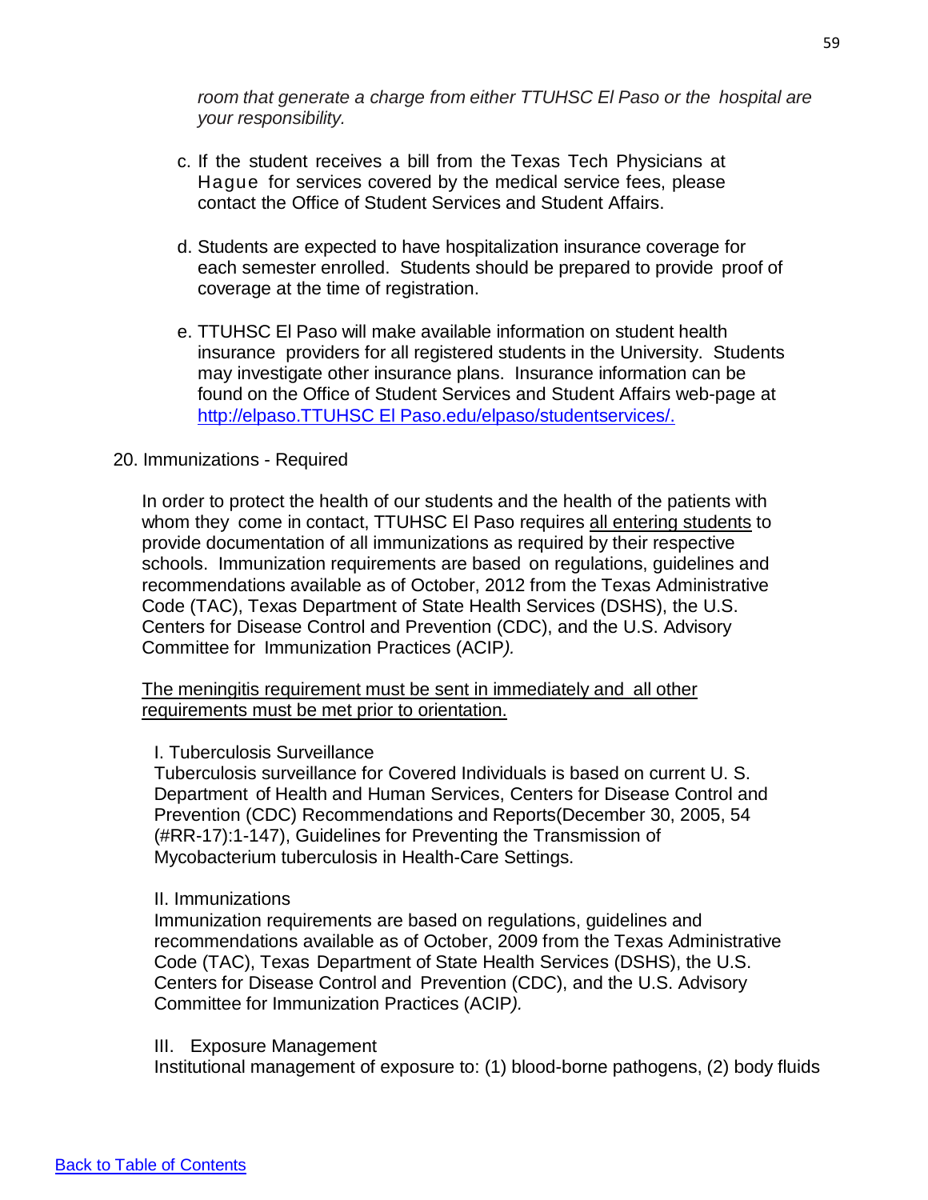*room that generate a charge from either TTUHSC El Paso or the hospital are your responsibility.*

c. If the student receives a bill from the Texas Tech Physicians at Hague for services covered by the medical service fees, please contact the Office of Student Services and Student Affairs.

d. Students are expected to have hospitalization insurance coverage for each semester enrolled. Students should be prepared to provide proof of coverage at the time of registration.

e. TTUHSC El Paso will make available information on student health insurance providers for all registered students in the University. Students may investigate other insurance plans. Insurance information can be found on the Office of Student Services and Student Affairs web-page at [http://elpaso.TTUHSC El Paso.edu/elpaso/studentservices/.](http://elpaso.TTUHSC El Paso.edu/elpaso/studentservices/)

20. Immunizations - Required

In order to protect the health of our students and the health of the patients with whom they come in contact, TTUHSC El Paso requires all entering students to provide documentation of all immunizations as required by their respective schools. Immunization requirements are based on regulations, guidelines and recommendations available as of October, 2012 from the Texas Administrative Code (TAC), Texas Department of State Health Services (DSHS), the U.S. Centers for Disease Control and Prevention (CDC), and the U.S. Advisory Committee for Immunization Practices (ACIP*).*

The meningitis requirement must be sent in immediately and all other requirements must be met prior to orientation.

I. Tuberculosis Surveillance
Tuberculosis surveillance for Covered Individuals is based on current U. S. Department of Health and Human Services, Centers for Disease Control and Prevention (CDC) Recommendations and Reports(December 30, 2005, 54 (#RR-17):1-147), Guidelines for Preventing the Transmission of Mycobacterium tuberculosis in Health-Care Settings.

II. Immunizations
Immunization requirements are based on regulations, guidelines and recommendations available as of October, 2009 from the Texas Administrative Code (TAC), Texas Department of State Health Services (DSHS), the U.S. Centers for Disease Control and Prevention (CDC), and the U.S. Advisory Committee for Immunization Practices (ACIP*).*

III. Exposure Management
Institutional management of exposure to: (1) blood-borne pathogens, (2) body fluids

[Back to Table of Contents](#)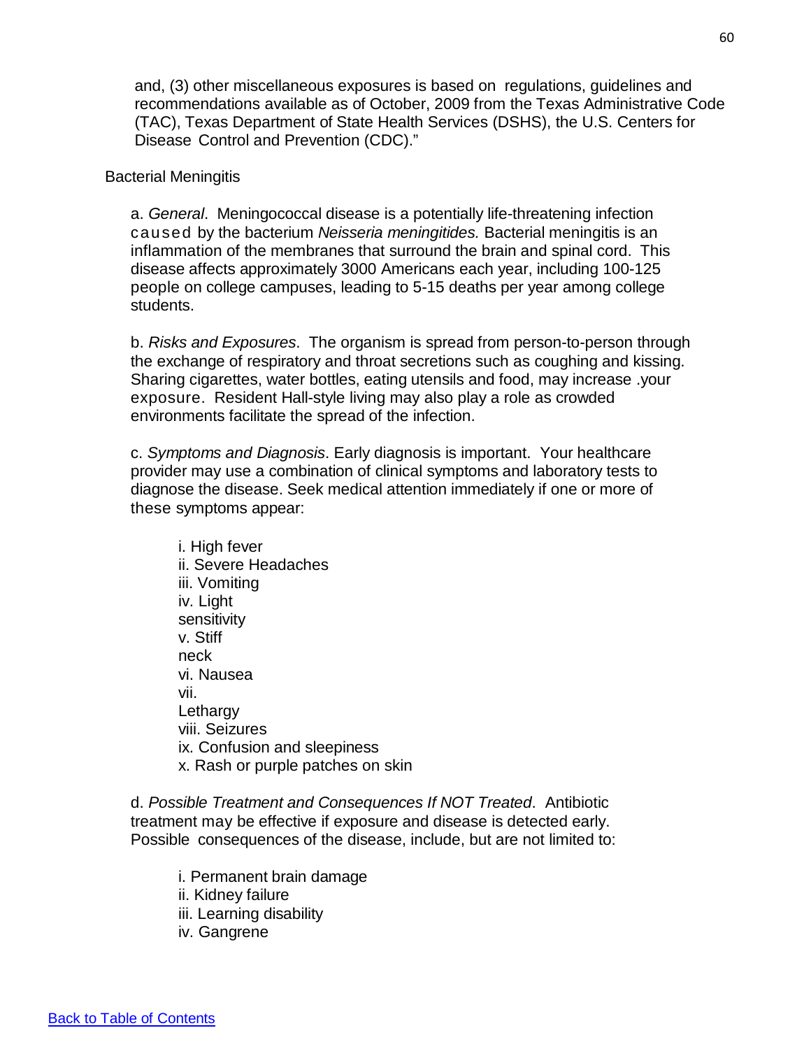and, (3) other miscellaneous exposures is based on regulations, guidelines and recommendations available as of October, 2009 from the Texas Administrative Code (TAC), Texas Department of State Health Services (DSHS), the U.S. Centers for Disease Control and Prevention (CDC)."

Bacterial Meningitis

a. *General*. Meningococcal disease is a potentially life-threatening infection caused by the bacterium *Neisseria meningitides.* Bacterial meningitis is an inflammation of the membranes that surround the brain and spinal cord. This disease affects approximately 3000 Americans each year, including 100-125 people on college campuses, leading to 5-15 deaths per year among college students.

b. *Risks and Exposures*. The organism is spread from person-to-person through the exchange of respiratory and throat secretions such as coughing and kissing. Sharing cigarettes, water bottles, eating utensils and food, may increase .your exposure. Resident Hall-style living may also play a role as crowded environments facilitate the spread of the infection.

c. *Symptoms and Diagnosis*. Early diagnosis is important. Your healthcare provider may use a combination of clinical symptoms and laboratory tests to diagnose the disease. Seek medical attention immediately if one or more of these symptoms appear:

i. High fever
ii. Severe Headaches
iii. Vomiting
iv. Light sensitivity
v. Stiff neck
vi. Nausea
vii. Lethargy
viii. Seizures
ix. Confusion and sleepiness
x. Rash or purple patches on skin

d. *Possible Treatment and Consequences If NOT Treated*. Antibiotic treatment may be effective if exposure and disease is detected early. Possible consequences of the disease, include, but are not limited to:

i. Permanent brain damage
ii. Kidney failure
iii. Learning disability
iv. Gangrene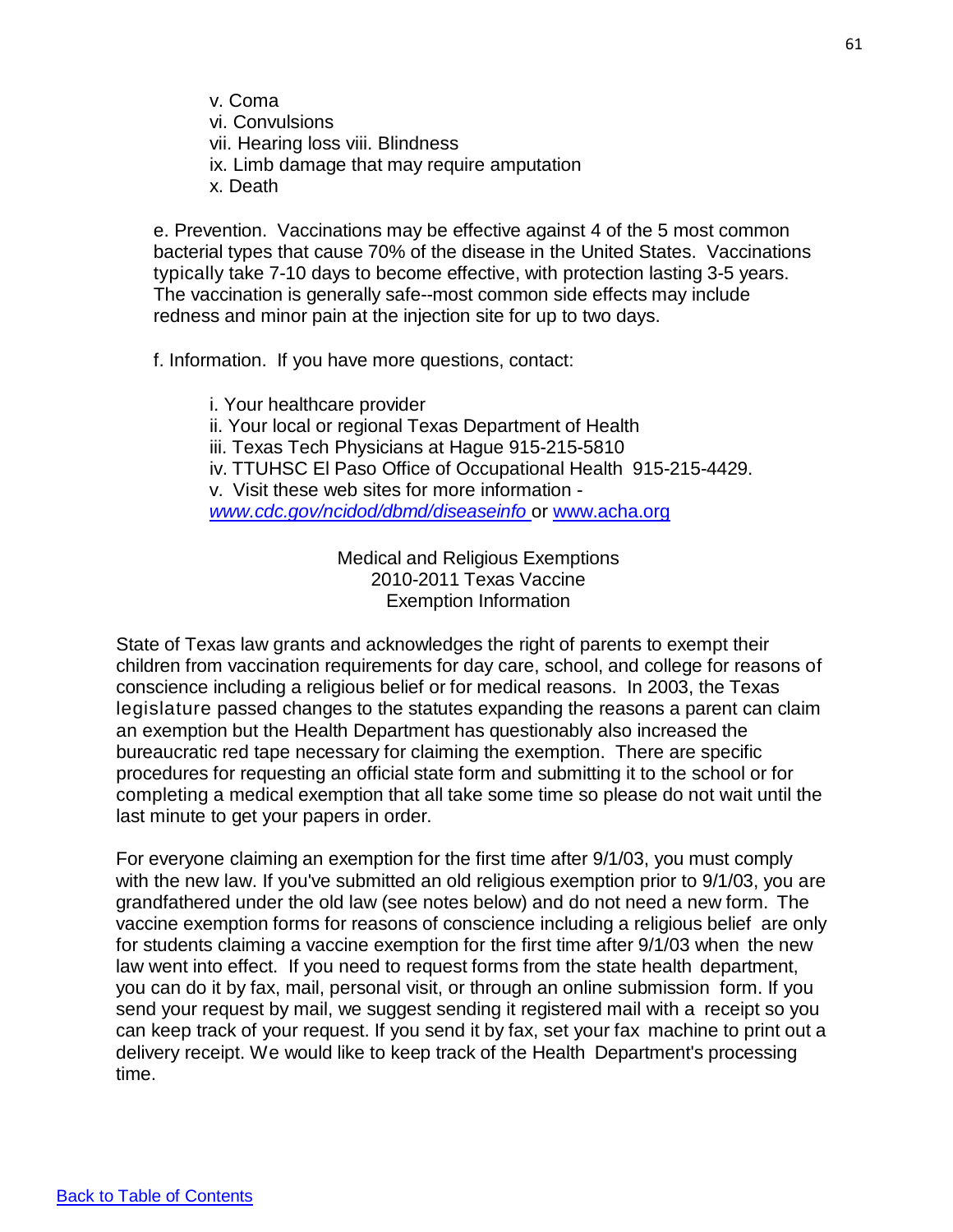v. Coma  
vi. Convulsions  
vii. Hearing loss viii. Blindness  
ix. Limb damage that may require amputation  
x. Death

e. Prevention. Vaccinations may be effective against 4 of the 5 most common bacterial types that cause 70% of the disease in the United States. Vaccinations typically take 7-10 days to become effective, with protection lasting 3-5 years. The vaccination is generally safe--most common side effects may include redness and minor pain at the injection site for up to two days.

f. Information. If you have more questions, contact:

i. Your healthcare provider  
ii. Your local or regional Texas Department of Health  
iii. Texas Tech Physicians at Hague 915-215-5810  
iv. TTUHSC El Paso Office of Occupational Health 915-215-4429.  
v. Visit these web sites for more information - *www.cdc.gov/ncidod/dbmd/diseaseinfo* or www.acha.org

Medical and Religious Exemptions  
2010-2011 Texas Vaccine  
Exemption Information

State of Texas law grants and acknowledges the right of parents to exempt their children from vaccination requirements for day care, school, and college for reasons of conscience including a religious belief or for medical reasons. In 2003, the Texas legislature passed changes to the statutes expanding the reasons a parent can claim an exemption but the Health Department has questionably also increased the bureaucratic red tape necessary for claiming the exemption. There are specific procedures for requesting an official state form and submitting it to the school or for completing a medical exemption that all take some time so please do not wait until the last minute to get your papers in order.

For everyone claiming an exemption for the first time after 9/1/03, you must comply with the new law. If you've submitted an old religious exemption prior to 9/1/03, you are grandfathered under the old law (see notes below) and do not need a new form. The vaccine exemption forms for reasons of conscience including a religious belief are only for students claiming a vaccine exemption for the first time after 9/1/03 when the new law went into effect. If you need to request forms from the state health department, you can do it by fax, mail, personal visit, or through an online submission form. If you send your request by mail, we suggest sending it registered mail with a receipt so you can keep track of your request. If you send it by fax, set your fax machine to print out a delivery receipt. We would like to keep track of the Health Department's processing time.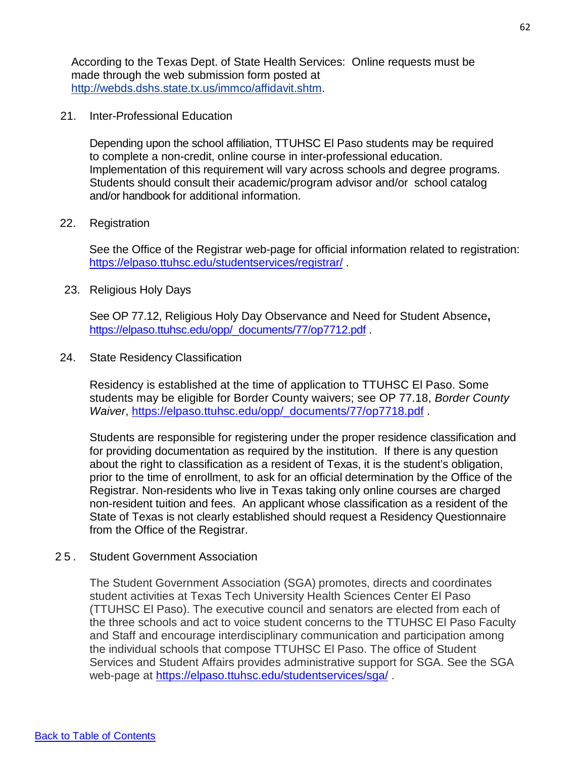According to the Texas Dept. of State Health Services: Online requests must be made through the web submission form posted at [http://webds.dshs.state.tx.us/immco/affidavit.shtm](http://webds.dshs.state.tx.us/immco/affidavit.shtm).

21. Inter-Professional Education

    Depending upon the school affiliation, TTUHSC El Paso students may be required to complete a non-credit, online course in inter-professional education. Implementation of this requirement will vary across schools and degree programs. Students should consult their academic/program advisor and/or school catalog and/or handbook for additional information.

22. Registration

    See the Office of the Registrar web-page for official information related to registration: [https://elpaso.ttuhsc.edu/studentservices/registrar/](https://elpaso.ttuhsc.edu/studentservices/registrar/) .

23. Religious Holy Days

    See OP 77.12, Religious Holy Day Observance and Need for Student Absence**,** [https://elpaso.ttuhsc.edu/opp/_documents/77/op7712.pdf](https://elpaso.ttuhsc.edu/opp/_documents/77/op7712.pdf) .

24. State Residency Classification

    Residency is established at the time of application to TTUHSC El Paso. Some students may be eligible for Border County waivers; see OP 77.18, *Border County Waiver*, [https://elpaso.ttuhsc.edu/opp/_documents/77/op7718.pdf](https://elpaso.ttuhsc.edu/opp/_documents/77/op7718.pdf) .

    Students are responsible for registering under the proper residence classification and for providing documentation as required by the institution. If there is any question about the right to classification as a resident of Texas, it is the student's obligation, prior to the time of enrollment, to ask for an official determination by the Office of the Registrar. Non-residents who live in Texas taking only online courses are charged non-resident tuition and fees. An applicant whose classification as a resident of the State of Texas is not clearly established should request a Residency Questionnaire from the Office of the Registrar.

25. Student Government Association

    The Student Government Association (SGA) promotes, directs and coordinates student activities at Texas Tech University Health Sciences Center El Paso (TTUHSC El Paso). The executive council and senators are elected from each of the three schools and act to voice student concerns to the TTUHSC El Paso Faculty and Staff and encourage interdisciplinary communication and participation among the individual schools that compose TTUHSC El Paso. The office of Student Services and Student Affairs provides administrative support for SGA. See the SGA web-page at [https://elpaso.ttuhsc.edu/studentservices/sga/](https://elpaso.ttuhsc.edu/studentservices/sga/) .

Back to Table of Contents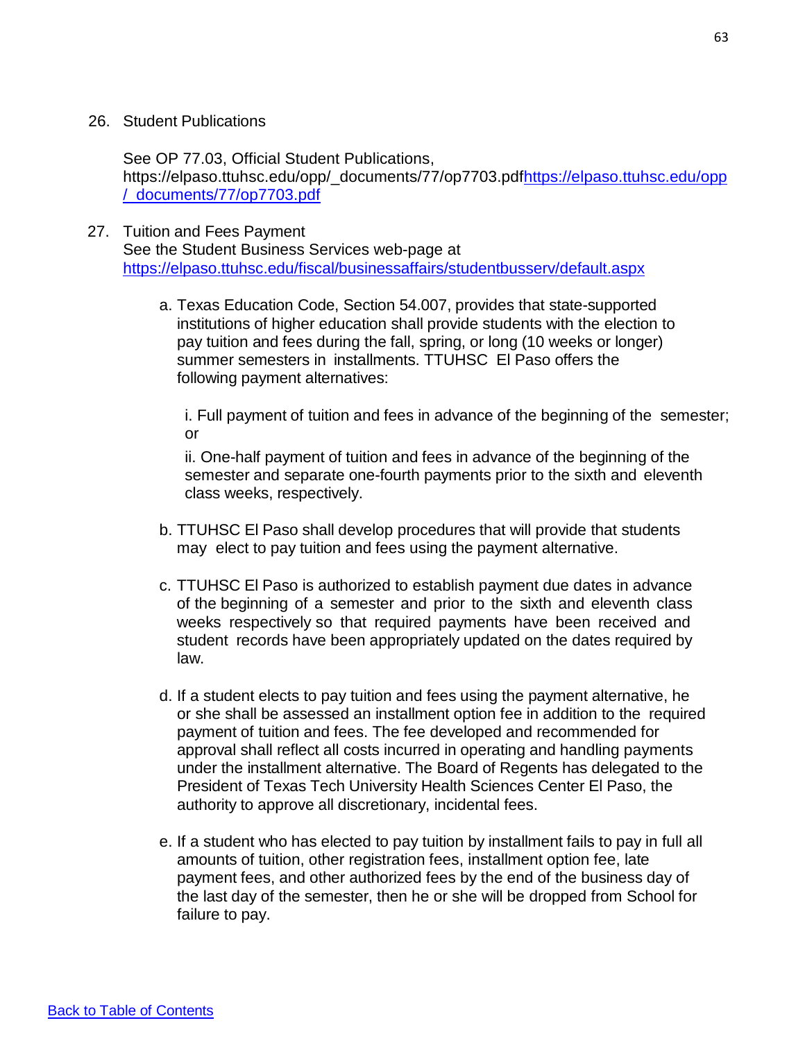26. Student Publications

    See OP 77.03, Official Student Publications, https://elpaso.ttuhsc.edu/opp/_documents/77/op7703.pdf[https://elpaso.ttuhsc.edu/opp/_documents/77/op7703.pdf](https://elpaso.ttuhsc.edu/opp/_documents/77/op7703.pdf)

27. Tuition and Fees Payment
    See the Student Business Services web-page at [https://elpaso.ttuhsc.edu/fiscal/businessaffairs/studentbusserv/default.aspx](https://elpaso.ttuhsc.edu/fiscal/businessaffairs/studentbusserv/default.aspx)

    a. Texas Education Code, Section 54.007, provides that state-supported institutions of higher education shall provide students with the election to pay tuition and fees during the fall, spring, or long (10 weeks or longer) summer semesters in installments. TTUHSC El Paso offers the following payment alternatives:

       i. Full payment of tuition and fees in advance of the beginning of the semester; or

       ii. One-half payment of tuition and fees in advance of the beginning of the semester and separate one-fourth payments prior to the sixth and eleventh class weeks, respectively.

    b. TTUHSC El Paso shall develop procedures that will provide that students may elect to pay tuition and fees using the payment alternative.

    c. TTUHSC El Paso is authorized to establish payment due dates in advance of the beginning of a semester and prior to the sixth and eleventh class weeks respectively so that required payments have been received and student records have been appropriately updated on the dates required by law.

    d. If a student elects to pay tuition and fees using the payment alternative, he or she shall be assessed an installment option fee in addition to the required payment of tuition and fees. The fee developed and recommended for approval shall reflect all costs incurred in operating and handling payments under the installment alternative. The Board of Regents has delegated to the President of Texas Tech University Health Sciences Center El Paso, the authority to approve all discretionary, incidental fees.

    e. If a student who has elected to pay tuition by installment fails to pay in full all amounts of tuition, other registration fees, installment option fee, late payment fees, and other authorized fees by the end of the business day of the last day of the semester, then he or she will be dropped from School for failure to pay.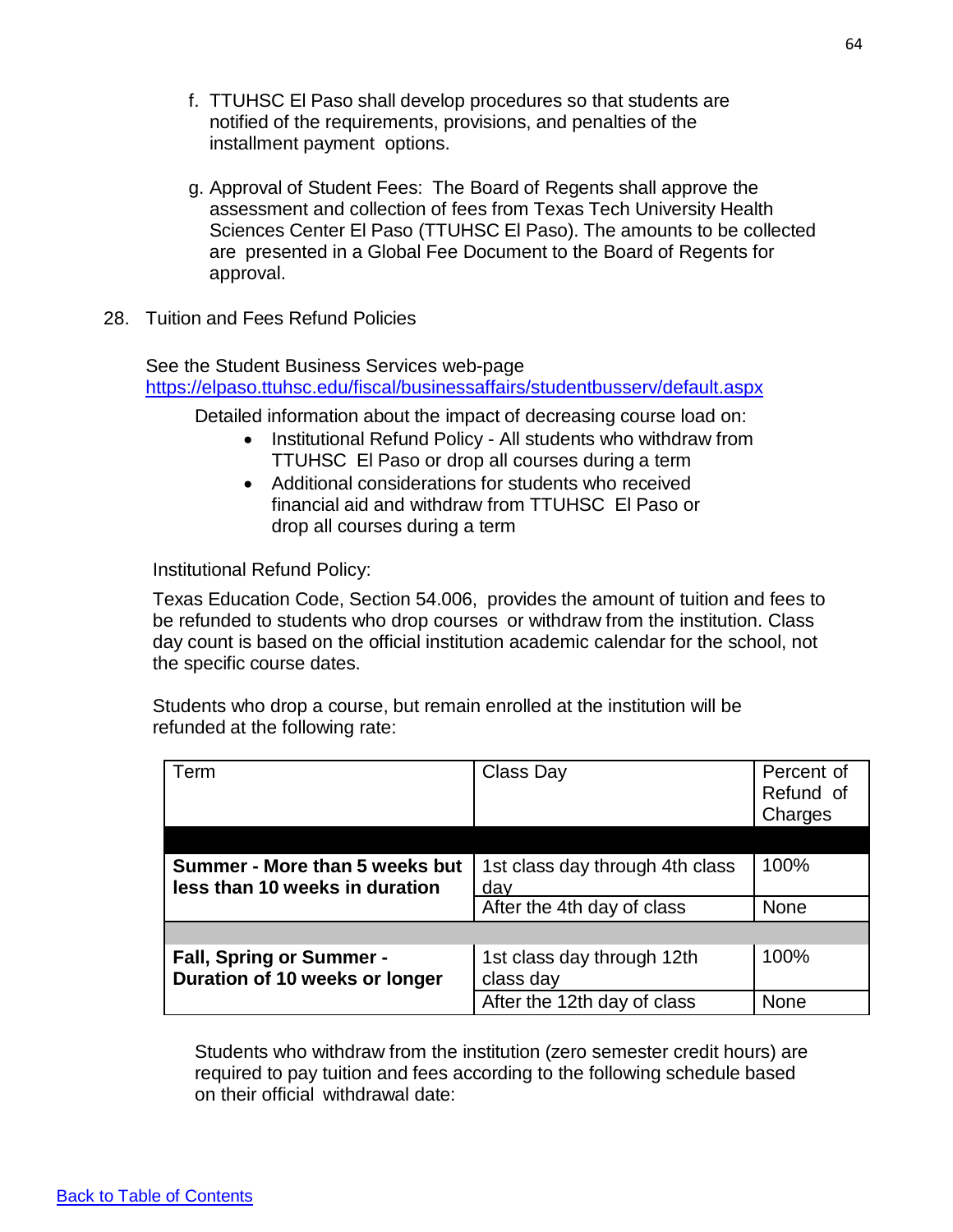f. TTUHSC El Paso shall develop procedures so that students are notified of the requirements, provisions, and penalties of the installment payment options.

g. Approval of Student Fees: The Board of Regents shall approve the assessment and collection of fees from Texas Tech University Health Sciences Center El Paso (TTUHSC El Paso). The amounts to be collected are presented in a Global Fee Document to the Board of Regents for approval.

28. Tuition and Fees Refund Policies

See the Student Business Services web-page
https://elpaso.ttuhsc.edu/fiscal/businessaffairs/studentbusserv/default.aspx

Detailed information about the impact of decreasing course load on:

- Institutional Refund Policy - All students who withdraw from TTUHSC El Paso or drop all courses during a term
- Additional considerations for students who received financial aid and withdraw from TTUHSC El Paso or drop all courses during a term

Institutional Refund Policy:

Texas Education Code, Section 54.006, provides the amount of tuition and fees to be refunded to students who drop courses or withdraw from the institution. Class day count is based on the official institution academic calendar for the school, not the specific course dates.

Students who drop a course, but remain enrolled at the institution will be refunded at the following rate:

| Term | Class Day | Percent of Refund of Charges |
|---|---|---|
| **Summer - More than 5 weeks but less than 10 weeks in duration** | 1st class day through 4th class day | 100% |
| | After the 4th day of class | None |
| **Fall, Spring or Summer - Duration of 10 weeks or longer** | 1st class day through 12th class day | 100% |
| | After the 12th day of class | None |

Students who withdraw from the institution (zero semester credit hours) are required to pay tuition and fees according to the following schedule based on their official withdrawal date: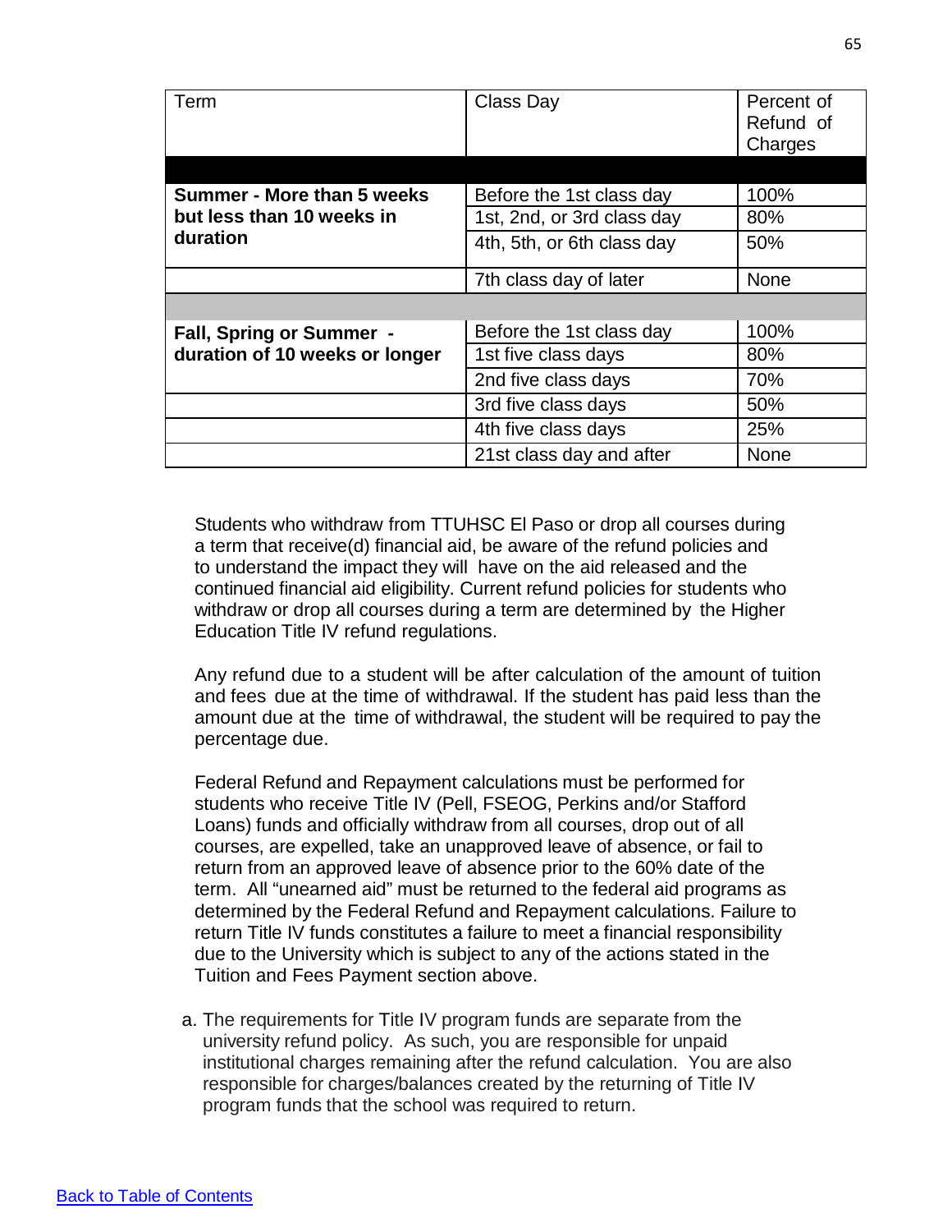| Term | Class Day | Percent of Refund of Charges |
| --- | --- | --- |
| | | |
| **Summer - More than 5 weeks but less than 10 weeks in duration** | Before the 1st class day | 100% |
| | 1st, 2nd, or 3rd class day | 80% |
| | 4th, 5th, or 6th class day | 50% |
| | 7th class day of later | None |
| | | |
| **Fall, Spring or Summer - duration of 10 weeks or longer** | Before the 1st class day | 100% |
| | 1st five class days | 80% |
| | 2nd five class days | 70% |
| | 3rd five class days | 50% |
| | 4th five class days | 25% |
| | 21st class day and after | None |

Students who withdraw from TTUHSC El Paso or drop all courses during a term that receive(d) financial aid, be aware of the refund policies and to understand the impact they will have on the aid released and the continued financial aid eligibility. Current refund policies for students who withdraw or drop all courses during a term are determined by the Higher Education Title IV refund regulations.

Any refund due to a student will be after calculation of the amount of tuition and fees due at the time of withdrawal. If the student has paid less than the amount due at the time of withdrawal, the student will be required to pay the percentage due.

Federal Refund and Repayment calculations must be performed for students who receive Title IV (Pell, FSEOG, Perkins and/or Stafford Loans) funds and officially withdraw from all courses, drop out of all courses, are expelled, take an unapproved leave of absence, or fail to return from an approved leave of absence prior to the 60% date of the term. All "unearned aid" must be returned to the federal aid programs as determined by the Federal Refund and Repayment calculations. Failure to return Title IV funds constitutes a failure to meet a financial responsibility due to the University which is subject to any of the actions stated in the Tuition and Fees Payment section above.

a. The requirements for Title IV program funds are separate from the university refund policy. As such, you are responsible for unpaid institutional charges remaining after the refund calculation. You are also responsible for charges/balances created by the returning of Title IV program funds that the school was required to return.

[Back to Table of Contents]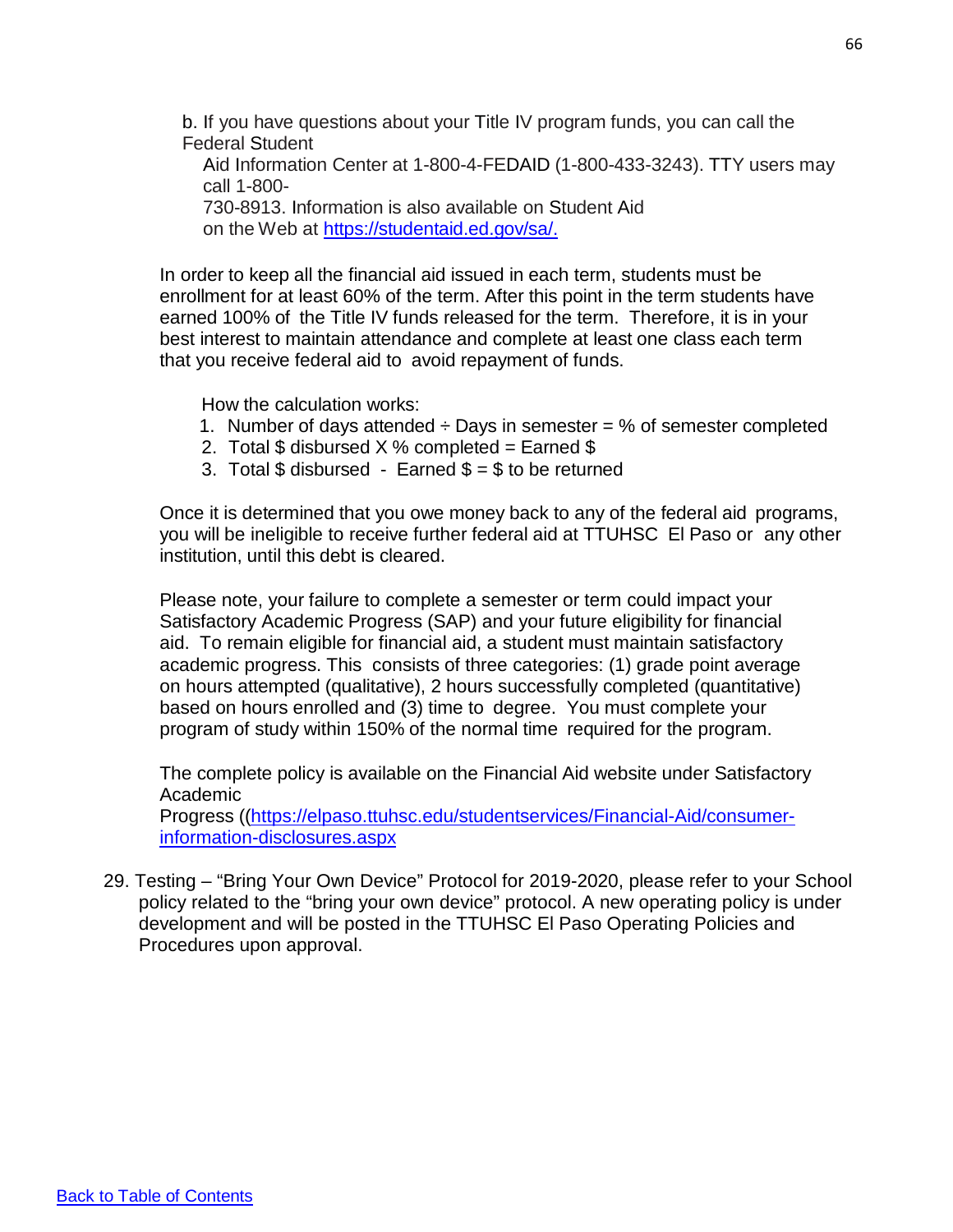b. If you have questions about your Title IV program funds, you can call the Federal Student Aid Information Center at 1-800-4-FEDAID (1-800-433-3243). TTY users may call 1-800-730-8913. Information is also available on Student Aid on the Web at [https://studentaid.ed.gov/sa/.](https://studentaid.ed.gov/sa/)

In order to keep all the financial aid issued in each term, students must be enrollment for at least 60% of the term. After this point in the term students have earned 100% of the Title IV funds released for the term. Therefore, it is in your best interest to maintain attendance and complete at least one class each term that you receive federal aid to avoid repayment of funds.

How the calculation works:

1. Number of days attended ÷ Days in semester = % of semester completed
2. Total $ disbursed X % completed = Earned $
3. Total $ disbursed - Earned $ = $ to be returned

Once it is determined that you owe money back to any of the federal aid programs, you will be ineligible to receive further federal aid at TTUHSC El Paso or any other institution, until this debt is cleared.

Please note, your failure to complete a semester or term could impact your Satisfactory Academic Progress (SAP) and your future eligibility for financial aid. To remain eligible for financial aid, a student must maintain satisfactory academic progress. This consists of three categories: (1) grade point average on hours attempted (qualitative), 2 hours successfully completed (quantitative) based on hours enrolled and (3) time to degree. You must complete your program of study within 150% of the normal time required for the program.

The complete policy is available on the Financial Aid website under Satisfactory Academic Progress ([https://elpaso.ttuhsc.edu/studentservices/Financial-Aid/consumer-information-disclosures.aspx](https://elpaso.ttuhsc.edu/studentservices/Financial-Aid/consumer-information-disclosures.aspx)

29. Testing – "Bring Your Own Device" Protocol for 2019-2020, please refer to your School policy related to the "bring your own device" protocol. A new operating policy is under development and will be posted in the TTUHSC El Paso Operating Policies and Procedures upon approval.

Back to Table of Contents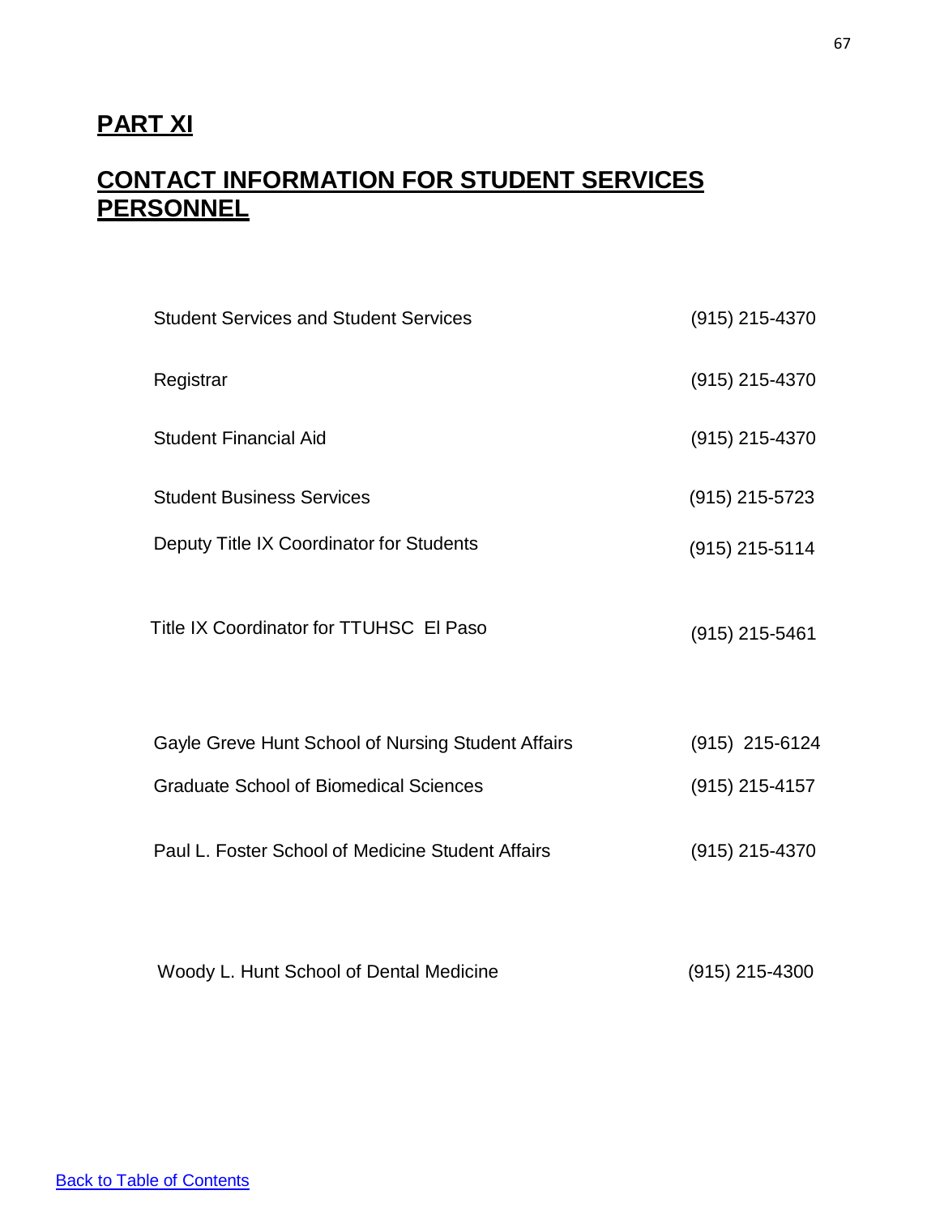# PART XI

# CONTACT INFORMATION FOR STUDENT SERVICES PERSONNEL

| | |
|---|---|
| Student Services and Student Services | (915) 215-4370 |
| Registrar | (915) 215-4370 |
| Student Financial Aid | (915) 215-4370 |
| Student Business Services | (915) 215-5723 |
| Deputy Title IX Coordinator for Students | (915) 215-5114 |
| Title IX Coordinator for TTUHSC El Paso | (915) 215-5461 |
| Gayle Greve Hunt School of Nursing Student Affairs | (915) 215-6124 |
| Graduate School of Biomedical Sciences | (915) 215-4157 |
| Paul L. Foster School of Medicine Student Affairs | (915) 215-4370 |
| Woody L. Hunt School of Dental Medicine | (915) 215-4300 |

Back to Table of Contents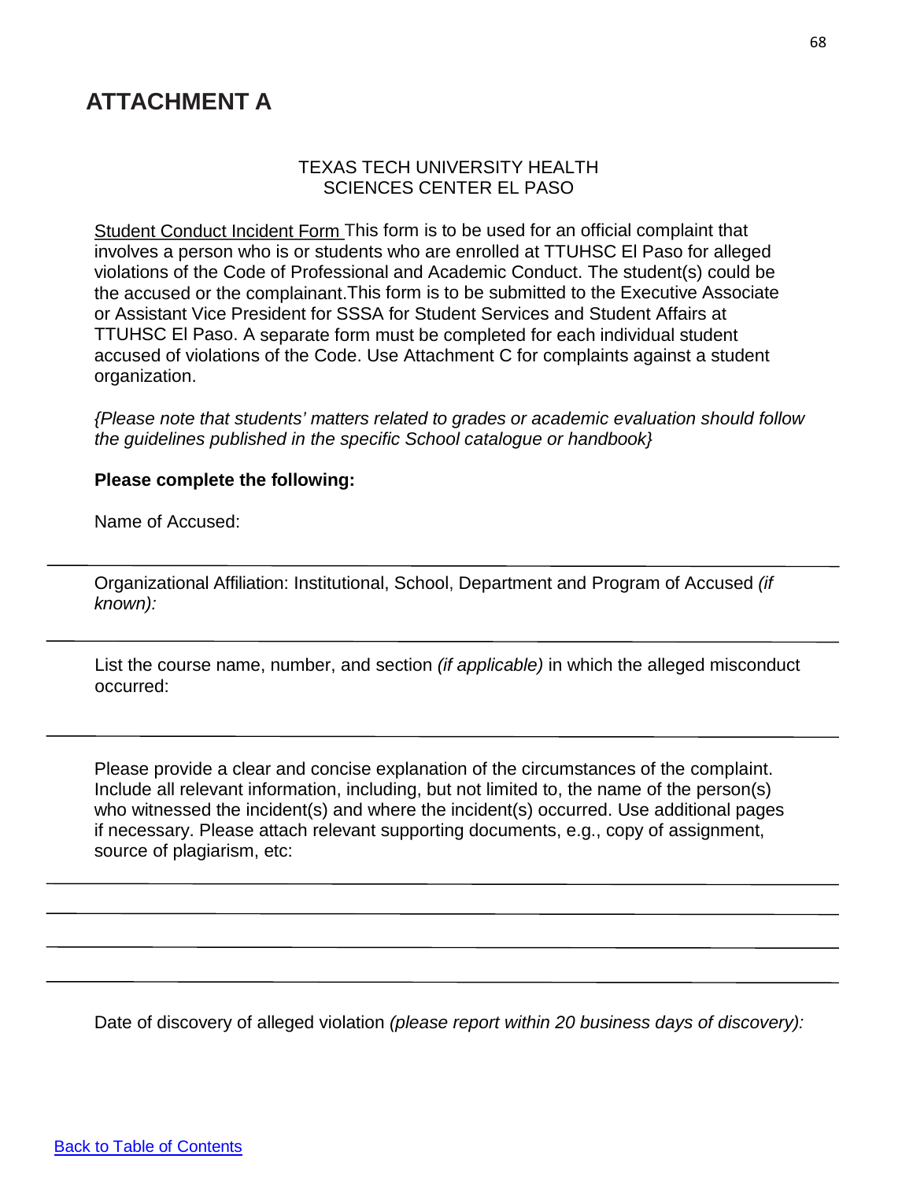# ATTACHMENT A

TEXAS TECH UNIVERSITY HEALTH
SCIENCES CENTER EL PASO

Student Conduct Incident Form This form is to be used for an official complaint that involves a person who is or students who are enrolled at TTUHSC El Paso for alleged violations of the Code of Professional and Academic Conduct. The student(s) could be the accused or the complainant.This form is to be submitted to the Executive Associate or Assistant Vice President for SSSA for Student Services and Student Affairs at TTUHSC El Paso. A separate form must be completed for each individual student accused of violations of the Code. Use Attachment C for complaints against a student organization.

*{Please note that students' matters related to grades or academic evaluation should follow the guidelines published in the specific School catalogue or handbook}*

**Please complete the following:**

Name of Accused:

___

Organizational Affiliation: Institutional, School, Department and Program of Accused *(if known):*

___

List the course name, number, and section *(if applicable)* in which the alleged misconduct occurred:

___

Please provide a clear and concise explanation of the circumstances of the complaint. Include all relevant information, including, but not limited to, the name of the person(s) who witnessed the incident(s) and where the incident(s) occurred. Use additional pages if necessary. Please attach relevant supporting documents, e.g., copy of assignment, source of plagiarism, etc:

___

___

___

___

Date of discovery of alleged violation *(please report within 20 business days of discovery):*

Back to Table of Contents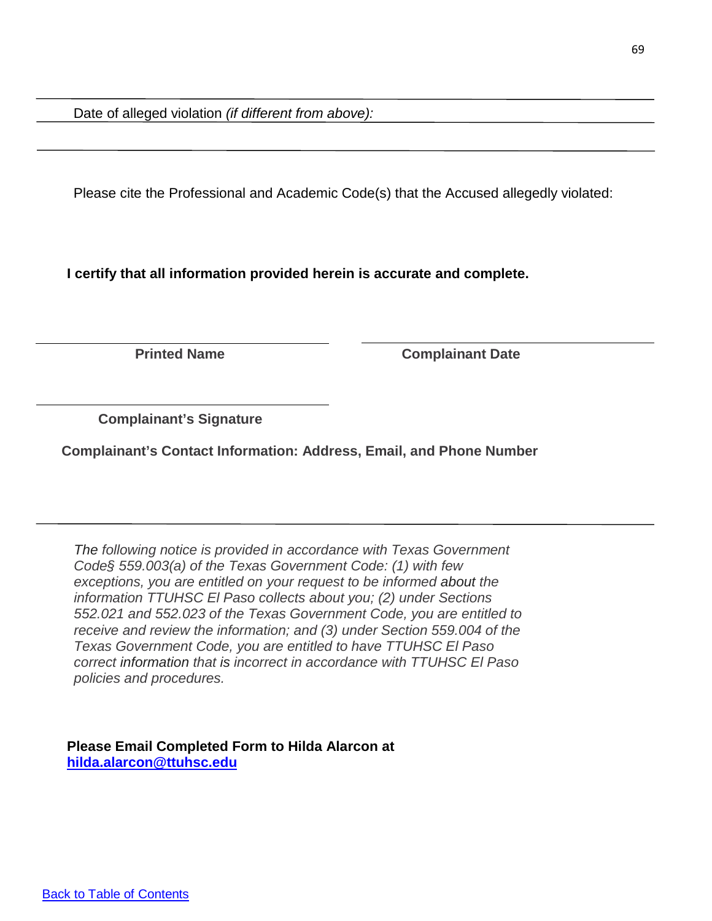Date of alleged violation *(if different from above):*

Please cite the Professional and Academic Code(s) that the Accused allegedly violated:

**I certify that all information provided herein is accurate and complete.**

**Printed Name** **Complainant Date**

**Complainant's Signature**

**Complainant's Contact Information: Address, Email, and Phone Number**

*The following notice is provided in accordance with Texas Government Code§ 559.003(a) of the Texas Government Code: (1) with few exceptions, you are entitled on your request to be informed about the information TTUHSC El Paso collects about you; (2) under Sections 552.021 and 552.023 of the Texas Government Code, you are entitled to receive and review the information; and (3) under Section 559.004 of the Texas Government Code, you are entitled to have TTUHSC El Paso correct information that is incorrect in accordance with TTUHSC El Paso policies and procedures.*

**Please Email Completed Form to Hilda Alarcon at [hilda.alarcon@ttuhsc.edu](mailto:hilda.alarcon@ttuhsc.edu)**

Back to Table of Contents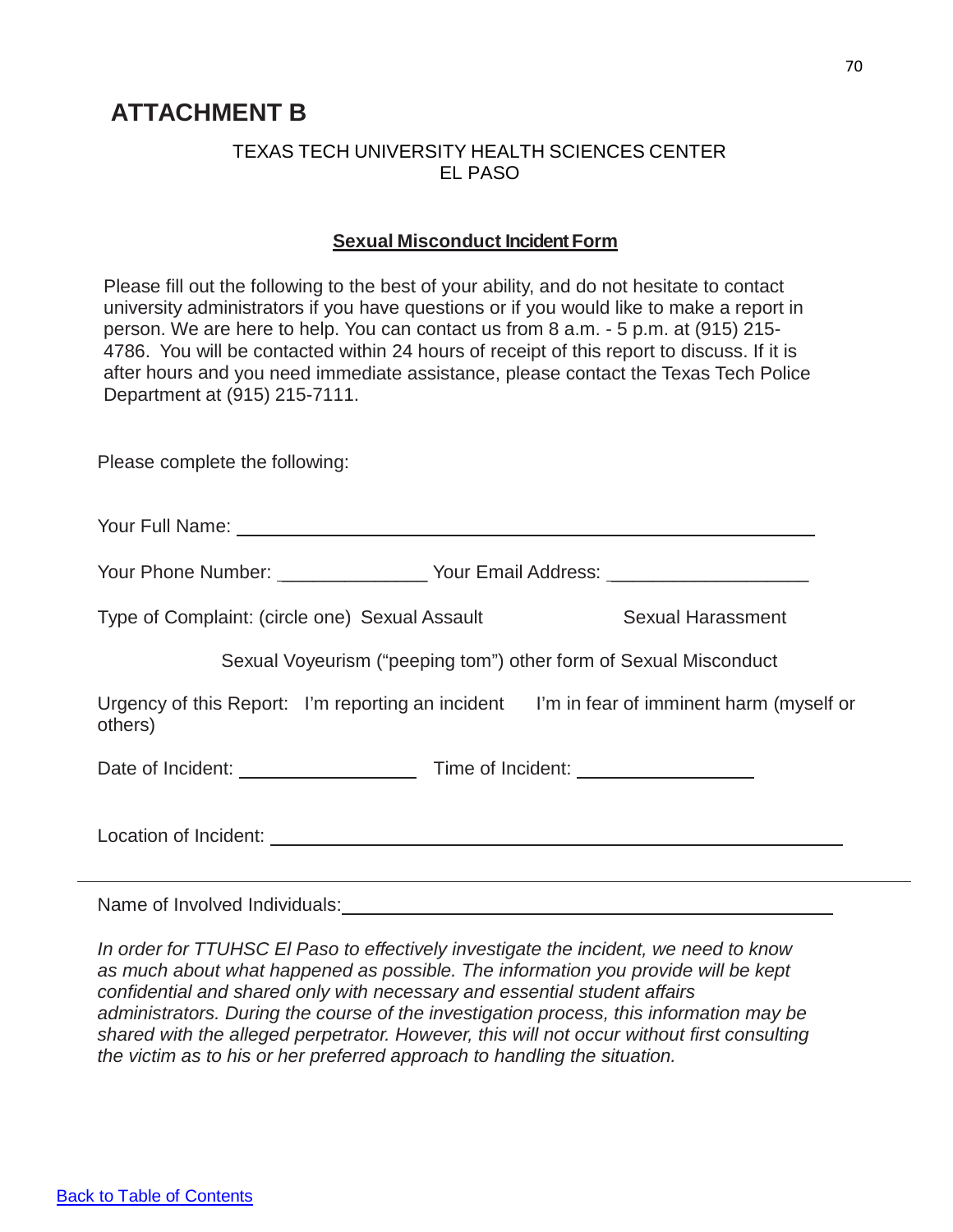# ATTACHMENT B

TEXAS TECH UNIVERSITY HEALTH SCIENCES CENTER
EL PASO

**Sexual Misconduct Incident Form**

Please fill out the following to the best of your ability, and do not hesitate to contact university administrators if you have questions or if you would like to make a report in person. We are here to help. You can contact us from 8 a.m. - 5 p.m. at (915) 215-4786. You will be contacted within 24 hours of receipt of this report to discuss. If it is after hours and you need immediate assistance, please contact the Texas Tech Police Department at (915) 215-7111.

Please complete the following:

Your Full Name: ____________________________________________

Your Phone Number: ______________ Your Email Address: ___________________

Type of Complaint: (circle one) Sexual Assault Sexual Harassment

Sexual Voyeurism ("peeping tom") other form of Sexual Misconduct

Urgency of this Report: I'm reporting an incident I'm in fear of imminent harm (myself or others)

Date of Incident: _______________ Time of Incident: _______________

Location of Incident: ____________________________________________

---

Name of Involved Individuals: ____________________________________________

*In order for TTUHSC El Paso to effectively investigate the incident, we need to know as much about what happened as possible. The information you provide will be kept confidential and shared only with necessary and essential student affairs administrators. During the course of the investigation process, this information may be shared with the alleged perpetrator. However, this will not occur without first consulting the victim as to his or her preferred approach to handling the situation.*

Back to Table of Contents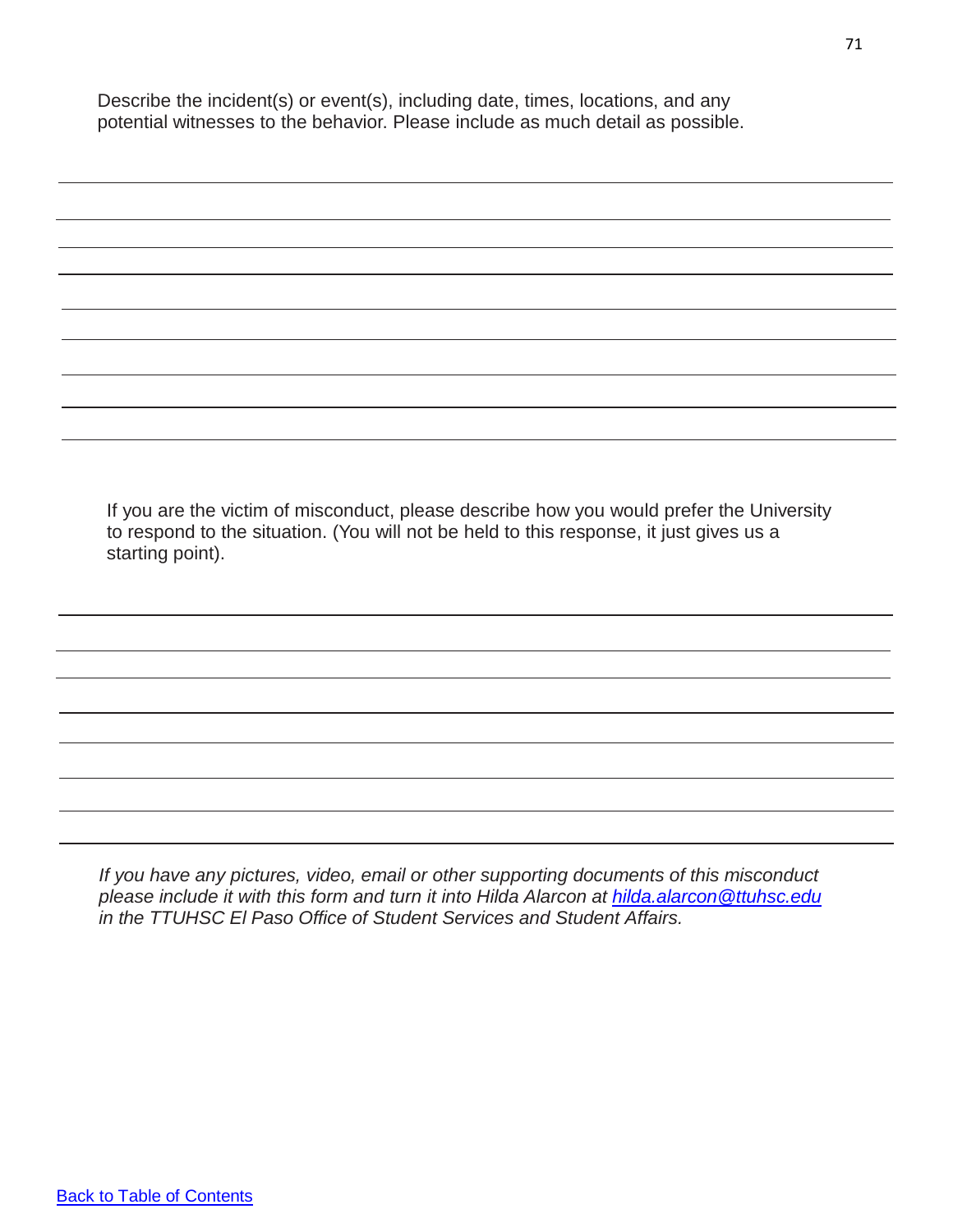Describe the incident(s) or event(s), including date, times, locations, and any potential witnesses to the behavior. Please include as much detail as possible.

If you are the victim of misconduct, please describe how you would prefer the University to respond to the situation. (You will not be held to this response, it just gives us a starting point).

*If you have any pictures, video, email or other supporting documents of this misconduct please include it with this form and turn it into Hilda Alarcon at [hilda.alarcon@ttuhsc.edu](mailto:hilda.alarcon@ttuhsc.edu) in the TTUHSC El Paso Office of Student Services and Student Affairs.*

Back to Table of Contents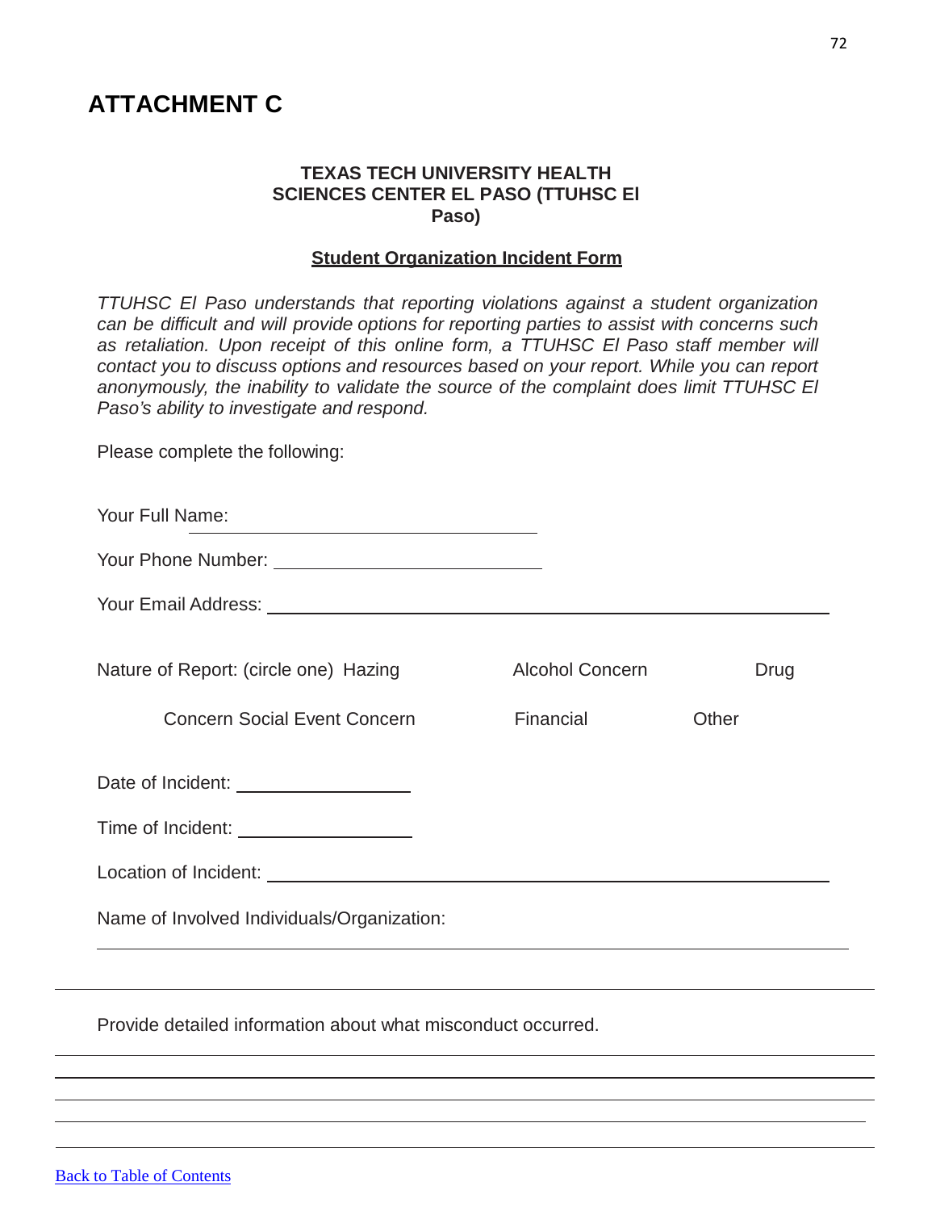# ATTACHMENT C

**TEXAS TECH UNIVERSITY HEALTH SCIENCES CENTER EL PASO (TTUHSC El Paso)**

**Student Organization Incident Form**

*TTUHSC El Paso understands that reporting violations against a student organization can be difficult and will provide options for reporting parties to assist with concerns such as retaliation. Upon receipt of this online form, a TTUHSC El Paso staff member will contact you to discuss options and resources based on your report. While you can report anonymously, the inability to validate the source of the complaint does limit TTUHSC El Paso's ability to investigate and respond.*

Please complete the following:

Your Full Name: ______________________________

Your Phone Number: ______________________________

Your Email Address: ______________________________

Nature of Report: (circle one) Hazing Alcohol Concern Drug Concern Social Event Concern Financial Other

Date of Incident: ________________

Time of Incident: ________________

Location of Incident: ______________________________

Name of Involved Individuals/Organization:

______________________________

______________________________

Provide detailed information about what misconduct occurred.

______________________________

______________________________

______________________________

______________________________

______________________________

Back to Table of Contents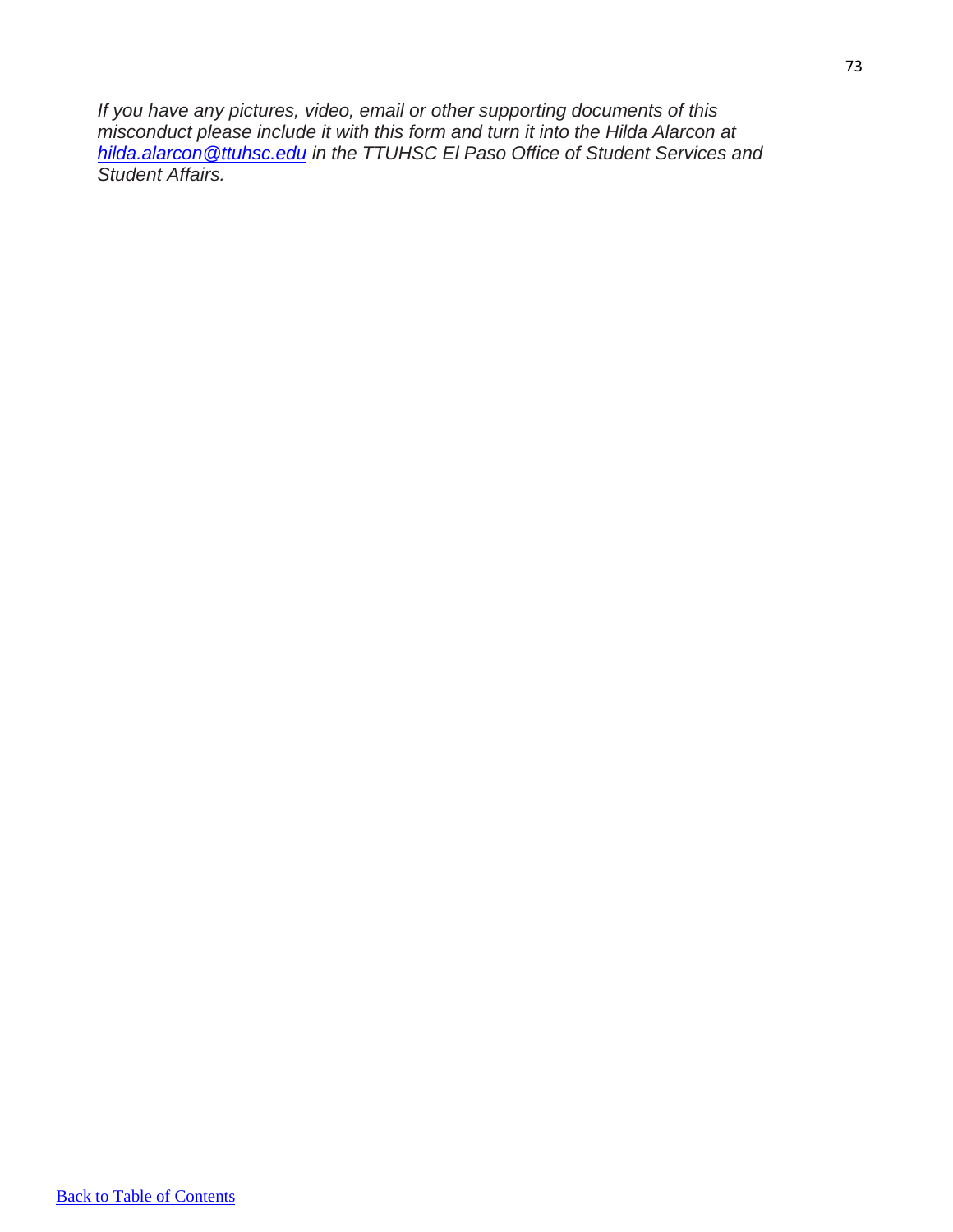*If you have any pictures, video, email or other supporting documents of this misconduct please include it with this form and turn it into the Hilda Alarcon at [hilda.alarcon@ttuhsc.edu](mailto:hilda.alarcon@ttuhsc.edu) in the TTUHSC El Paso Office of Student Services and Student Affairs.*

Back to Table of Contents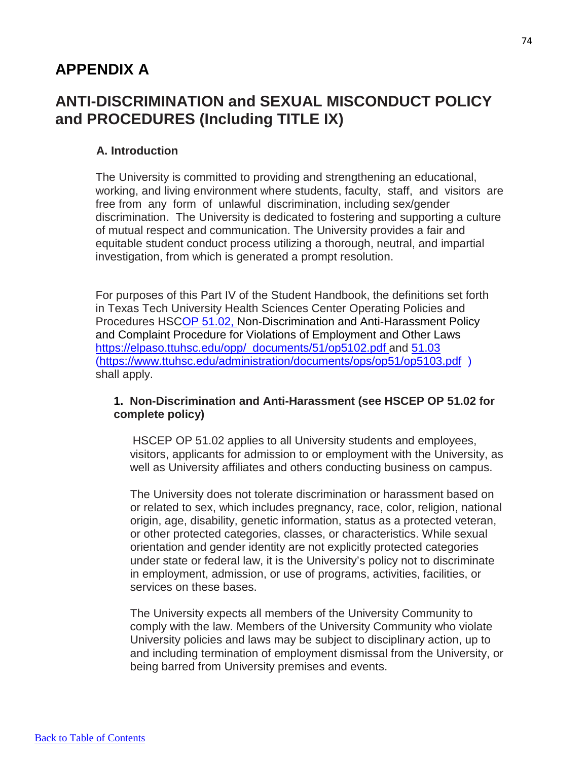# APPENDIX A

# ANTI-DISCRIMINATION and SEXUAL MISCONDUCT POLICY and PROCEDURES (Including TITLE IX)

## A. Introduction

The University is committed to providing and strengthening an educational, working, and living environment where students, faculty, staff, and visitors are free from any form of unlawful discrimination, including sex/gender discrimination. The University is dedicated to fostering and supporting a culture of mutual respect and communication. The University provides a fair and equitable student conduct process utilizing a thorough, neutral, and impartial investigation, from which is generated a prompt resolution.

For purposes of this Part IV of the Student Handbook, the definitions set forth in Texas Tech University Health Sciences Center Operating Policies and Procedures HSCOP 51.02, Non-Discrimination and Anti-Harassment Policy and Complaint Procedure for Violations of Employment and Other Laws https://elpaso.ttuhsc.edu/opp/_documents/51/op5102.pdf and 51.03 (https://www.ttuhsc.edu/administration/documents/ops/op51/op5103.pdf ) shall apply.

### 1. Non-Discrimination and Anti-Harassment (see HSCEP OP 51.02 for complete policy)

HSCEP OP 51.02 applies to all University students and employees, visitors, applicants for admission to or employment with the University, as well as University affiliates and others conducting business on campus.

The University does not tolerate discrimination or harassment based on or related to sex, which includes pregnancy, race, color, religion, national origin, age, disability, genetic information, status as a protected veteran, or other protected categories, classes, or characteristics. While sexual orientation and gender identity are not explicitly protected categories under state or federal law, it is the University's policy not to discriminate in employment, admission, or use of programs, activities, facilities, or services on these bases.

The University expects all members of the University Community to comply with the law. Members of the University Community who violate University policies and laws may be subject to disciplinary action, up to and including termination of employment dismissal from the University, or being barred from University premises and events.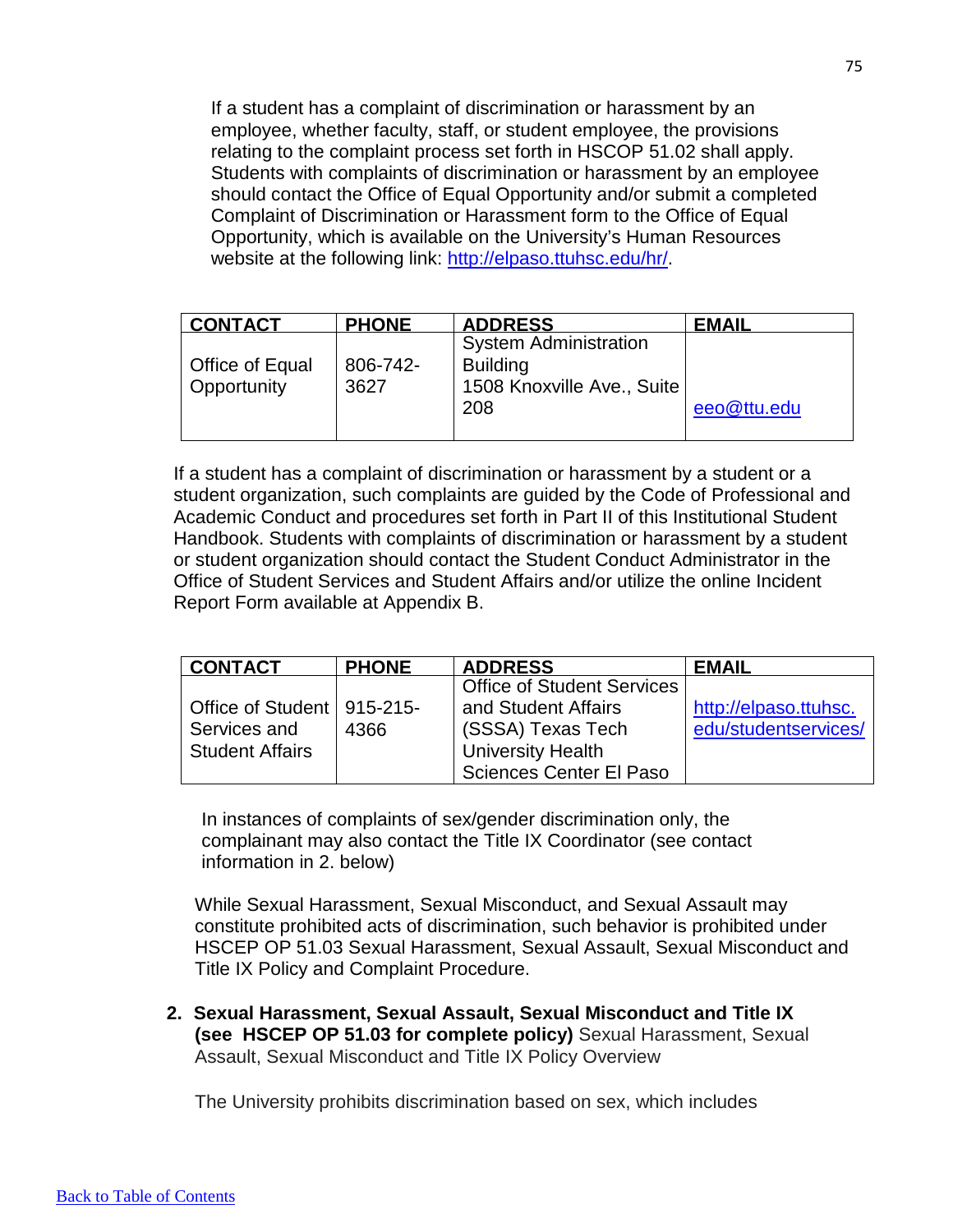If a student has a complaint of discrimination or harassment by an employee, whether faculty, staff, or student employee, the provisions relating to the complaint process set forth in HSCOP 51.02 shall apply. Students with complaints of discrimination or harassment by an employee should contact the Office of Equal Opportunity and/or submit a completed Complaint of Discrimination or Harassment form to the Office of Equal Opportunity, which is available on the University's Human Resources website at the following link: http://elpaso.ttuhsc.edu/hr/.

| CONTACT | PHONE | ADDRESS | EMAIL |
|---|---|---|---|
| Office of Equal Opportunity | 806-742-3627 | System Administration Building 1508 Knoxville Ave., Suite 208 | eeo@ttu.edu |

If a student has a complaint of discrimination or harassment by a student or a student organization, such complaints are guided by the Code of Professional and Academic Conduct and procedures set forth in Part II of this Institutional Student Handbook. Students with complaints of discrimination or harassment by a student or student organization should contact the Student Conduct Administrator in the Office of Student Services and Student Affairs and/or utilize the online Incident Report Form available at Appendix B.

| CONTACT | PHONE | ADDRESS | EMAIL |
|---|---|---|---|
| Office of Student Services and Student Affairs | 915-215-4366 | Office of Student Services and Student Affairs (SSSA) Texas Tech University Health Sciences Center El Paso | http://elpaso.ttuhsc.edu/studentservices/ |

In instances of complaints of sex/gender discrimination only, the complainant may also contact the Title IX Coordinator (see contact information in 2. below)

While Sexual Harassment, Sexual Misconduct, and Sexual Assault may constitute prohibited acts of discrimination, such behavior is prohibited under HSCEP OP 51.03 Sexual Harassment, Sexual Assault, Sexual Misconduct and Title IX Policy and Complaint Procedure.

2. **Sexual Harassment, Sexual Assault, Sexual Misconduct and Title IX (see HSCEP OP 51.03 for complete policy)** Sexual Harassment, Sexual Assault, Sexual Misconduct and Title IX Policy Overview

The University prohibits discrimination based on sex, which includes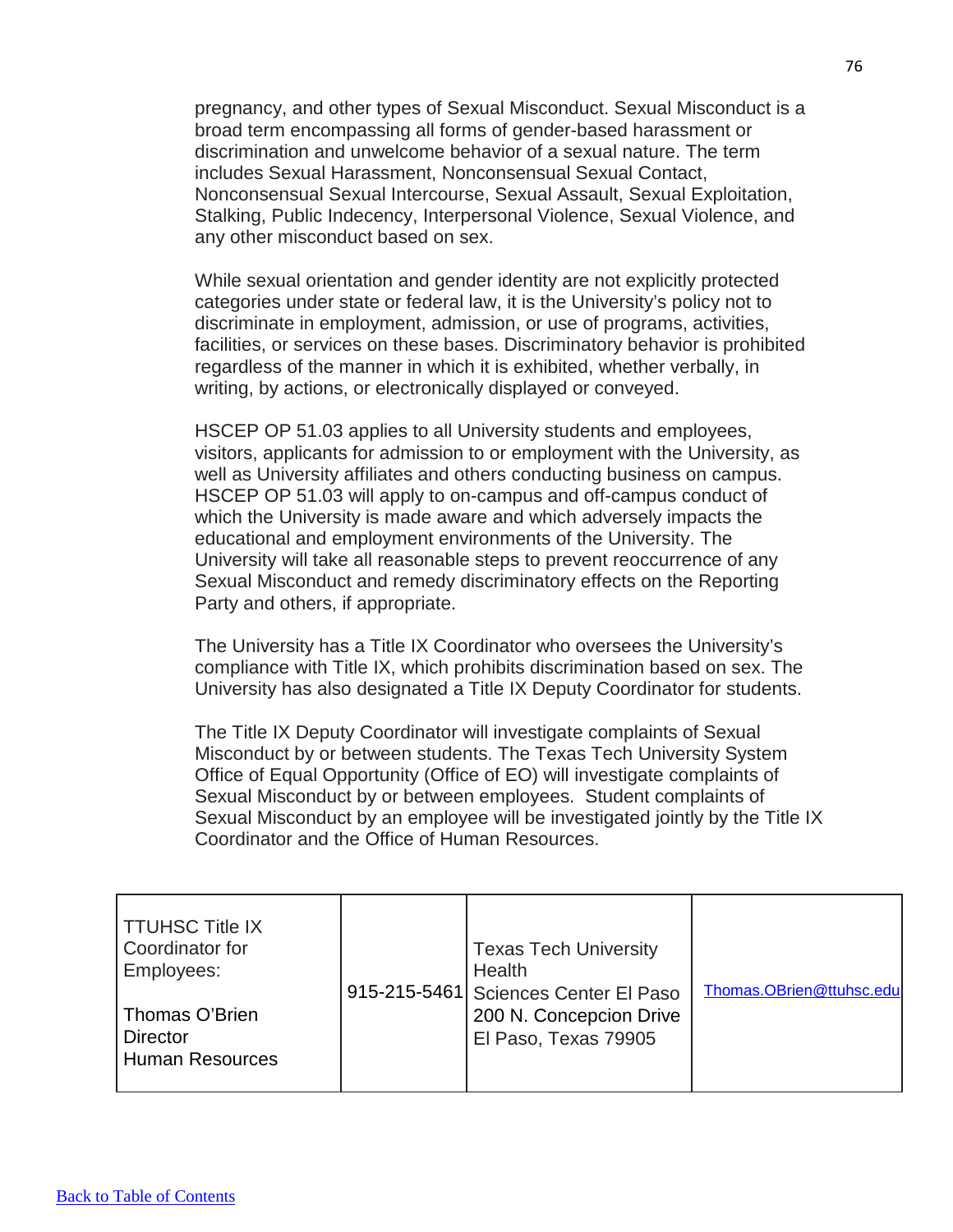pregnancy, and other types of Sexual Misconduct. Sexual Misconduct is a broad term encompassing all forms of gender-based harassment or discrimination and unwelcome behavior of a sexual nature. The term includes Sexual Harassment, Nonconsensual Sexual Contact, Nonconsensual Sexual Intercourse, Sexual Assault, Sexual Exploitation, Stalking, Public Indecency, Interpersonal Violence, Sexual Violence, and any other misconduct based on sex.

While sexual orientation and gender identity are not explicitly protected categories under state or federal law, it is the University's policy not to discriminate in employment, admission, or use of programs, activities, facilities, or services on these bases. Discriminatory behavior is prohibited regardless of the manner in which it is exhibited, whether verbally, in writing, by actions, or electronically displayed or conveyed.

HSCEP OP 51.03 applies to all University students and employees, visitors, applicants for admission to or employment with the University, as well as University affiliates and others conducting business on campus. HSCEP OP 51.03 will apply to on-campus and off-campus conduct of which the University is made aware and which adversely impacts the educational and employment environments of the University. The University will take all reasonable steps to prevent reoccurrence of any Sexual Misconduct and remedy discriminatory effects on the Reporting Party and others, if appropriate.

The University has a Title IX Coordinator who oversees the University's compliance with Title IX, which prohibits discrimination based on sex. The University has also designated a Title IX Deputy Coordinator for students.

The Title IX Deputy Coordinator will investigate complaints of Sexual Misconduct by or between students. The Texas Tech University System Office of Equal Opportunity (Office of EO) will investigate complaints of Sexual Misconduct by or between employees. Student complaints of Sexual Misconduct by an employee will be investigated jointly by the Title IX Coordinator and the Office of Human Resources.

| | | | |
|---|---|---|---|
| TTUHSC Title IX Coordinator for Employees:<br><br>Thomas O'Brien<br>Director<br>Human Resources | 915-215-5461 | Texas Tech University Health Sciences Center El Paso<br>200 N. Concepcion Drive<br>El Paso, Texas 79905 | Thomas.OBrien@ttuhsc.edu |

Back to Table of Contents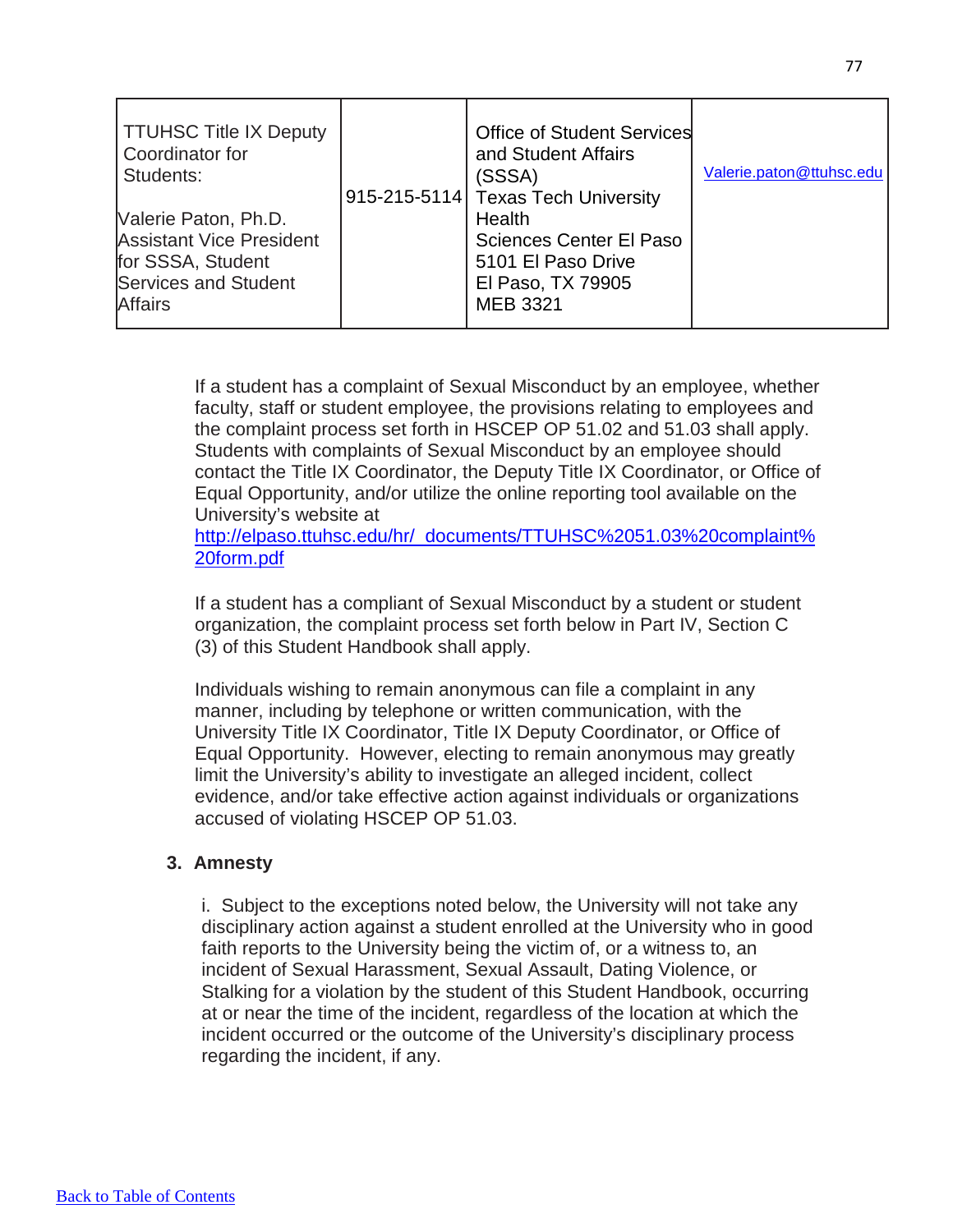| | | | |
|---|---|---|---|
| TTUHSC Title IX Deputy Coordinator for Students:<br><br>Valerie Paton, Ph.D. Assistant Vice President for SSSA, Student Services and Student Affairs | 915-215-5114 | Office of Student Services and Student Affairs (SSSA) Texas Tech University Health Sciences Center El Paso 5101 El Paso Drive El Paso, TX 79905 MEB 3321 | Valerie.paton@ttuhsc.edu |

If a student has a complaint of Sexual Misconduct by an employee, whether faculty, staff or student employee, the provisions relating to employees and the complaint process set forth in HSCEP OP 51.02 and 51.03 shall apply. Students with complaints of Sexual Misconduct by an employee should contact the Title IX Coordinator, the Deputy Title IX Coordinator, or Office of Equal Opportunity, and/or utilize the online reporting tool available on the University's website at http://elpaso.ttuhsc.edu/hr/_documents/TTUHSC%2051.03%20complaint%20form.pdf

If a student has a compliant of Sexual Misconduct by a student or student organization, the complaint process set forth below in Part IV, Section C (3) of this Student Handbook shall apply.

Individuals wishing to remain anonymous can file a complaint in any manner, including by telephone or written communication, with the University Title IX Coordinator, Title IX Deputy Coordinator, or Office of Equal Opportunity. However, electing to remain anonymous may greatly limit the University's ability to investigate an alleged incident, collect evidence, and/or take effective action against individuals or organizations accused of violating HSCEP OP 51.03.

**3. Amnesty**

i. Subject to the exceptions noted below, the University will not take any disciplinary action against a student enrolled at the University who in good faith reports to the University being the victim of, or a witness to, an incident of Sexual Harassment, Sexual Assault, Dating Violence, or Stalking for a violation by the student of this Student Handbook, occurring at or near the time of the incident, regardless of the location at which the incident occurred or the outcome of the University's disciplinary process regarding the incident, if any.

Back to Table of Contents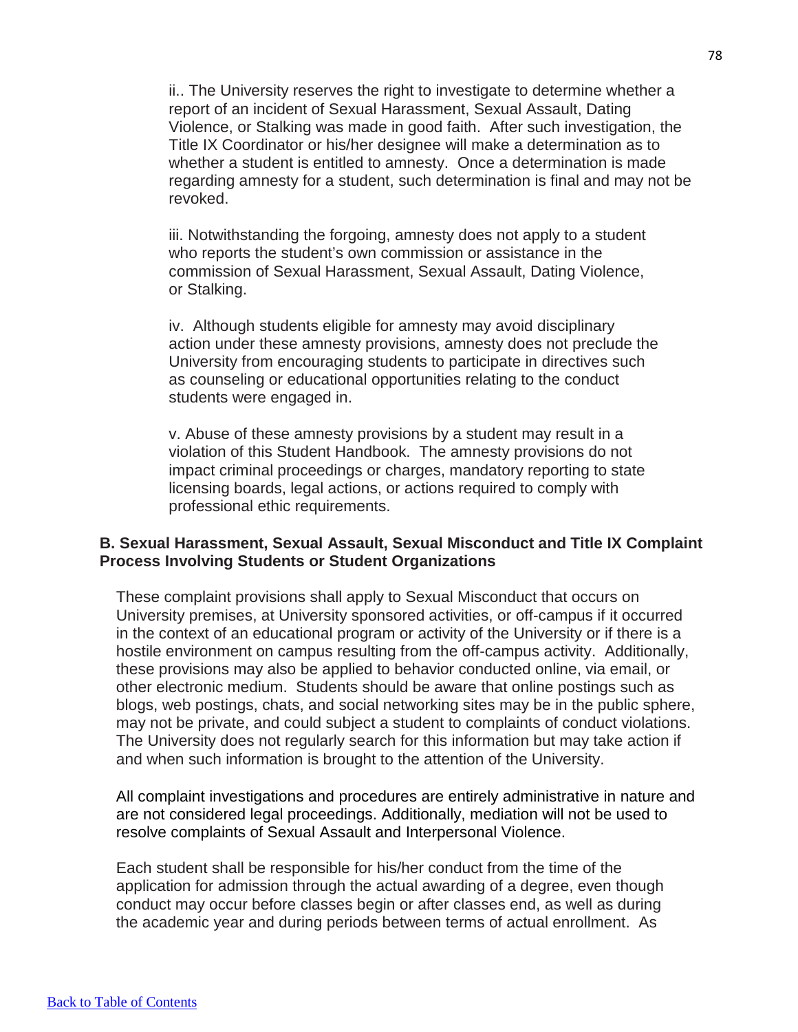ii.. The University reserves the right to investigate to determine whether a report of an incident of Sexual Harassment, Sexual Assault, Dating Violence, or Stalking was made in good faith. After such investigation, the Title IX Coordinator or his/her designee will make a determination as to whether a student is entitled to amnesty. Once a determination is made regarding amnesty for a student, such determination is final and may not be revoked.

iii. Notwithstanding the forgoing, amnesty does not apply to a student who reports the student's own commission or assistance in the commission of Sexual Harassment, Sexual Assault, Dating Violence, or Stalking.

iv. Although students eligible for amnesty may avoid disciplinary action under these amnesty provisions, amnesty does not preclude the University from encouraging students to participate in directives such as counseling or educational opportunities relating to the conduct students were engaged in.

v. Abuse of these amnesty provisions by a student may result in a violation of this Student Handbook. The amnesty provisions do not impact criminal proceedings or charges, mandatory reporting to state licensing boards, legal actions, or actions required to comply with professional ethic requirements.

**B. Sexual Harassment, Sexual Assault, Sexual Misconduct and Title IX Complaint Process Involving Students or Student Organizations**

These complaint provisions shall apply to Sexual Misconduct that occurs on University premises, at University sponsored activities, or off-campus if it occurred in the context of an educational program or activity of the University or if there is a hostile environment on campus resulting from the off-campus activity. Additionally, these provisions may also be applied to behavior conducted online, via email, or other electronic medium. Students should be aware that online postings such as blogs, web postings, chats, and social networking sites may be in the public sphere, may not be private, and could subject a student to complaints of conduct violations. The University does not regularly search for this information but may take action if and when such information is brought to the attention of the University.

All complaint investigations and procedures are entirely administrative in nature and are not considered legal proceedings. Additionally, mediation will not be used to resolve complaints of Sexual Assault and Interpersonal Violence.

Each student shall be responsible for his/her conduct from the time of the application for admission through the actual awarding of a degree, even though conduct may occur before classes begin or after classes end, as well as during the academic year and during periods between terms of actual enrollment. As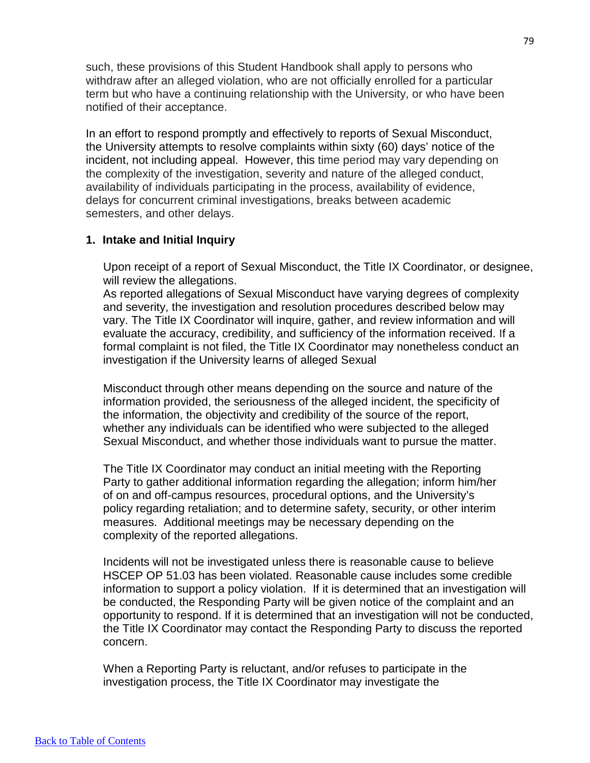such, these provisions of this Student Handbook shall apply to persons who withdraw after an alleged violation, who are not officially enrolled for a particular term but who have a continuing relationship with the University, or who have been notified of their acceptance.

In an effort to respond promptly and effectively to reports of Sexual Misconduct, the University attempts to resolve complaints within sixty (60) days' notice of the incident, not including appeal. However, this time period may vary depending on the complexity of the investigation, severity and nature of the alleged conduct, availability of individuals participating in the process, availability of evidence, delays for concurrent criminal investigations, breaks between academic semesters, and other delays.

**1. Intake and Initial Inquiry**

Upon receipt of a report of Sexual Misconduct, the Title IX Coordinator, or designee, will review the allegations.
As reported allegations of Sexual Misconduct have varying degrees of complexity and severity, the investigation and resolution procedures described below may vary. The Title IX Coordinator will inquire, gather, and review information and will evaluate the accuracy, credibility, and sufficiency of the information received. If a formal complaint is not filed, the Title IX Coordinator may nonetheless conduct an investigation if the University learns of alleged Sexual

Misconduct through other means depending on the source and nature of the information provided, the seriousness of the alleged incident, the specificity of the information, the objectivity and credibility of the source of the report, whether any individuals can be identified who were subjected to the alleged Sexual Misconduct, and whether those individuals want to pursue the matter.

The Title IX Coordinator may conduct an initial meeting with the Reporting Party to gather additional information regarding the allegation; inform him/her of on and off-campus resources, procedural options, and the University's policy regarding retaliation; and to determine safety, security, or other interim measures. Additional meetings may be necessary depending on the complexity of the reported allegations.

Incidents will not be investigated unless there is reasonable cause to believe HSCEP OP 51.03 has been violated. Reasonable cause includes some credible information to support a policy violation. If it is determined that an investigation will be conducted, the Responding Party will be given notice of the complaint and an opportunity to respond. If it is determined that an investigation will not be conducted, the Title IX Coordinator may contact the Responding Party to discuss the reported concern.

When a Reporting Party is reluctant, and/or refuses to participate in the investigation process, the Title IX Coordinator may investigate the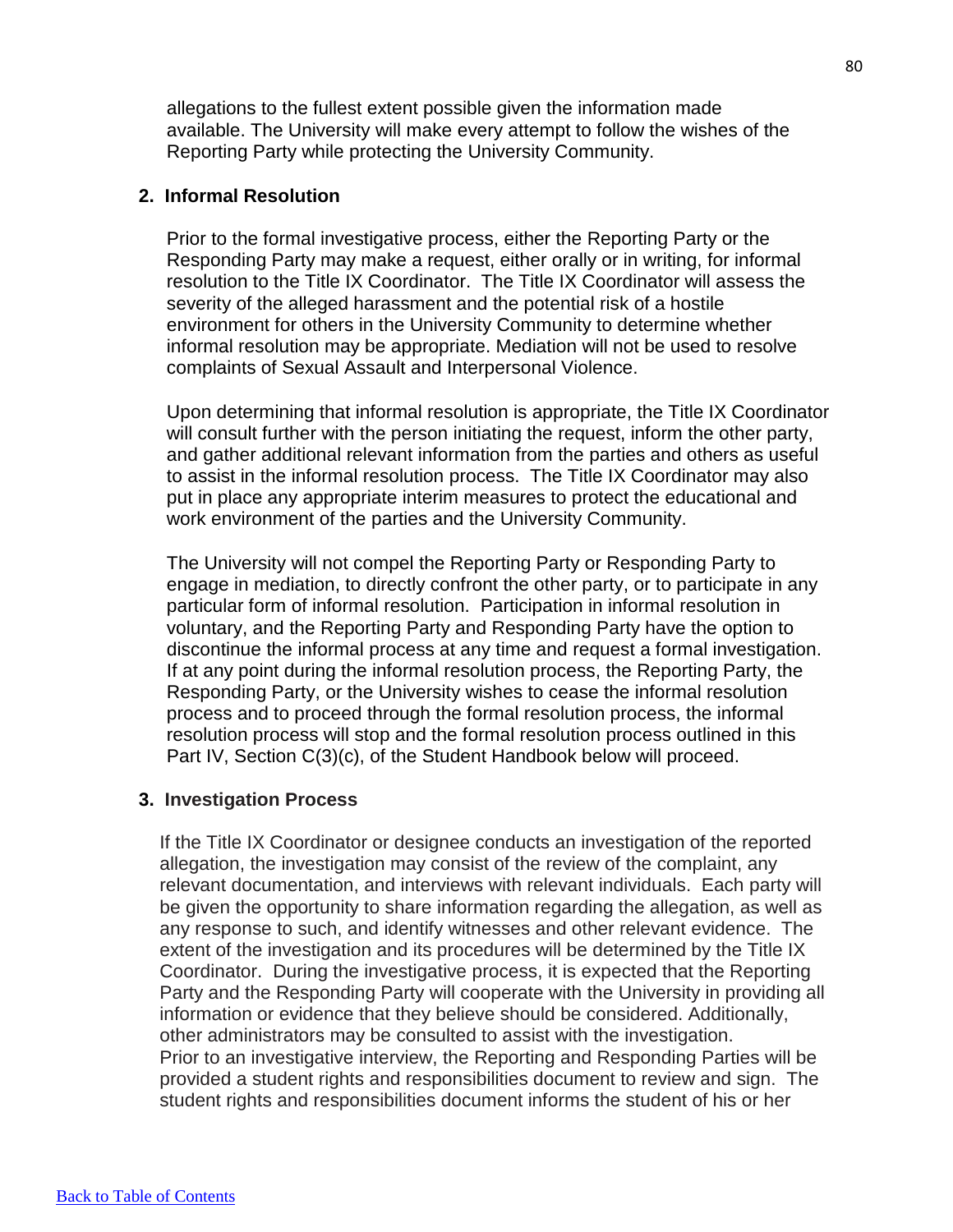allegations to the fullest extent possible given the information made available. The University will make every attempt to follow the wishes of the Reporting Party while protecting the University Community.

### 2. Informal Resolution

Prior to the formal investigative process, either the Reporting Party or the Responding Party may make a request, either orally or in writing, for informal resolution to the Title IX Coordinator. The Title IX Coordinator will assess the severity of the alleged harassment and the potential risk of a hostile environment for others in the University Community to determine whether informal resolution may be appropriate. Mediation will not be used to resolve complaints of Sexual Assault and Interpersonal Violence.

Upon determining that informal resolution is appropriate, the Title IX Coordinator will consult further with the person initiating the request, inform the other party, and gather additional relevant information from the parties and others as useful to assist in the informal resolution process. The Title IX Coordinator may also put in place any appropriate interim measures to protect the educational and work environment of the parties and the University Community.

The University will not compel the Reporting Party or Responding Party to engage in mediation, to directly confront the other party, or to participate in any particular form of informal resolution. Participation in informal resolution in voluntary, and the Reporting Party and Responding Party have the option to discontinue the informal process at any time and request a formal investigation. If at any point during the informal resolution process, the Reporting Party, the Responding Party, or the University wishes to cease the informal resolution process and to proceed through the formal resolution process, the informal resolution process will stop and the formal resolution process outlined in this Part IV, Section C(3)(c), of the Student Handbook below will proceed.

### 3. Investigation Process

If the Title IX Coordinator or designee conducts an investigation of the reported allegation, the investigation may consist of the review of the complaint, any relevant documentation, and interviews with relevant individuals. Each party will be given the opportunity to share information regarding the allegation, as well as any response to such, and identify witnesses and other relevant evidence. The extent of the investigation and its procedures will be determined by the Title IX Coordinator. During the investigative process, it is expected that the Reporting Party and the Responding Party will cooperate with the University in providing all information or evidence that they believe should be considered. Additionally, other administrators may be consulted to assist with the investigation.
Prior to an investigative interview, the Reporting and Responding Parties will be provided a student rights and responsibilities document to review and sign. The student rights and responsibilities document informs the student of his or her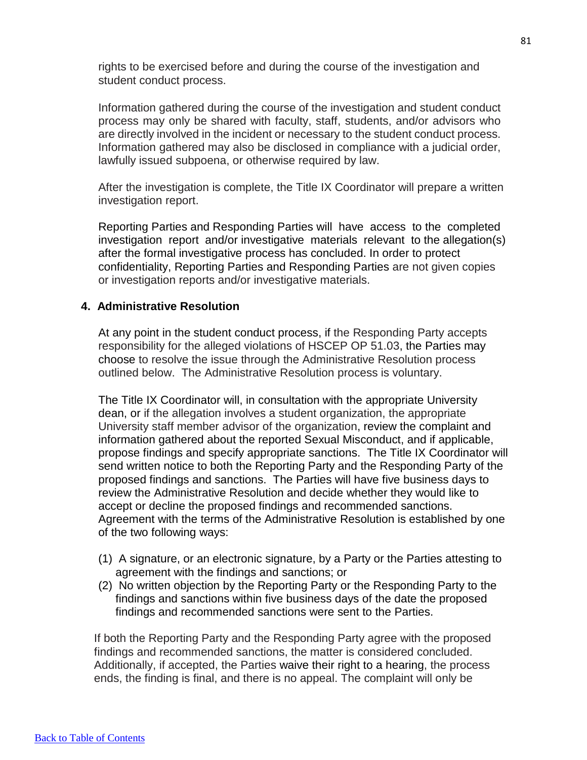rights to be exercised before and during the course of the investigation and student conduct process.

Information gathered during the course of the investigation and student conduct process may only be shared with faculty, staff, students, and/or advisors who are directly involved in the incident or necessary to the student conduct process. Information gathered may also be disclosed in compliance with a judicial order, lawfully issued subpoena, or otherwise required by law.

After the investigation is complete, the Title IX Coordinator will prepare a written investigation report.

Reporting Parties and Responding Parties will have access to the completed investigation report and/or investigative materials relevant to the allegation(s) after the formal investigative process has concluded. In order to protect confidentiality, Reporting Parties and Responding Parties are not given copies or investigation reports and/or investigative materials.

**4. Administrative Resolution**

At any point in the student conduct process, if the Responding Party accepts responsibility for the alleged violations of HSCEP OP 51.03, the Parties may choose to resolve the issue through the Administrative Resolution process outlined below. The Administrative Resolution process is voluntary.

The Title IX Coordinator will, in consultation with the appropriate University dean, or if the allegation involves a student organization, the appropriate University staff member advisor of the organization, review the complaint and information gathered about the reported Sexual Misconduct, and if applicable, propose findings and specify appropriate sanctions. The Title IX Coordinator will send written notice to both the Reporting Party and the Responding Party of the proposed findings and sanctions. The Parties will have five business days to review the Administrative Resolution and decide whether they would like to accept or decline the proposed findings and recommended sanctions. Agreement with the terms of the Administrative Resolution is established by one of the two following ways:

(1) A signature, or an electronic signature, by a Party or the Parties attesting to agreement with the findings and sanctions; or
(2) No written objection by the Reporting Party or the Responding Party to the findings and sanctions within five business days of the date the proposed findings and recommended sanctions were sent to the Parties.

If both the Reporting Party and the Responding Party agree with the proposed findings and recommended sanctions, the matter is considered concluded. Additionally, if accepted, the Parties waive their right to a hearing, the process ends, the finding is final, and there is no appeal. The complaint will only be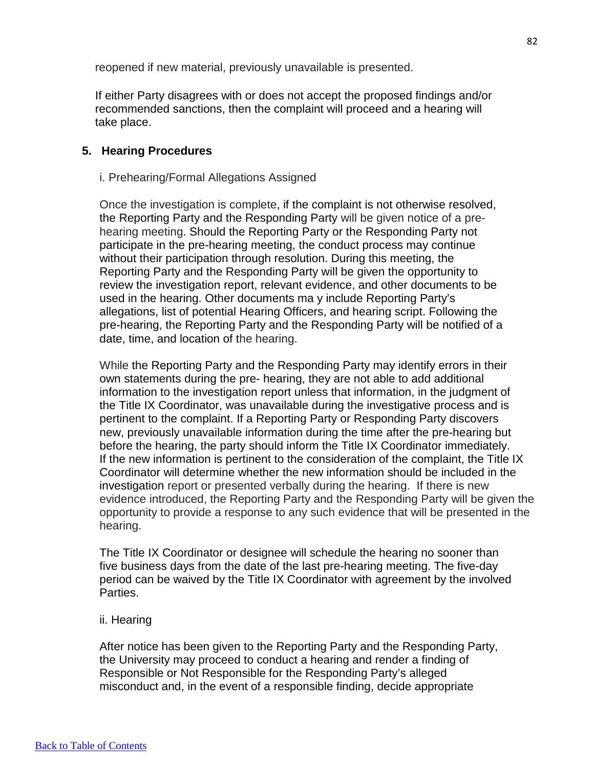reopened if new material, previously unavailable is presented.

If either Party disagrees with or does not accept the proposed findings and/or recommended sanctions, then the complaint will proceed and a hearing will take place.

### 5. Hearing Procedures

i. Prehearing/Formal Allegations Assigned

Once the investigation is complete, if the complaint is not otherwise resolved, the Reporting Party and the Responding Party will be given notice of a pre-hearing meeting. Should the Reporting Party or the Responding Party not participate in the pre-hearing meeting, the conduct process may continue without their participation through resolution. During this meeting, the Reporting Party and the Responding Party will be given the opportunity to review the investigation report, relevant evidence, and other documents to be used in the hearing. Other documents ma y include Reporting Party's allegations, list of potential Hearing Officers, and hearing script. Following the pre-hearing, the Reporting Party and the Responding Party will be notified of a date, time, and location of the hearing.

While the Reporting Party and the Responding Party may identify errors in their own statements during the pre- hearing, they are not able to add additional information to the investigation report unless that information, in the judgment of the Title IX Coordinator, was unavailable during the investigative process and is pertinent to the complaint. If a Reporting Party or Responding Party discovers new, previously unavailable information during the time after the pre-hearing but before the hearing, the party should inform the Title IX Coordinator immediately. If the new information is pertinent to the consideration of the complaint, the Title IX Coordinator will determine whether the new information should be included in the investigation report or presented verbally during the hearing. If there is new evidence introduced, the Reporting Party and the Responding Party will be given the opportunity to provide a response to any such evidence that will be presented in the hearing.

The Title IX Coordinator or designee will schedule the hearing no sooner than five business days from the date of the last pre-hearing meeting. The five-day period can be waived by the Title IX Coordinator with agreement by the involved Parties.

ii. Hearing

After notice has been given to the Reporting Party and the Responding Party, the University may proceed to conduct a hearing and render a finding of Responsible or Not Responsible for the Responding Party's alleged misconduct and, in the event of a responsible finding, decide appropriate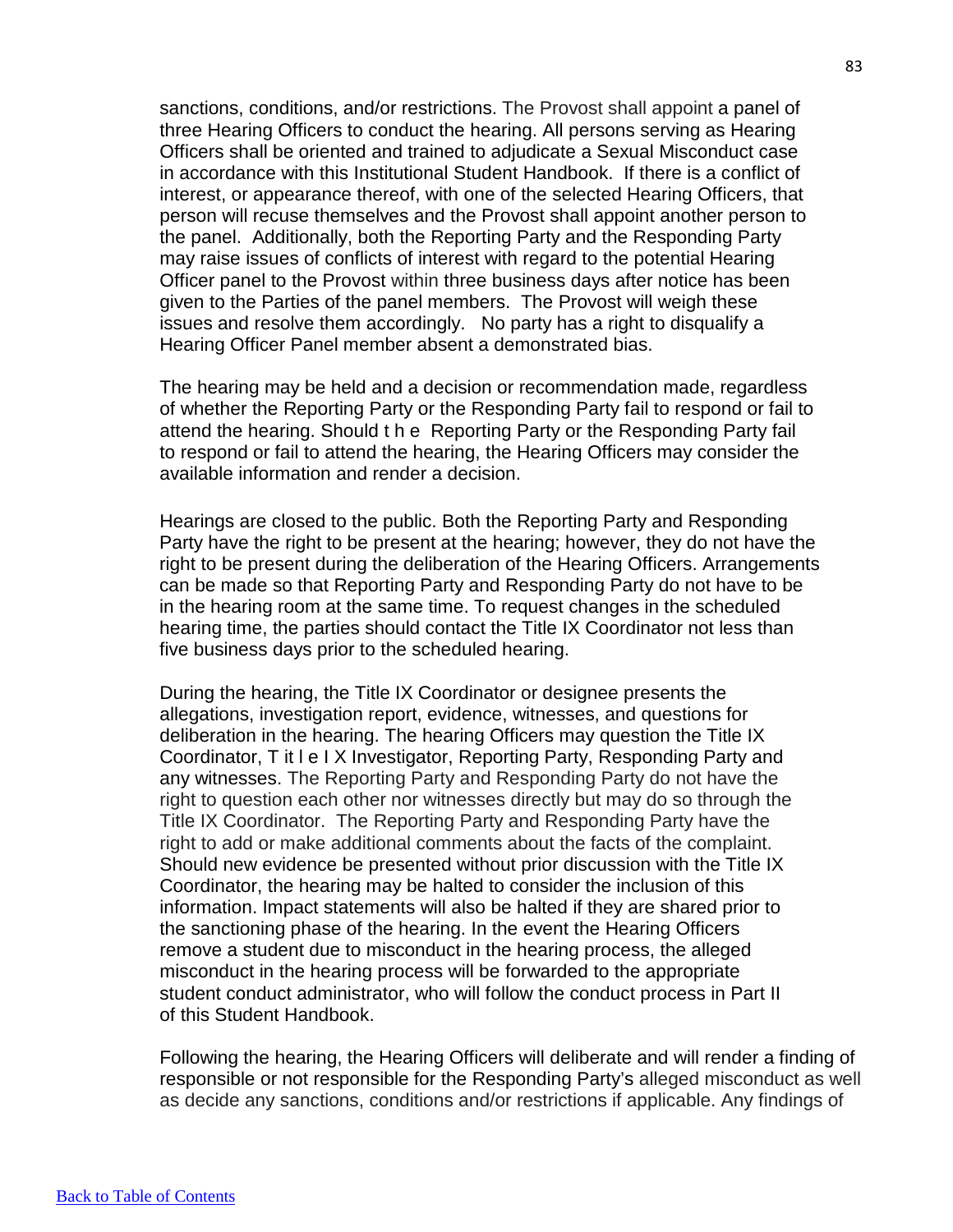sanctions, conditions, and/or restrictions. The Provost shall appoint a panel of three Hearing Officers to conduct the hearing. All persons serving as Hearing Officers shall be oriented and trained to adjudicate a Sexual Misconduct case in accordance with this Institutional Student Handbook. If there is a conflict of interest, or appearance thereof, with one of the selected Hearing Officers, that person will recuse themselves and the Provost shall appoint another person to the panel. Additionally, both the Reporting Party and the Responding Party may raise issues of conflicts of interest with regard to the potential Hearing Officer panel to the Provost within three business days after notice has been given to the Parties of the panel members. The Provost will weigh these issues and resolve them accordingly. No party has a right to disqualify a Hearing Officer Panel member absent a demonstrated bias.

The hearing may be held and a decision or recommendation made, regardless of whether the Reporting Party or the Responding Party fail to respond or fail to attend the hearing. Should the Reporting Party or the Responding Party fail to respond or fail to attend the hearing, the Hearing Officers may consider the available information and render a decision.

Hearings are closed to the public. Both the Reporting Party and Responding Party have the right to be present at the hearing; however, they do not have the right to be present during the deliberation of the Hearing Officers. Arrangements can be made so that Reporting Party and Responding Party do not have to be in the hearing room at the same time. To request changes in the scheduled hearing time, the parties should contact the Title IX Coordinator not less than five business days prior to the scheduled hearing.

During the hearing, the Title IX Coordinator or designee presents the allegations, investigation report, evidence, witnesses, and questions for deliberation in the hearing. The hearing Officers may question the Title IX Coordinator, Title IX Investigator, Reporting Party, Responding Party and any witnesses. The Reporting Party and Responding Party do not have the right to question each other nor witnesses directly but may do so through the Title IX Coordinator. The Reporting Party and Responding Party have the right to add or make additional comments about the facts of the complaint. Should new evidence be presented without prior discussion with the Title IX Coordinator, the hearing may be halted to consider the inclusion of this information. Impact statements will also be halted if they are shared prior to the sanctioning phase of the hearing. In the event the Hearing Officers remove a student due to misconduct in the hearing process, the alleged misconduct in the hearing process will be forwarded to the appropriate student conduct administrator, who will follow the conduct process in Part II of this Student Handbook.

Following the hearing, the Hearing Officers will deliberate and will render a finding of responsible or not responsible for the Responding Party's alleged misconduct as well as decide any sanctions, conditions and/or restrictions if applicable. Any findings of

[Back to Table of Contents]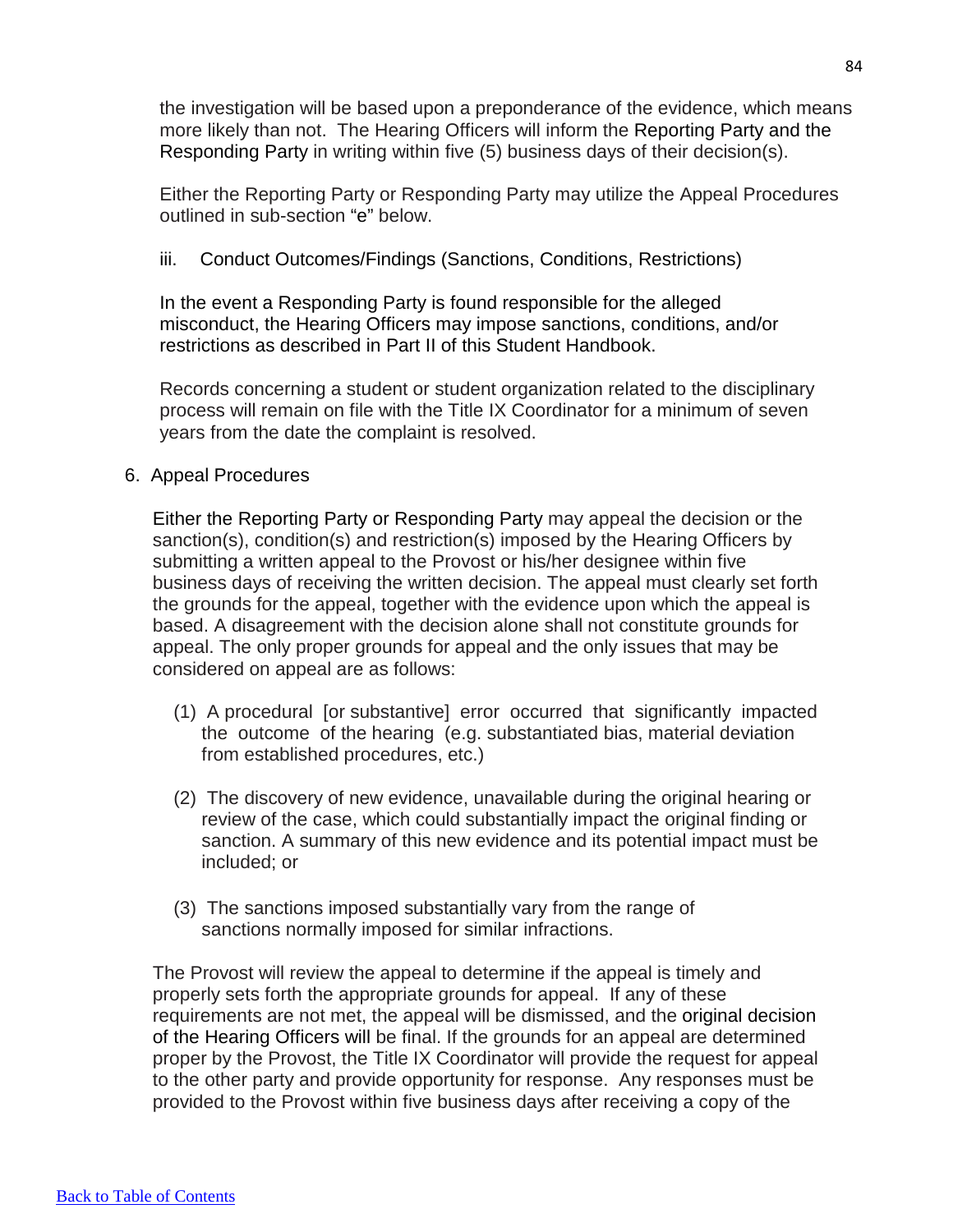the investigation will be based upon a preponderance of the evidence, which means more likely than not. The Hearing Officers will inform the Reporting Party and the Responding Party in writing within five (5) business days of their decision(s).

Either the Reporting Party or Responding Party may utilize the Appeal Procedures outlined in sub-section "e" below.

iii. Conduct Outcomes/Findings (Sanctions, Conditions, Restrictions)

In the event a Responding Party is found responsible for the alleged misconduct, the Hearing Officers may impose sanctions, conditions, and/or restrictions as described in Part II of this Student Handbook.

Records concerning a student or student organization related to the disciplinary process will remain on file with the Title IX Coordinator for a minimum of seven years from the date the complaint is resolved.

6. Appeal Procedures

Either the Reporting Party or Responding Party may appeal the decision or the sanction(s), condition(s) and restriction(s) imposed by the Hearing Officers by submitting a written appeal to the Provost or his/her designee within five business days of receiving the written decision. The appeal must clearly set forth the grounds for the appeal, together with the evidence upon which the appeal is based. A disagreement with the decision alone shall not constitute grounds for appeal. The only proper grounds for appeal and the only issues that may be considered on appeal are as follows:

(1) A procedural [or substantive] error occurred that significantly impacted the outcome of the hearing (e.g. substantiated bias, material deviation from established procedures, etc.)

(2) The discovery of new evidence, unavailable during the original hearing or review of the case, which could substantially impact the original finding or sanction. A summary of this new evidence and its potential impact must be included; or

(3) The sanctions imposed substantially vary from the range of sanctions normally imposed for similar infractions.

The Provost will review the appeal to determine if the appeal is timely and properly sets forth the appropriate grounds for appeal. If any of these requirements are not met, the appeal will be dismissed, and the original decision of the Hearing Officers will be final. If the grounds for an appeal are determined proper by the Provost, the Title IX Coordinator will provide the request for appeal to the other party and provide opportunity for response. Any responses must be provided to the Provost within five business days after receiving a copy of the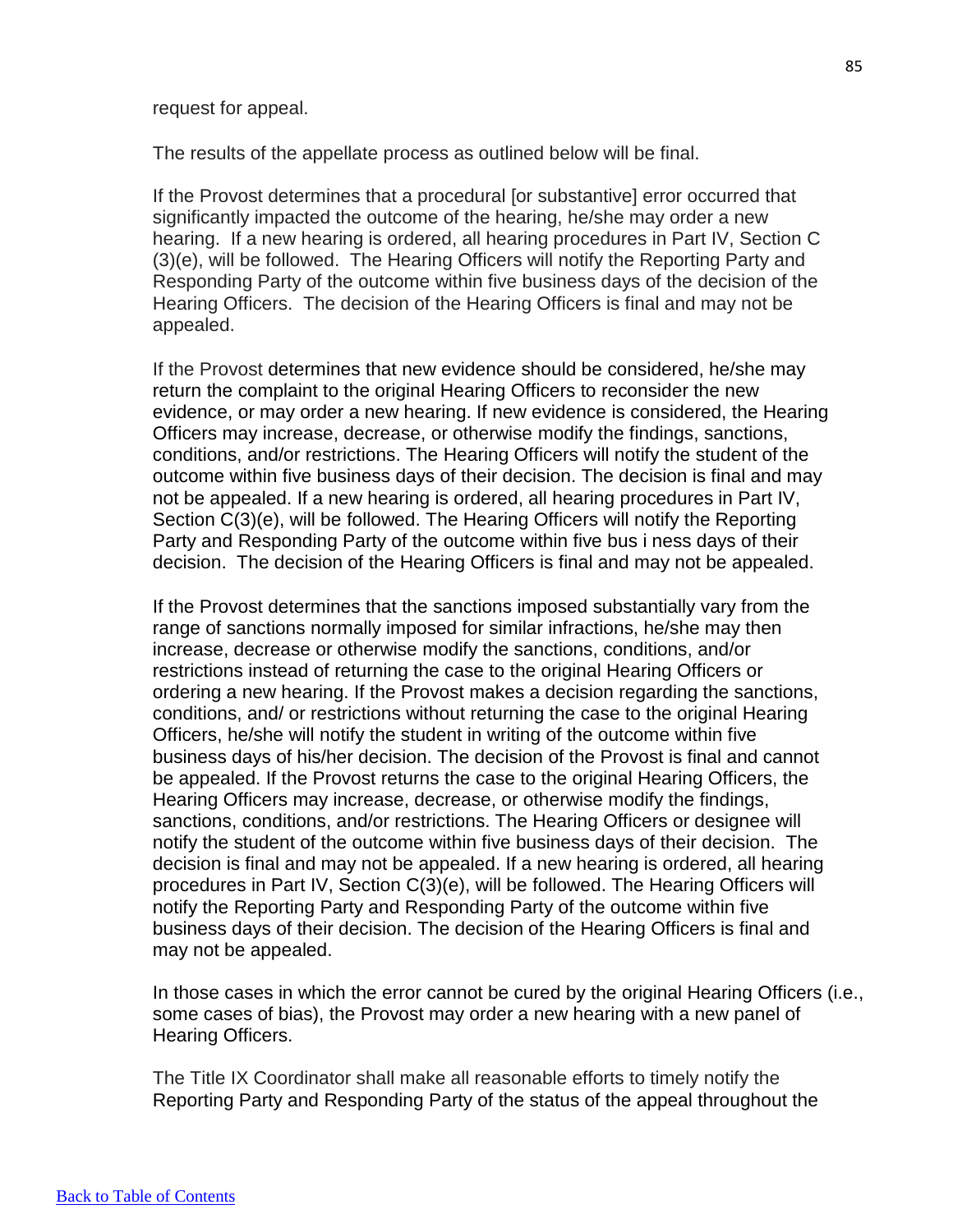request for appeal.

The results of the appellate process as outlined below will be final.

If the Provost determines that a procedural [or substantive] error occurred that significantly impacted the outcome of the hearing, he/she may order a new hearing. If a new hearing is ordered, all hearing procedures in Part IV, Section C (3)(e), will be followed. The Hearing Officers will notify the Reporting Party and Responding Party of the outcome within five business days of the decision of the Hearing Officers. The decision of the Hearing Officers is final and may not be appealed.

If the Provost determines that new evidence should be considered, he/she may return the complaint to the original Hearing Officers to reconsider the new evidence, or may order a new hearing. If new evidence is considered, the Hearing Officers may increase, decrease, or otherwise modify the findings, sanctions, conditions, and/or restrictions. The Hearing Officers will notify the student of the outcome within five business days of their decision. The decision is final and may not be appealed. If a new hearing is ordered, all hearing procedures in Part IV, Section C(3)(e), will be followed. The Hearing Officers will notify the Reporting Party and Responding Party of the outcome within five bus i ness days of their decision. The decision of the Hearing Officers is final and may not be appealed.

If the Provost determines that the sanctions imposed substantially vary from the range of sanctions normally imposed for similar infractions, he/she may then increase, decrease or otherwise modify the sanctions, conditions, and/or restrictions instead of returning the case to the original Hearing Officers or ordering a new hearing. If the Provost makes a decision regarding the sanctions, conditions, and/ or restrictions without returning the case to the original Hearing Officers, he/she will notify the student in writing of the outcome within five business days of his/her decision. The decision of the Provost is final and cannot be appealed. If the Provost returns the case to the original Hearing Officers, the Hearing Officers may increase, decrease, or otherwise modify the findings, sanctions, conditions, and/or restrictions. The Hearing Officers or designee will notify the student of the outcome within five business days of their decision. The decision is final and may not be appealed. If a new hearing is ordered, all hearing procedures in Part IV, Section C(3)(e), will be followed. The Hearing Officers will notify the Reporting Party and Responding Party of the outcome within five business days of their decision. The decision of the Hearing Officers is final and may not be appealed.

In those cases in which the error cannot be cured by the original Hearing Officers (i.e., some cases of bias), the Provost may order a new hearing with a new panel of Hearing Officers.

The Title IX Coordinator shall make all reasonable efforts to timely notify the Reporting Party and Responding Party of the status of the appeal throughout the

[Back to Table of Contents]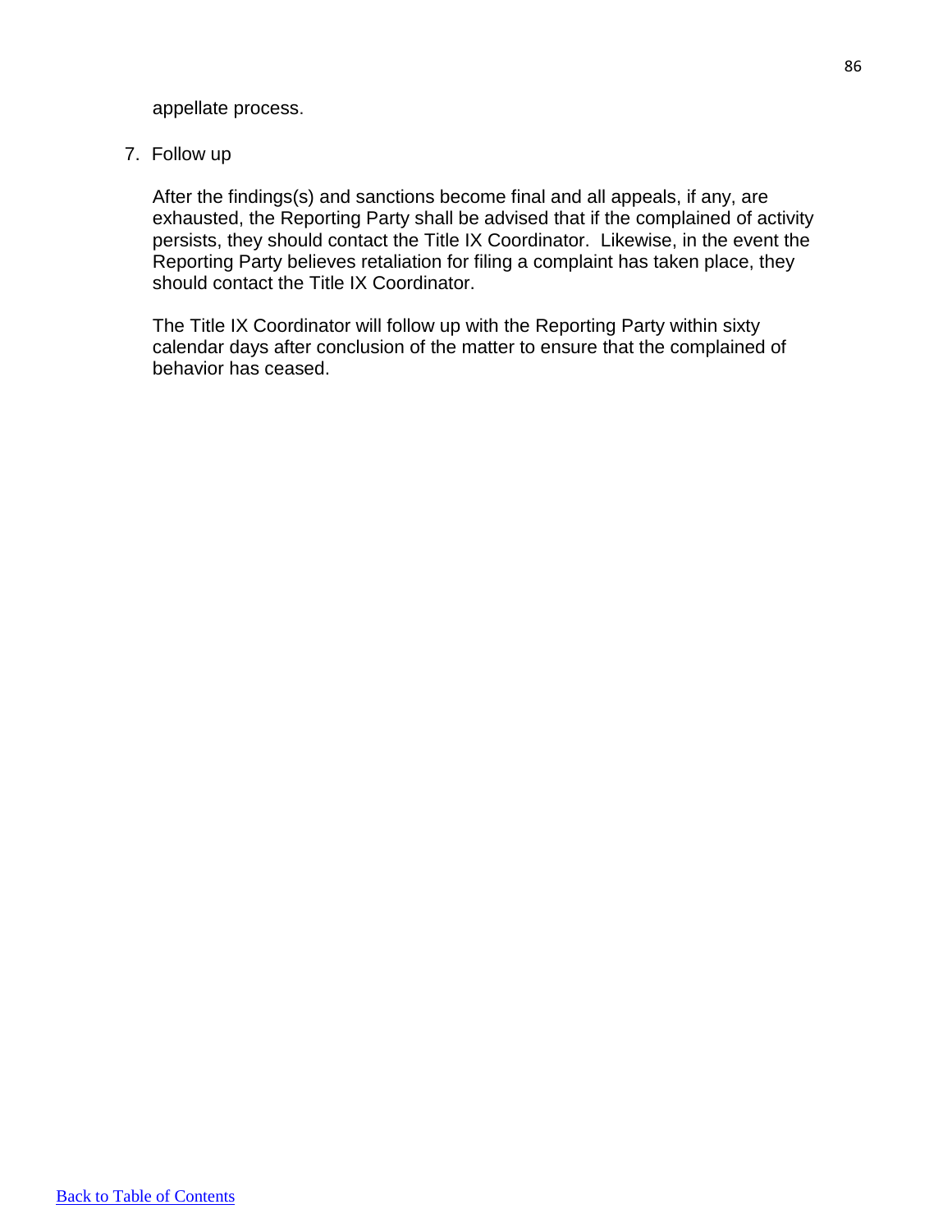appellate process.

7. Follow up

   After the findings(s) and sanctions become final and all appeals, if any, are exhausted, the Reporting Party shall be advised that if the complained of activity persists, they should contact the Title IX Coordinator. Likewise, in the event the Reporting Party believes retaliation for filing a complaint has taken place, they should contact the Title IX Coordinator.

   The Title IX Coordinator will follow up with the Reporting Party within sixty calendar days after conclusion of the matter to ensure that the complained of behavior has ceased.

Back to Table of Contents